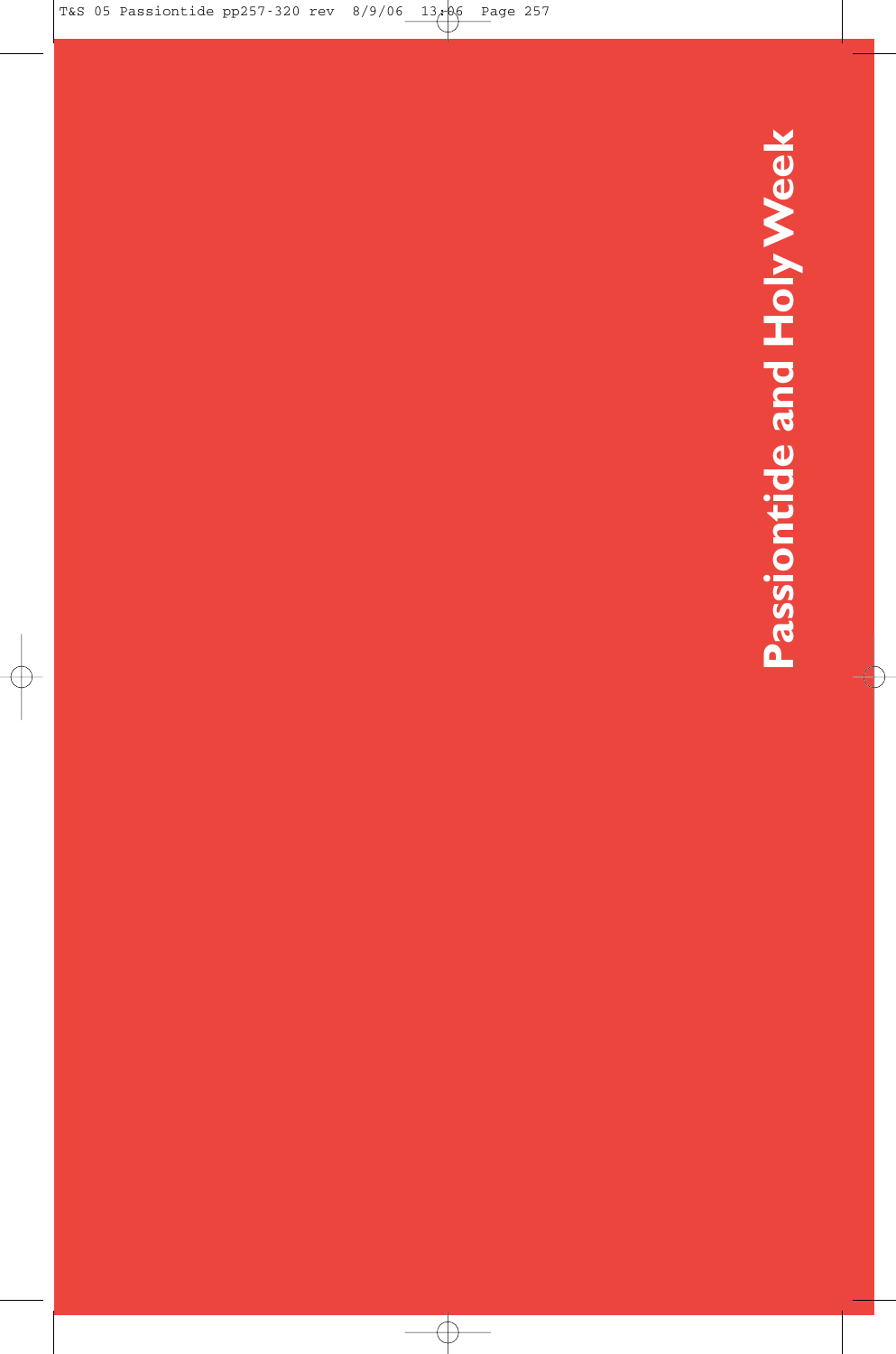# Passiontide and Holy Week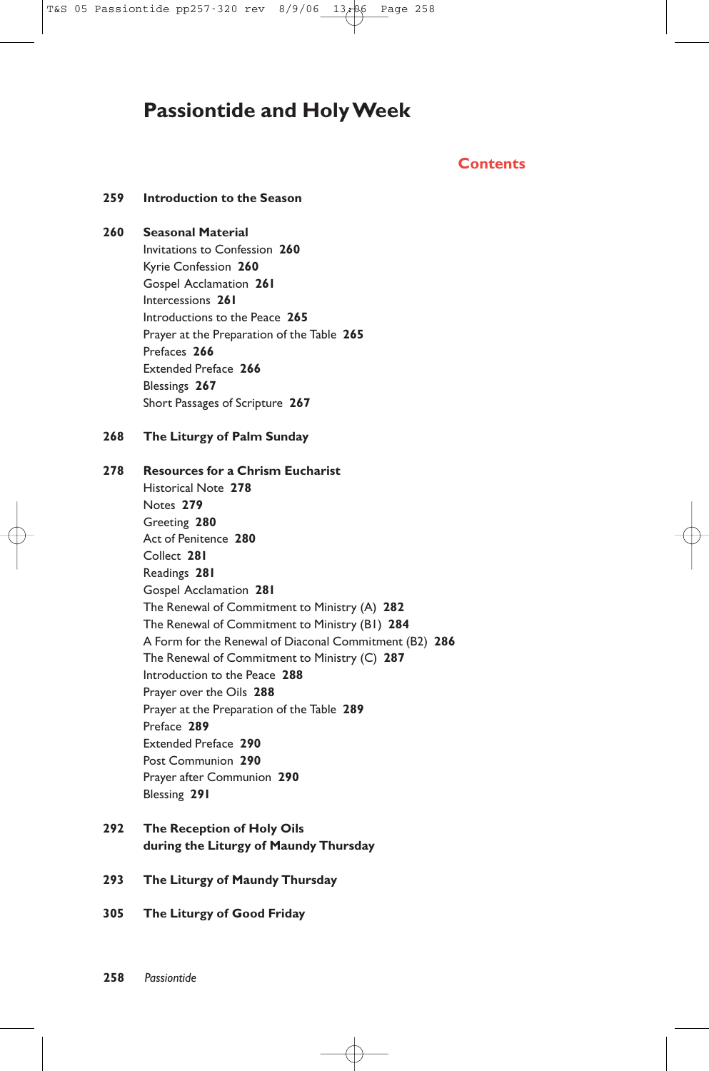# Passiontide and Holy Week

## Contents

**259 Introduction to the Season**

**260 Seasonal Material**
- Invitations to Confession **260**
- Kyrie Confession **260**
- Gospel Acclamation **261**
- Intercessions **261**
- Introductions to the Peace **265**
- Prayer at the Preparation of the Table **265**
- Prefaces **266**
- Extended Preface **266**
- Blessings **267**
- Short Passages of Scripture **267**

**268 The Liturgy of Palm Sunday**

**278 Resources for a Chrism Eucharist**
- Historical Note **278**
- Notes **279**
- Greeting **280**
- Act of Penitence **280**
- Collect **281**
- Readings **281**
- Gospel Acclamation **281**
- The Renewal of Commitment to Ministry (A) **282**
- The Renewal of Commitment to Ministry (B1) **284**
- A Form for the Renewal of Diaconal Commitment (B2) **286**
- The Renewal of Commitment to Ministry (C) **287**
- Introduction to the Peace **288**
- Prayer over the Oils **288**
- Prayer at the Preparation of the Table **289**
- Preface **289**
- Extended Preface **290**
- Post Communion **290**
- Prayer after Communion **290**
- Blessing **291**

**292 The Reception of Holy Oils during the Liturgy of Maundy Thursday**

**293 The Liturgy of Maundy Thursday**

**305 The Liturgy of Good Friday**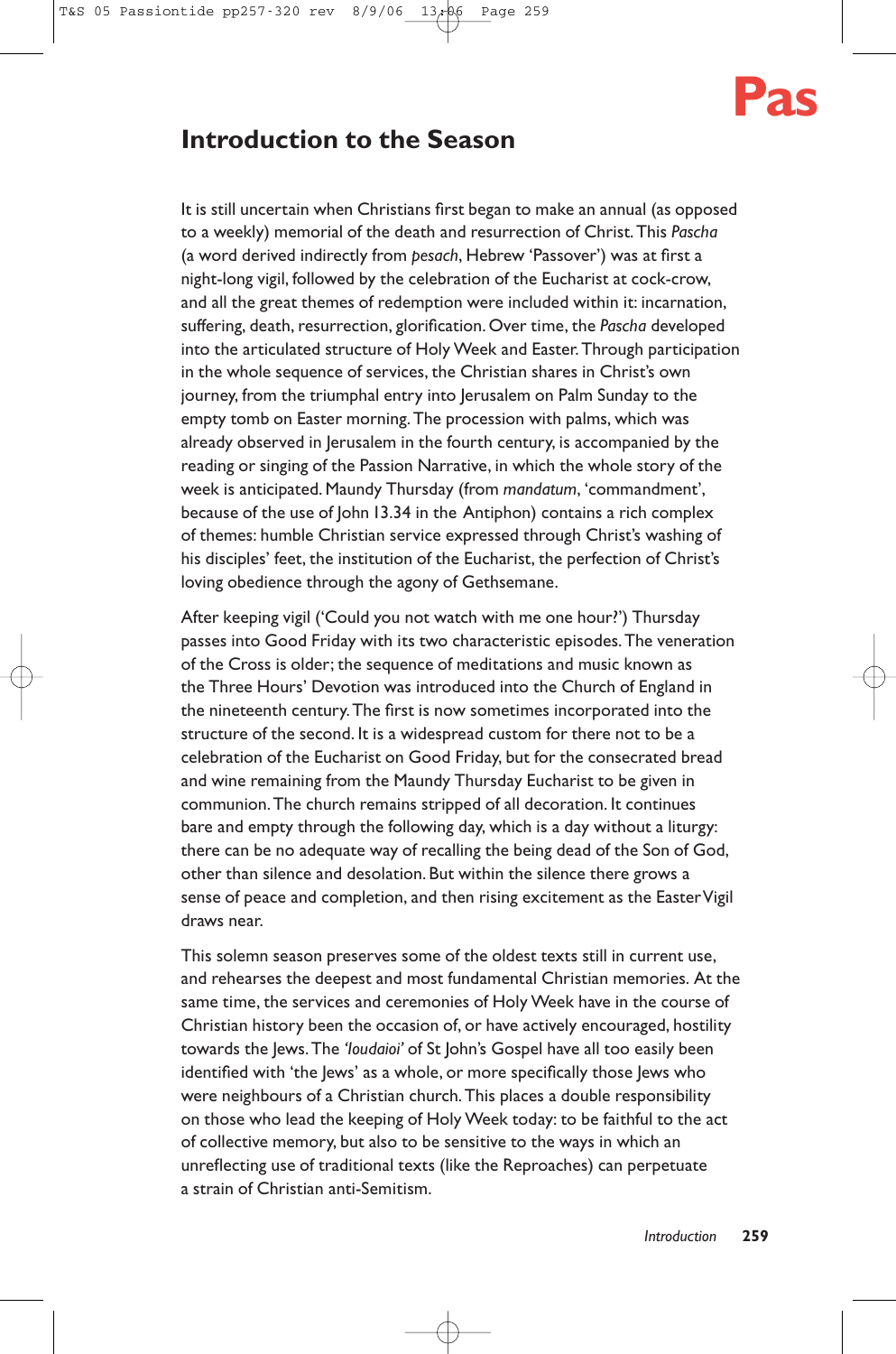# Introduction to the Season

It is still uncertain when Christians first began to make an annual (as opposed to a weekly) memorial of the death and resurrection of Christ. This *Pascha* (a word derived indirectly from *pesach*, Hebrew 'Passover') was at first a night-long vigil, followed by the celebration of the Eucharist at cock-crow, and all the great themes of redemption were included within it: incarnation, suffering, death, resurrection, glorification. Over time, the *Pascha* developed into the articulated structure of Holy Week and Easter. Through participation in the whole sequence of services, the Christian shares in Christ's own journey, from the triumphal entry into Jerusalem on Palm Sunday to the empty tomb on Easter morning. The procession with palms, which was already observed in Jerusalem in the fourth century, is accompanied by the reading or singing of the Passion Narrative, in which the whole story of the week is anticipated. Maundy Thursday (from *mandatum*, 'commandment', because of the use of John 13.34 in the Antiphon) contains a rich complex of themes: humble Christian service expressed through Christ's washing of his disciples' feet, the institution of the Eucharist, the perfection of Christ's loving obedience through the agony of Gethsemane.

After keeping vigil ('Could you not watch with me one hour?') Thursday passes into Good Friday with its two characteristic episodes. The veneration of the Cross is older; the sequence of meditations and music known as the Three Hours' Devotion was introduced into the Church of England in the nineteenth century. The first is now sometimes incorporated into the structure of the second. It is a widespread custom for there not to be a celebration of the Eucharist on Good Friday, but for the consecrated bread and wine remaining from the Maundy Thursday Eucharist to be given in communion. The church remains stripped of all decoration. It continues bare and empty through the following day, which is a day without a liturgy: there can be no adequate way of recalling the being dead of the Son of God, other than silence and desolation. But within the silence there grows a sense of peace and completion, and then rising excitement as the Easter Vigil draws near.

This solemn season preserves some of the oldest texts still in current use, and rehearses the deepest and most fundamental Christian memories. At the same time, the services and ceremonies of Holy Week have in the course of Christian history been the occasion of, or have actively encouraged, hostility towards the Jews. The *'Ioudaioi'* of St John's Gospel have all too easily been identified with 'the Jews' as a whole, or more specifically those Jews who were neighbours of a Christian church. This places a double responsibility on those who lead the keeping of Holy Week today: to be faithful to the act of collective memory, but also to be sensitive to the ways in which an unreflecting use of traditional texts (like the Reproaches) can perpetuate a strain of Christian anti-Semitism.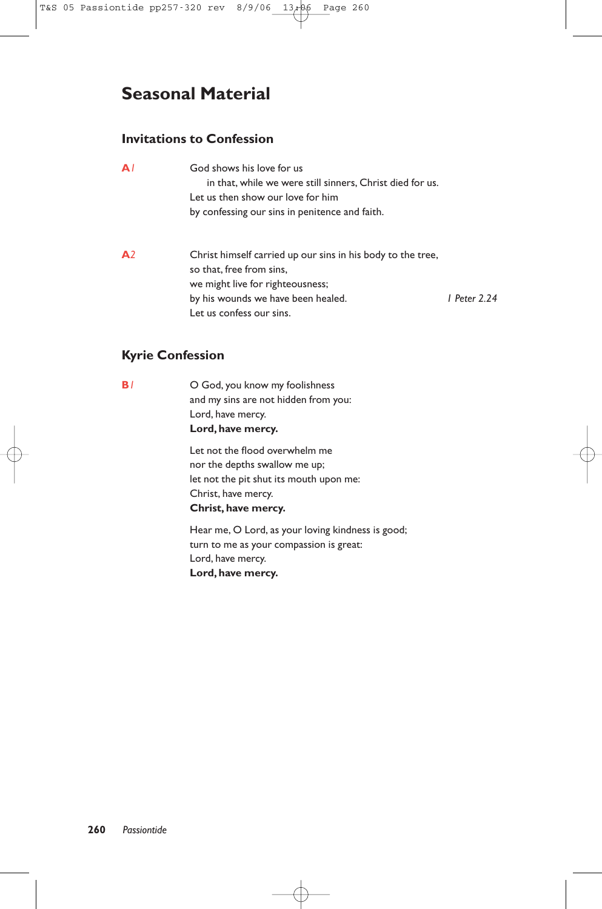# Seasonal Material

## Invitations to Confession

**A1**

God shows his love for us
  in that, while we were still sinners, Christ died for us.
Let us then show our love for him
by confessing our sins in penitence and faith.

**A2**

Christ himself carried up our sins in his body to the tree,
so that, free from sins,
we might live for righteousness;
by his wounds we have been healed. *1 Peter 2.24*
Let us confess our sins.

## Kyrie Confession

**B1**

O God, you know my foolishness
and my sins are not hidden from you:
Lord, have mercy.
**Lord, have mercy.**

Let not the flood overwhelm me
nor the depths swallow me up;
let not the pit shut its mouth upon me:
Christ, have mercy.
**Christ, have mercy.**

Hear me, O Lord, as your loving kindness is good;
turn to me as your compassion is great:
Lord, have mercy.
**Lord, have mercy.**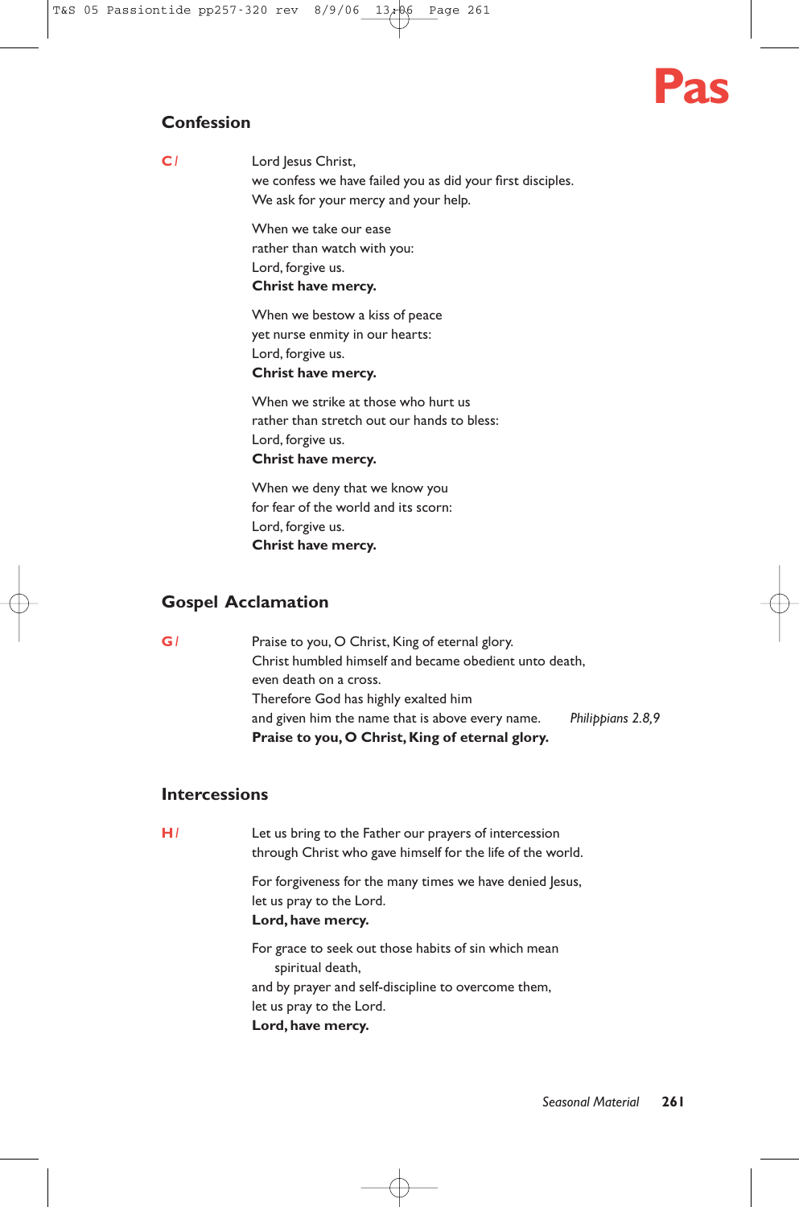## Confession

**C** / Lord Jesus Christ,
we confess we have failed you as did your first disciples.
We ask for your mercy and your help.

When we take our ease
rather than watch with you:
Lord, forgive us.
**Christ have mercy.**

When we bestow a kiss of peace
yet nurse enmity in our hearts:
Lord, forgive us.
**Christ have mercy.**

When we strike at those who hurt us
rather than stretch out our hands to bless:
Lord, forgive us.
**Christ have mercy.**

When we deny that we know you
for fear of the world and its scorn:
Lord, forgive us.
**Christ have mercy.**

## Gospel Acclamation

**G** / Praise to you, O Christ, King of eternal glory.
Christ humbled himself and became obedient unto death,
even death on a cross.
Therefore God has highly exalted him
and given him the name that is above every name. *Philippians 2.8,9*
**Praise to you, O Christ, King of eternal glory.**

## Intercessions

**H** / Let us bring to the Father our prayers of intercession
through Christ who gave himself for the life of the world.

For forgiveness for the many times we have denied Jesus,
let us pray to the Lord.
**Lord, have mercy.**

For grace to seek out those habits of sin which mean
spiritual death,
and by prayer and self-discipline to overcome them,
let us pray to the Lord.
**Lord, have mercy.**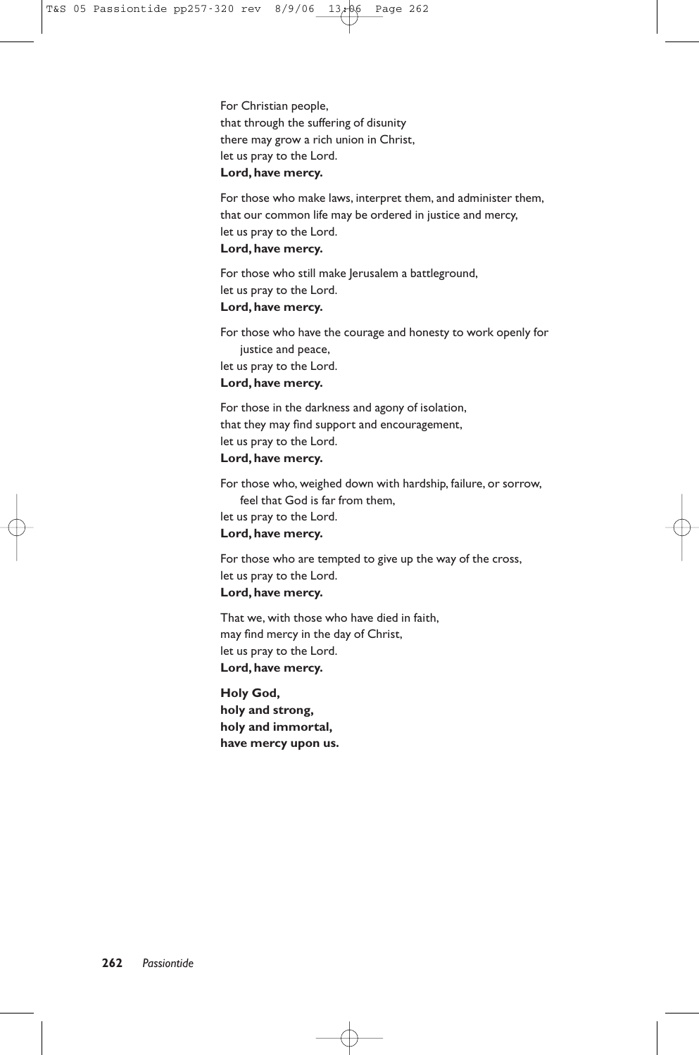For Christian people,
that through the suffering of disunity
there may grow a rich union in Christ,
let us pray to the Lord.
**Lord, have mercy.**

For those who make laws, interpret them, and administer them,
that our common life may be ordered in justice and mercy,
let us pray to the Lord.
**Lord, have mercy.**

For those who still make Jerusalem a battleground,
let us pray to the Lord.
**Lord, have mercy.**

For those who have the courage and honesty to work openly for justice and peace,
let us pray to the Lord.
**Lord, have mercy.**

For those in the darkness and agony of isolation,
that they may find support and encouragement,
let us pray to the Lord.
**Lord, have mercy.**

For those who, weighed down with hardship, failure, or sorrow, feel that God is far from them,
let us pray to the Lord.
**Lord, have mercy.**

For those who are tempted to give up the way of the cross,
let us pray to the Lord.
**Lord, have mercy.**

That we, with those who have died in faith,
may find mercy in the day of Christ,
let us pray to the Lord.
**Lord, have mercy.**

**Holy God,**
**holy and strong,**
**holy and immortal,**
**have mercy upon us.**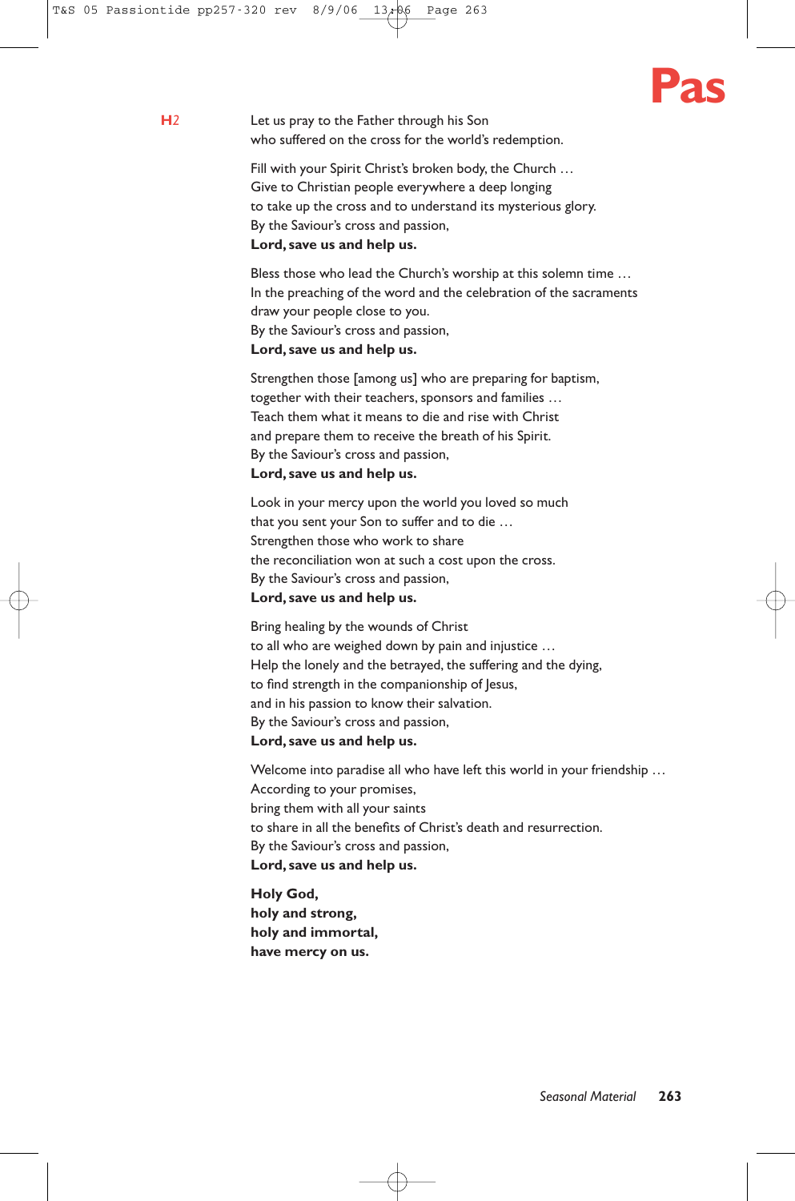**H2**

Let us pray to the Father through his Son
who suffered on the cross for the world's redemption.

Fill with your Spirit Christ's broken body, the Church …
Give to Christian people everywhere a deep longing
to take up the cross and to understand its mysterious glory.
By the Saviour's cross and passion,
**Lord, save us and help us.**

Bless those who lead the Church's worship at this solemn time …
In the preaching of the word and the celebration of the sacraments
draw your people close to you.
By the Saviour's cross and passion,
**Lord, save us and help us.**

Strengthen those [among us] who are preparing for baptism,
together with their teachers, sponsors and families …
Teach them what it means to die and rise with Christ
and prepare them to receive the breath of his Spirit.
By the Saviour's cross and passion,
**Lord, save us and help us.**

Look in your mercy upon the world you loved so much
that you sent your Son to suffer and to die …
Strengthen those who work to share
the reconciliation won at such a cost upon the cross.
By the Saviour's cross and passion,
**Lord, save us and help us.**

Bring healing by the wounds of Christ
to all who are weighed down by pain and injustice …
Help the lonely and the betrayed, the suffering and the dying,
to find strength in the companionship of Jesus,
and in his passion to know their salvation.
By the Saviour's cross and passion,
**Lord, save us and help us.**

Welcome into paradise all who have left this world in your friendship …
According to your promises,
bring them with all your saints
to share in all the benefits of Christ's death and resurrection.
By the Saviour's cross and passion,
**Lord, save us and help us.**

**Holy God,**
**holy and strong,**
**holy and immortal,**
**have mercy on us.**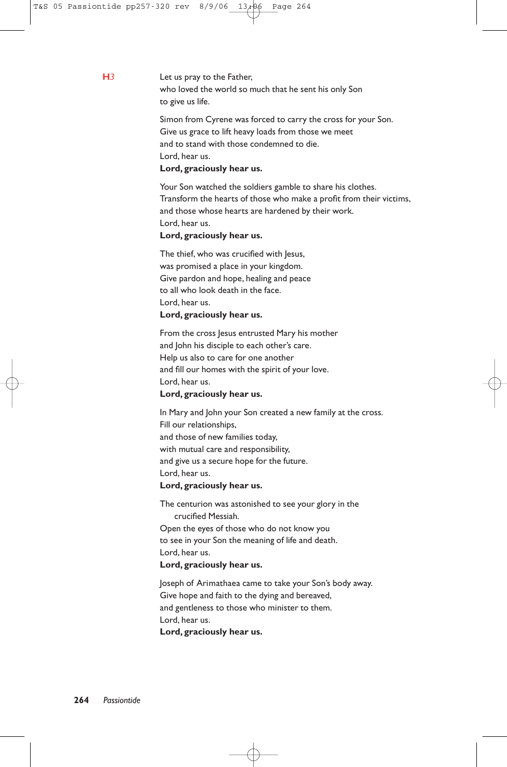**H*3***

Let us pray to the Father,
who loved the world so much that he sent his only Son
to give us life.

Simon from Cyrene was forced to carry the cross for your Son.
Give us grace to lift heavy loads from those we meet
and to stand with those condemned to die.
Lord, hear us.
**Lord, graciously hear us.**

Your Son watched the soldiers gamble to share his clothes.
Transform the hearts of those who make a profit from their victims,
and those whose hearts are hardened by their work.
Lord, hear us.
**Lord, graciously hear us.**

The thief, who was crucified with Jesus,
was promised a place in your kingdom.
Give pardon and hope, healing and peace
to all who look death in the face.
Lord, hear us.
**Lord, graciously hear us.**

From the cross Jesus entrusted Mary his mother
and John his disciple to each other's care.
Help us also to care for one another
and fill our homes with the spirit of your love.
Lord, hear us.
**Lord, graciously hear us.**

In Mary and John your Son created a new family at the cross.
Fill our relationships,
and those of new families today,
with mutual care and responsibility,
and give us a secure hope for the future.
Lord, hear us.
**Lord, graciously hear us.**

The centurion was astonished to see your glory in the crucified Messiah.
Open the eyes of those who do not know you
to see in your Son the meaning of life and death.
Lord, hear us.
**Lord, graciously hear us.**

Joseph of Arimathaea came to take your Son's body away.
Give hope and faith to the dying and bereaved,
and gentleness to those who minister to them.
Lord, hear us.
**Lord, graciously hear us.**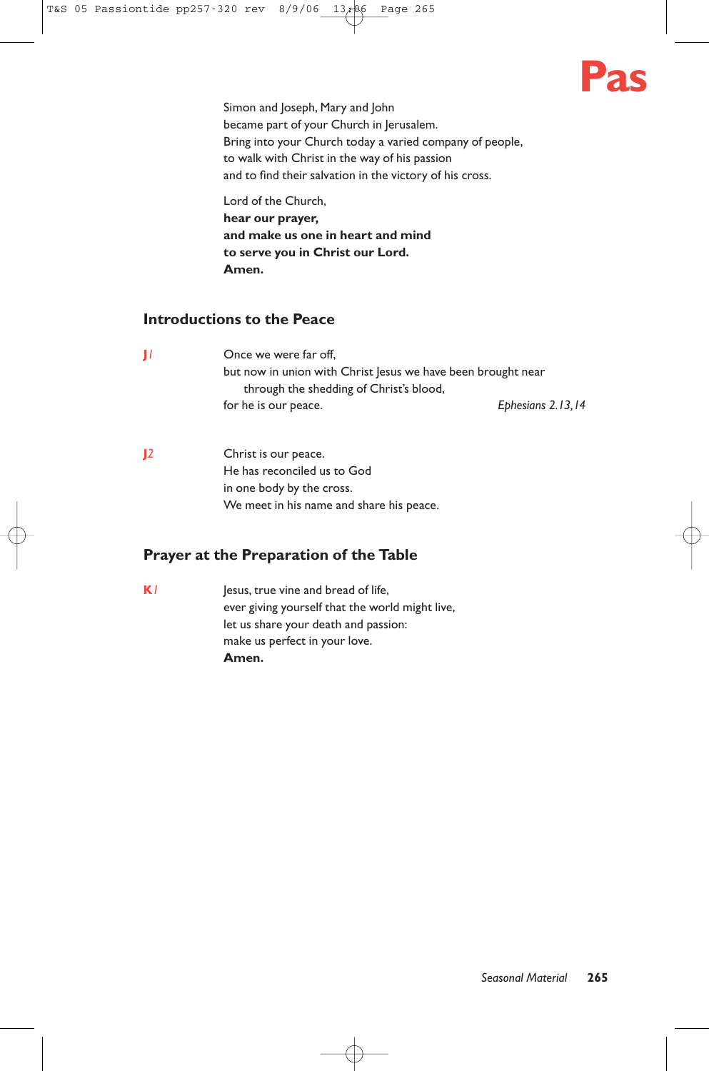Simon and Joseph, Mary and John
became part of your Church in Jerusalem.
Bring into your Church today a varied company of people,
to walk with Christ in the way of his passion
and to find their salvation in the victory of his cross.

Lord of the Church,
**hear our prayer,**
**and make us one in heart and mind**
**to serve you in Christ our Lord.**
**Amen.**

## Introductions to the Peace

**J***1*

Once we were far off,
but now in union with Christ Jesus we have been brought near
through the shedding of Christ's blood,
for he is our peace. *Ephesians 2.13,14*

**J***2*

Christ is our peace.
He has reconciled us to God
in one body by the cross.
We meet in his name and share his peace.

## Prayer at the Preparation of the Table

**K***1*

Jesus, true vine and bread of life,
ever giving yourself that the world might live,
let us share your death and passion:
make us perfect in your love.
**Amen.**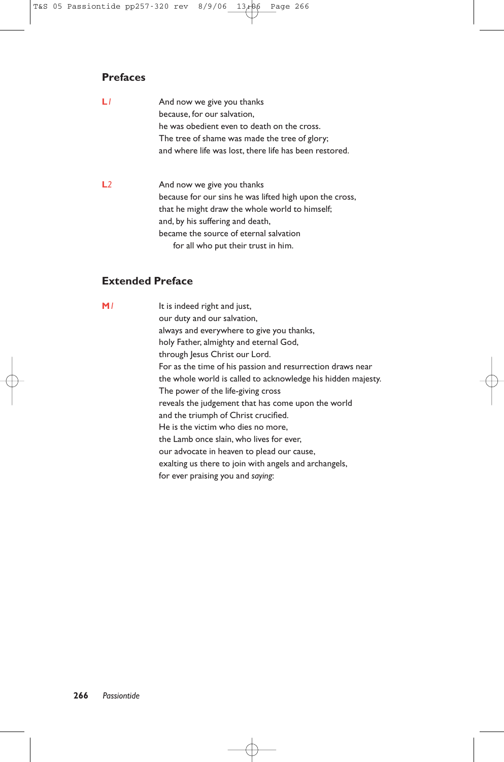## Prefaces

**L***1*

And now we give you thanks
because, for our salvation,
he was obedient even to death on the cross.
The tree of shame was made the tree of glory;
and where life was lost, there life has been restored.

**L***2*

And now we give you thanks
because for our sins he was lifted high upon the cross,
that he might draw the whole world to himself;
and, by his suffering and death,
became the source of eternal salvation
for all who put their trust in him.

## Extended Preface

**M***1*

It is indeed right and just,
our duty and our salvation,
always and everywhere to give you thanks,
holy Father, almighty and eternal God,
through Jesus Christ our Lord.
For as the time of his passion and resurrection draws near
the whole world is called to acknowledge his hidden majesty.
The power of the life-giving cross
reveals the judgement that has come upon the world
and the triumph of Christ crucified.
He is the victim who dies no more,
the Lamb once slain, who lives for ever,
our advocate in heaven to plead our cause,
exalting us there to join with angels and archangels,
for ever praising you and *saying*: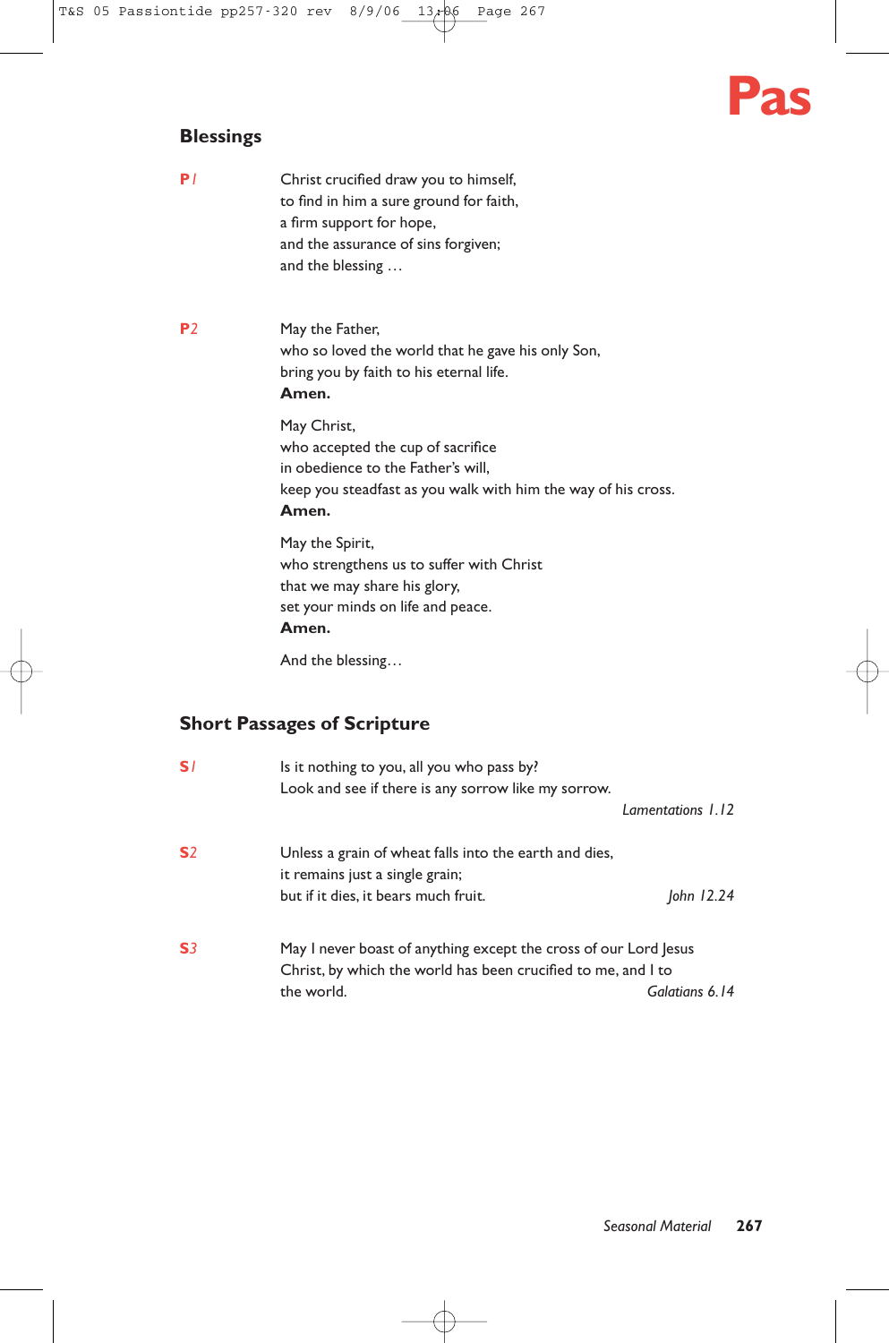## Blessings

**P1** Christ crucified draw you to himself,
to find in him a sure ground for faith,
a firm support for hope,
and the assurance of sins forgiven;
and the blessing …

**P2** May the Father,
who so loved the world that he gave his only Son,
bring you by faith to his eternal life.
**Amen.**

May Christ,
who accepted the cup of sacrifice
in obedience to the Father's will,
keep you steadfast as you walk with him the way of his cross.
**Amen.**

May the Spirit,
who strengthens us to suffer with Christ
that we may share his glory,
set your minds on life and peace.
**Amen.**

And the blessing…

## Short Passages of Scripture

**S1** Is it nothing to you, all you who pass by?
Look and see if there is any sorrow like my sorrow.
*Lamentations 1.12*

**S2** Unless a grain of wheat falls into the earth and dies,
it remains just a single grain;
but if it dies, it bears much fruit. *John 12.24*

**S3** May I never boast of anything except the cross of our Lord Jesus Christ, by which the world has been crucified to me, and I to the world. *Galatians 6.14*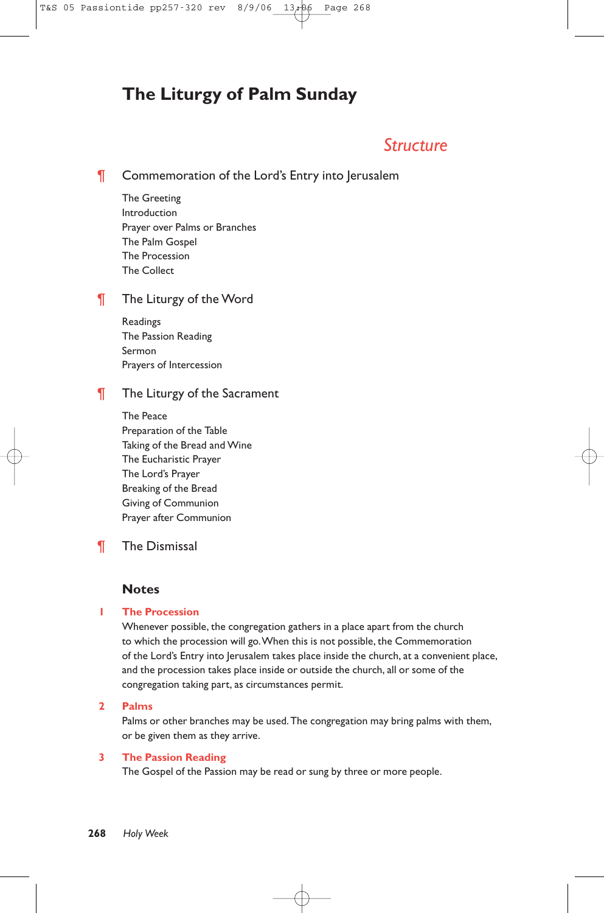# The Liturgy of Palm Sunday

## *Structure*

¶ Commemoration of the Lord's Entry into Jerusalem

The Greeting
Introduction
Prayer over Palms or Branches
The Palm Gospel
The Procession
The Collect

¶ The Liturgy of the Word

Readings
The Passion Reading
Sermon
Prayers of Intercession

¶ The Liturgy of the Sacrament

The Peace
Preparation of the Table
Taking of the Bread and Wine
The Eucharistic Prayer
The Lord's Prayer
Breaking of the Bread
Giving of Communion
Prayer after Communion

¶ The Dismissal

### Notes

**1 The Procession**
Whenever possible, the congregation gathers in a place apart from the church to which the procession will go. When this is not possible, the Commemoration of the Lord's Entry into Jerusalem takes place inside the church, at a convenient place, and the procession takes place inside or outside the church, all or some of the congregation taking part, as circumstances permit.

**2 Palms**
Palms or other branches may be used. The congregation may bring palms with them, or be given them as they arrive.

**3 The Passion Reading**
The Gospel of the Passion may be read or sung by three or more people.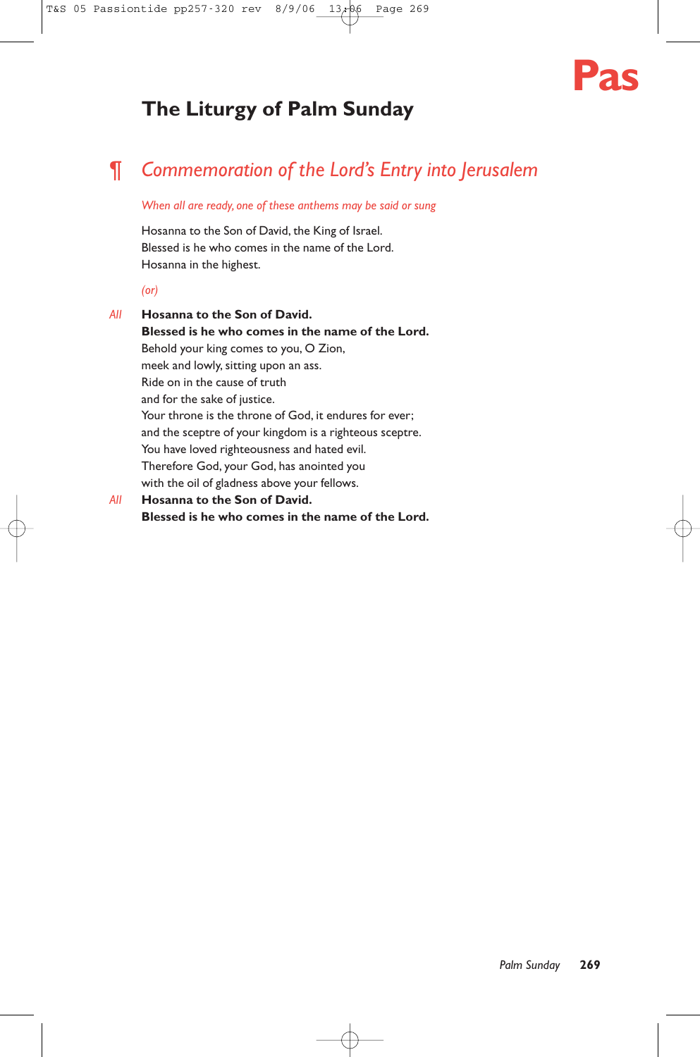# The Liturgy of Palm Sunday

## ¶ *Commemoration of the Lord's Entry into Jerusalem*

*When all are ready, one of these anthems may be said or sung*

Hosanna to the Son of David, the King of Israel.
Blessed is he who comes in the name of the Lord.
Hosanna in the highest.

*(or)*

*All* **Hosanna to the Son of David.**
**Blessed is he who comes in the name of the Lord.**
Behold your king comes to you, O Zion,
meek and lowly, sitting upon an ass.
Ride on in the cause of truth
and for the sake of justice.
Your throne is the throne of God, it endures for ever;
and the sceptre of your kingdom is a righteous sceptre.
You have loved righteousness and hated evil.
Therefore God, your God, has anointed you
with the oil of gladness above your fellows.

*All* **Hosanna to the Son of David.**
**Blessed is he who comes in the name of the Lord.**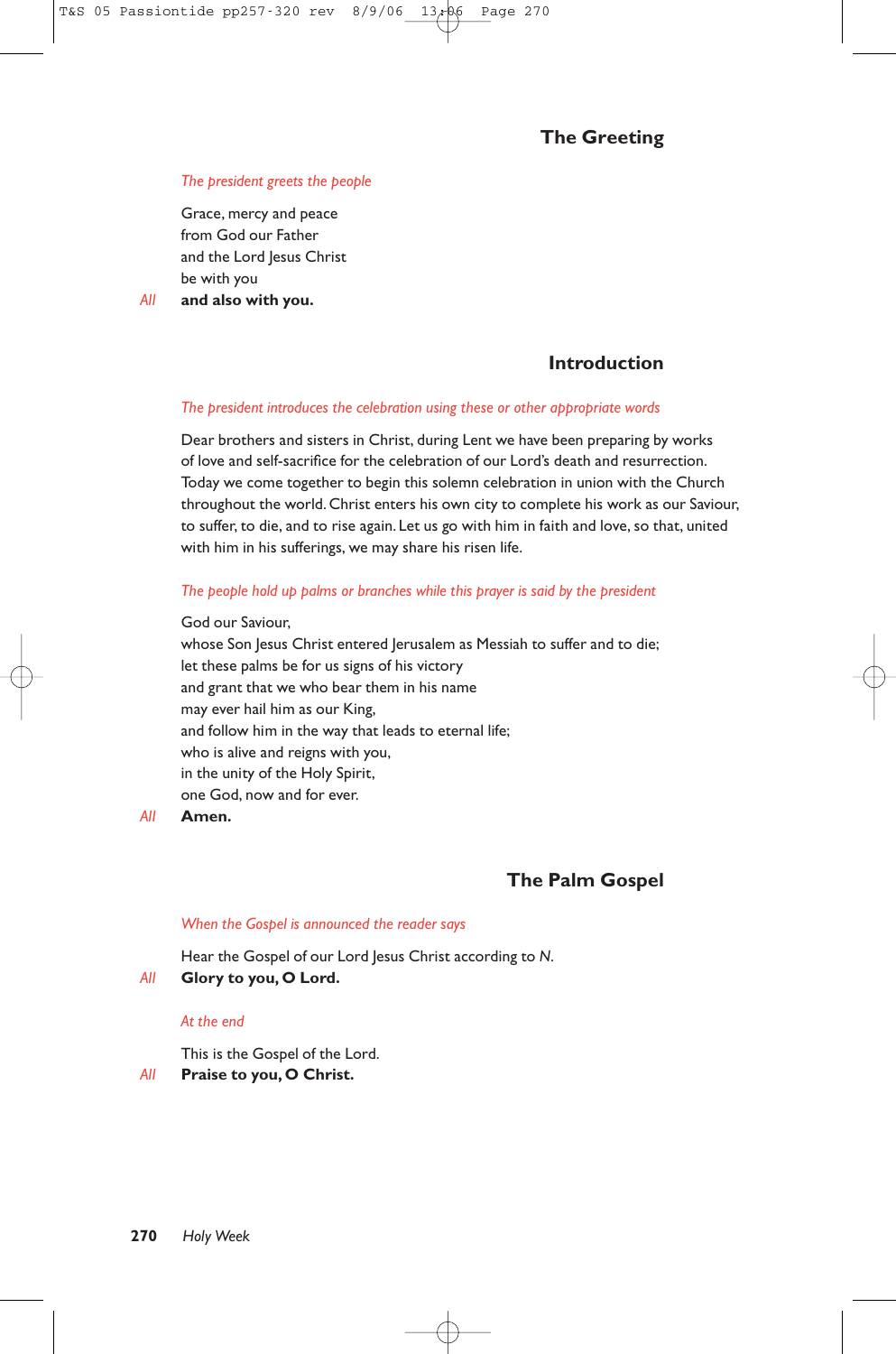## The Greeting

*The president greets the people*

Grace, mercy and peace
from God our Father
and the Lord Jesus Christ
be with you

*All* **and also with you.**

## Introduction

*The president introduces the celebration using these or other appropriate words*

Dear brothers and sisters in Christ, during Lent we have been preparing by works of love and self-sacrifice for the celebration of our Lord's death and resurrection. Today we come together to begin this solemn celebration in union with the Church throughout the world. Christ enters his own city to complete his work as our Saviour, to suffer, to die, and to rise again. Let us go with him in faith and love, so that, united with him in his sufferings, we may share his risen life.

*The people hold up palms or branches while this prayer is said by the president*

God our Saviour,
whose Son Jesus Christ entered Jerusalem as Messiah to suffer and to die;
let these palms be for us signs of his victory
and grant that we who bear them in his name
may ever hail him as our King,
and follow him in the way that leads to eternal life;
who is alive and reigns with you,
in the unity of the Holy Spirit,
one God, now and for ever.

*All* **Amen.**

## The Palm Gospel

*When the Gospel is announced the reader says*

Hear the Gospel of our Lord Jesus Christ according to *N*.

*All* **Glory to you, O Lord.**

*At the end*

This is the Gospel of the Lord.

*All* **Praise to you, O Christ.**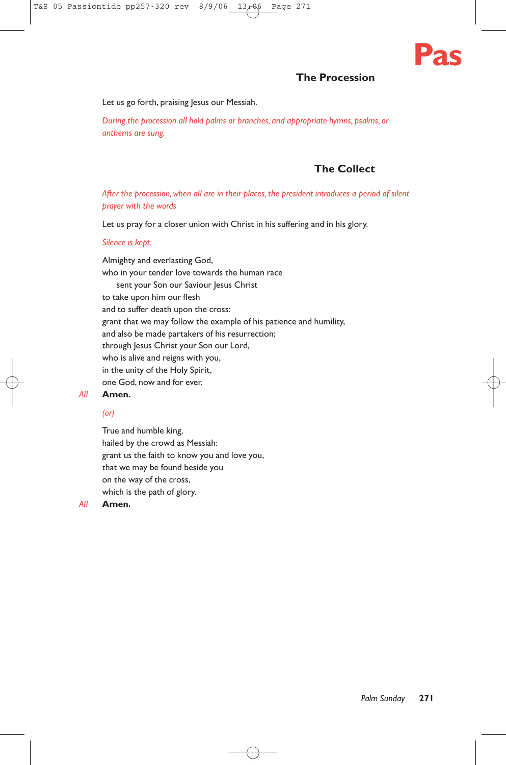## The Procession

Let us go forth, praising Jesus our Messiah.

*During the procession all hold palms or branches, and appropriate hymns, psalms, or anthems are sung.*

## The Collect

*After the procession, when all are in their places, the president introduces a period of silent prayer with the words*

Let us pray for a closer union with Christ in his suffering and in his glory.

*Silence is kept.*

Almighty and everlasting God,
who in your tender love towards the human race
sent your Son our Saviour Jesus Christ
to take upon him our flesh
and to suffer death upon the cross:
grant that we may follow the example of his patience and humility,
and also be made partakers of his resurrection;
through Jesus Christ your Son our Lord,
who is alive and reigns with you,
in the unity of the Holy Spirit,
one God, now and for ever.

*All* **Amen.**

*(or)*

True and humble king,
hailed by the crowd as Messiah:
grant us the faith to know you and love you,
that we may be found beside you
on the way of the cross,
which is the path of glory.

*All* **Amen.**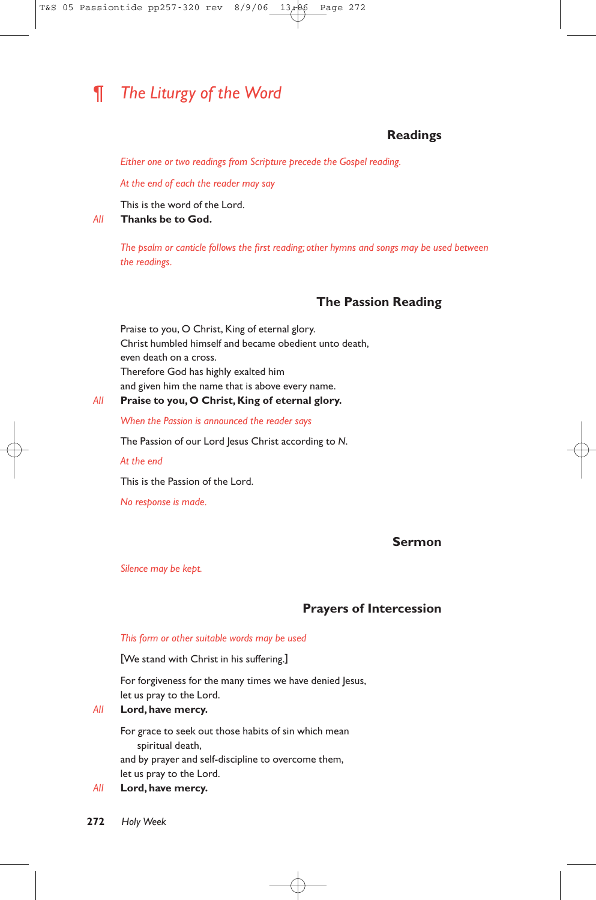# ¶ *The Liturgy of the Word*

## Readings

*Either one or two readings from Scripture precede the Gospel reading.*

*At the end of each the reader may say*

This is the word of the Lord.

*All* **Thanks be to God.**

*The psalm or canticle follows the first reading; other hymns and songs may be used between the readings.*

## The Passion Reading

Praise to you, O Christ, King of eternal glory.
Christ humbled himself and became obedient unto death,
even death on a cross.
Therefore God has highly exalted him
and given him the name that is above every name.

*All* **Praise to you, O Christ, King of eternal glory.**

*When the Passion is announced the reader says*

The Passion of our Lord Jesus Christ according to *N*.

*At the end*

This is the Passion of the Lord.

*No response is made.*

## Sermon

*Silence may be kept.*

## Prayers of Intercession

*This form or other suitable words may be used*

[We stand with Christ in his suffering.]

For forgiveness for the many times we have denied Jesus,
let us pray to the Lord.

*All* **Lord, have mercy.**

For grace to seek out those habits of sin which mean
spiritual death,
and by prayer and self-discipline to overcome them,
let us pray to the Lord.

*All* **Lord, have mercy.**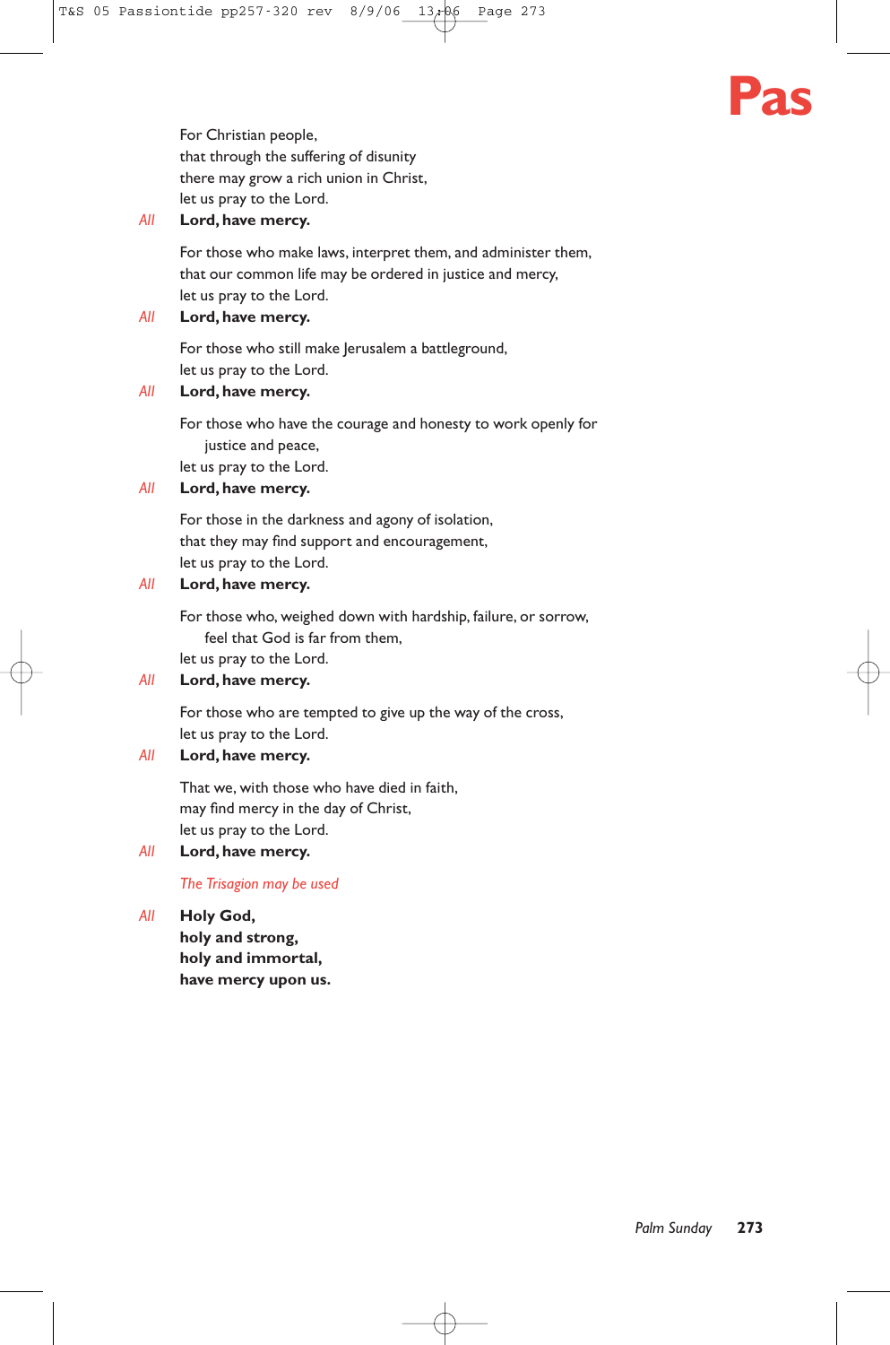For Christian people,
that through the suffering of disunity
there may grow a rich union in Christ,
let us pray to the Lord.

*All* **Lord, have mercy.**

For those who make laws, interpret them, and administer them,
that our common life may be ordered in justice and mercy,
let us pray to the Lord.

*All* **Lord, have mercy.**

For those who still make Jerusalem a battleground,
let us pray to the Lord.

*All* **Lord, have mercy.**

For those who have the courage and honesty to work openly for justice and peace,
let us pray to the Lord.

*All* **Lord, have mercy.**

For those in the darkness and agony of isolation,
that they may find support and encouragement,
let us pray to the Lord.

*All* **Lord, have mercy.**

For those who, weighed down with hardship, failure, or sorrow, feel that God is far from them,
let us pray to the Lord.

*All* **Lord, have mercy.**

For those who are tempted to give up the way of the cross,
let us pray to the Lord.

*All* **Lord, have mercy.**

That we, with those who have died in faith,
may find mercy in the day of Christ,
let us pray to the Lord.

*All* **Lord, have mercy.**

*The Trisagion may be used*

*All* **Holy God,
holy and strong,
holy and immortal,
have mercy upon us.**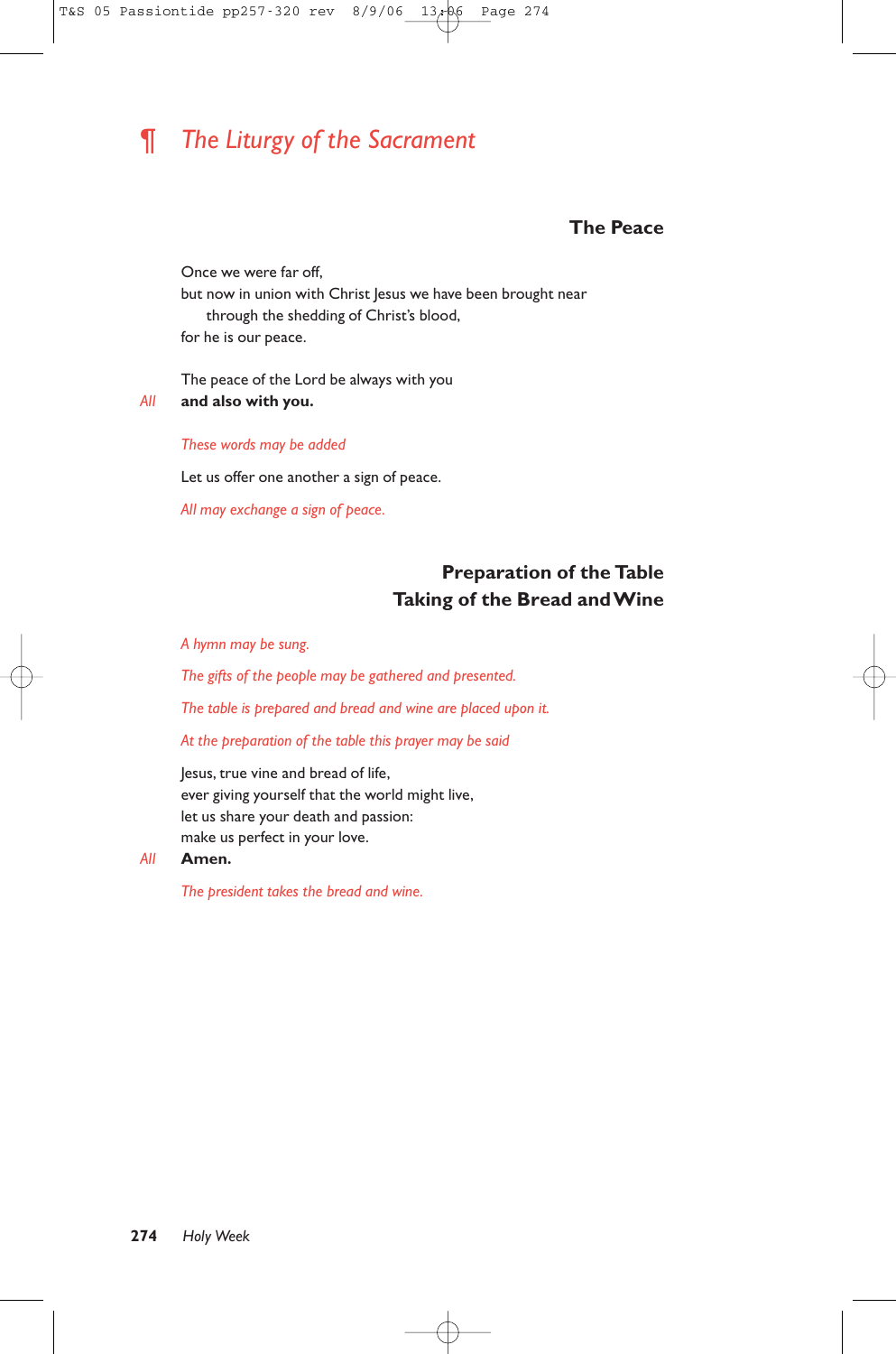# ¶ *The Liturgy of the Sacrament*

### The Peace

Once we were far off,
but now in union with Christ Jesus we have been brought near
 through the shedding of Christ's blood,
for he is our peace.

The peace of the Lord be always with you
*All* **and also with you.**

*These words may be added*

Let us offer one another a sign of peace.

*All may exchange a sign of peace.*

### Preparation of the Table
### Taking of the Bread and Wine

*A hymn may be sung.*

*The gifts of the people may be gathered and presented.*

*The table is prepared and bread and wine are placed upon it.*

*At the preparation of the table this prayer may be said*

Jesus, true vine and bread of life,
ever giving yourself that the world might live,
let us share your death and passion:
make us perfect in your love.
*All* **Amen.**

*The president takes the bread and wine.*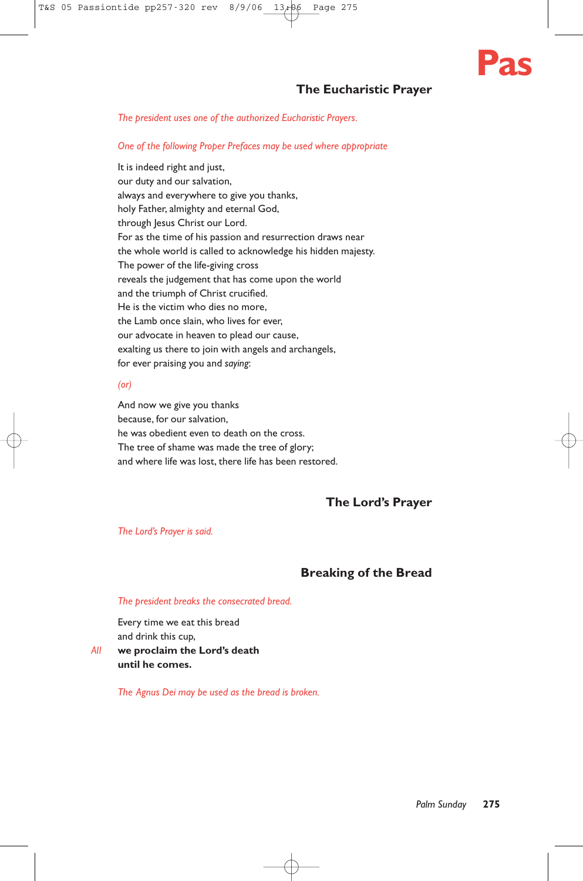## The Eucharistic Prayer

*The president uses one of the authorized Eucharistic Prayers.*

*One of the following Proper Prefaces may be used where appropriate*

It is indeed right and just,
our duty and our salvation,
always and everywhere to give you thanks,
holy Father, almighty and eternal God,
through Jesus Christ our Lord.
For as the time of his passion and resurrection draws near
the whole world is called to acknowledge his hidden majesty.
The power of the life-giving cross
reveals the judgement that has come upon the world
and the triumph of Christ crucified.
He is the victim who dies no more,
the Lamb once slain, who lives for ever,
our advocate in heaven to plead our cause,
exalting us there to join with angels and archangels,
for ever praising you and *saying*:

*(or)*

And now we give you thanks
because, for our salvation,
he was obedient even to death on the cross.
The tree of shame was made the tree of glory;
and where life was lost, there life has been restored.

## The Lord's Prayer

*The Lord's Prayer is said.*

## Breaking of the Bread

*The president breaks the consecrated bread.*

Every time we eat this bread
and drink this cup,
*All* **we proclaim the Lord's death**
**until he comes.**

*The Agnus Dei may be used as the bread is broken.*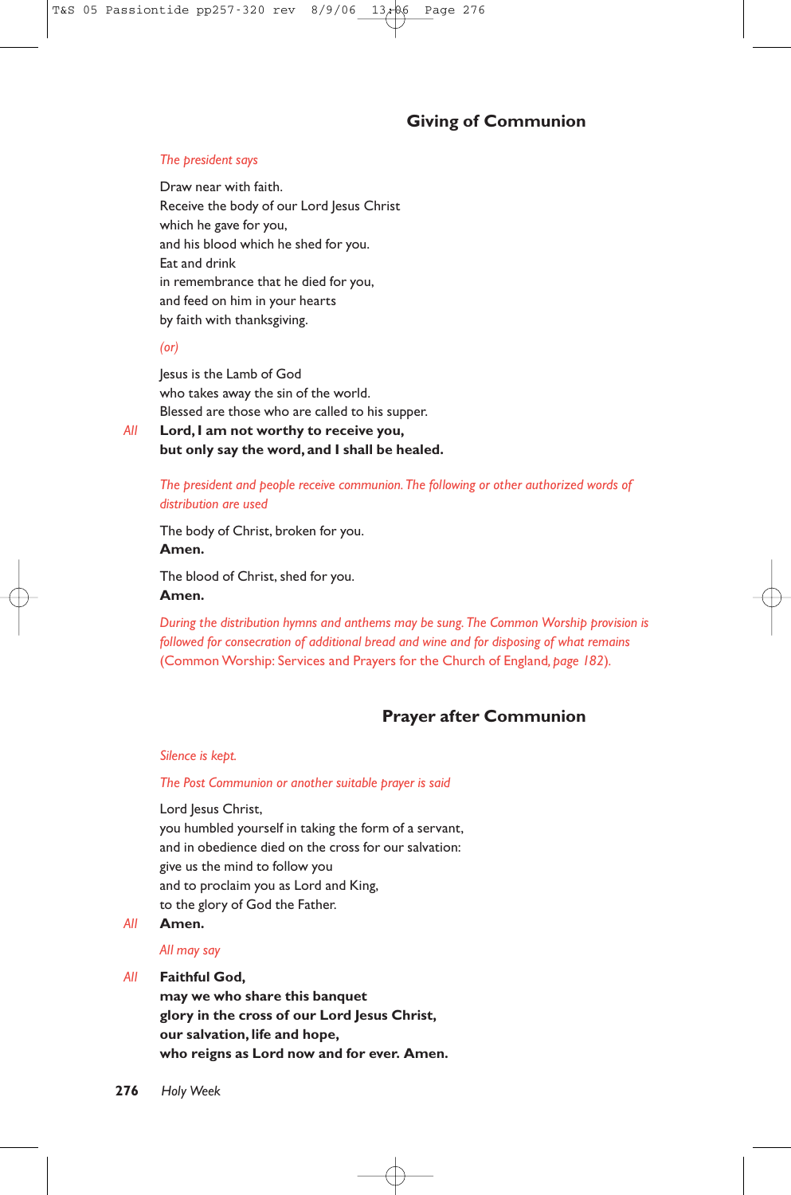## Giving of Communion

*The president says*

Draw near with faith.
Receive the body of our Lord Jesus Christ
which he gave for you,
and his blood which he shed for you.
Eat and drink
in remembrance that he died for you,
and feed on him in your hearts
by faith with thanksgiving.

*(or)*

Jesus is the Lamb of God
who takes away the sin of the world.
Blessed are those who are called to his supper.

*All* **Lord, I am not worthy to receive you,**
**but only say the word, and I shall be healed.**

*The president and people receive communion. The following or other authorized words of distribution are used*

The body of Christ, broken for you.
**Amen.**

The blood of Christ, shed for you.
**Amen.**

*During the distribution hymns and anthems may be sung. The Common Worship provision is followed for consecration of additional bread and wine and for disposing of what remains* (Common Worship: Services and Prayers for the Church of England*, page 182*)*.*

## Prayer after Communion

*Silence is kept.*

*The Post Communion or another suitable prayer is said*

Lord Jesus Christ,
you humbled yourself in taking the form of a servant,
and in obedience died on the cross for our salvation:
give us the mind to follow you
and to proclaim you as Lord and King,
to the glory of God the Father.

*All* **Amen.**

*All may say*

*All* **Faithful God,**
**may we who share this banquet**
**glory in the cross of our Lord Jesus Christ,**
**our salvation, life and hope,**
**who reigns as Lord now and for ever. Amen.**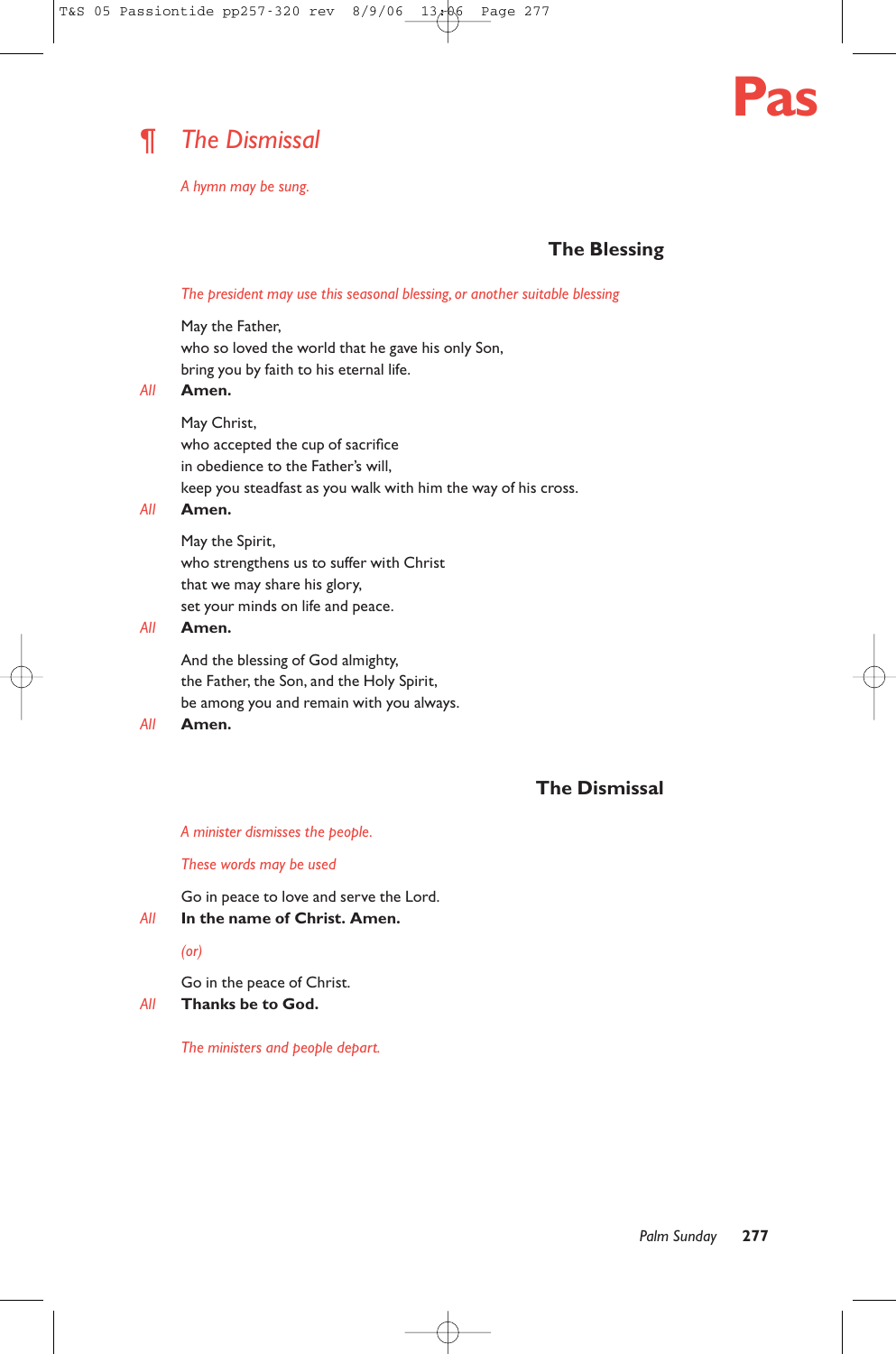## ¶ *The Dismissal*

*A hymn may be sung.*

### The Blessing

*The president may use this seasonal blessing, or another suitable blessing*

May the Father,
who so loved the world that he gave his only Son,
bring you by faith to his eternal life.

*All* **Amen.**

May Christ,
who accepted the cup of sacrifice
in obedience to the Father's will,
keep you steadfast as you walk with him the way of his cross.

*All* **Amen.**

May the Spirit,
who strengthens us to suffer with Christ
that we may share his glory,
set your minds on life and peace.

*All* **Amen.**

And the blessing of God almighty,
the Father, the Son, and the Holy Spirit,
be among you and remain with you always.

*All* **Amen.**

### The Dismissal

*A minister dismisses the people.*

*These words may be used*

Go in peace to love and serve the Lord.

*All* **In the name of Christ. Amen.**

*(or)*

Go in the peace of Christ.

*All* **Thanks be to God.**

*The ministers and people depart.*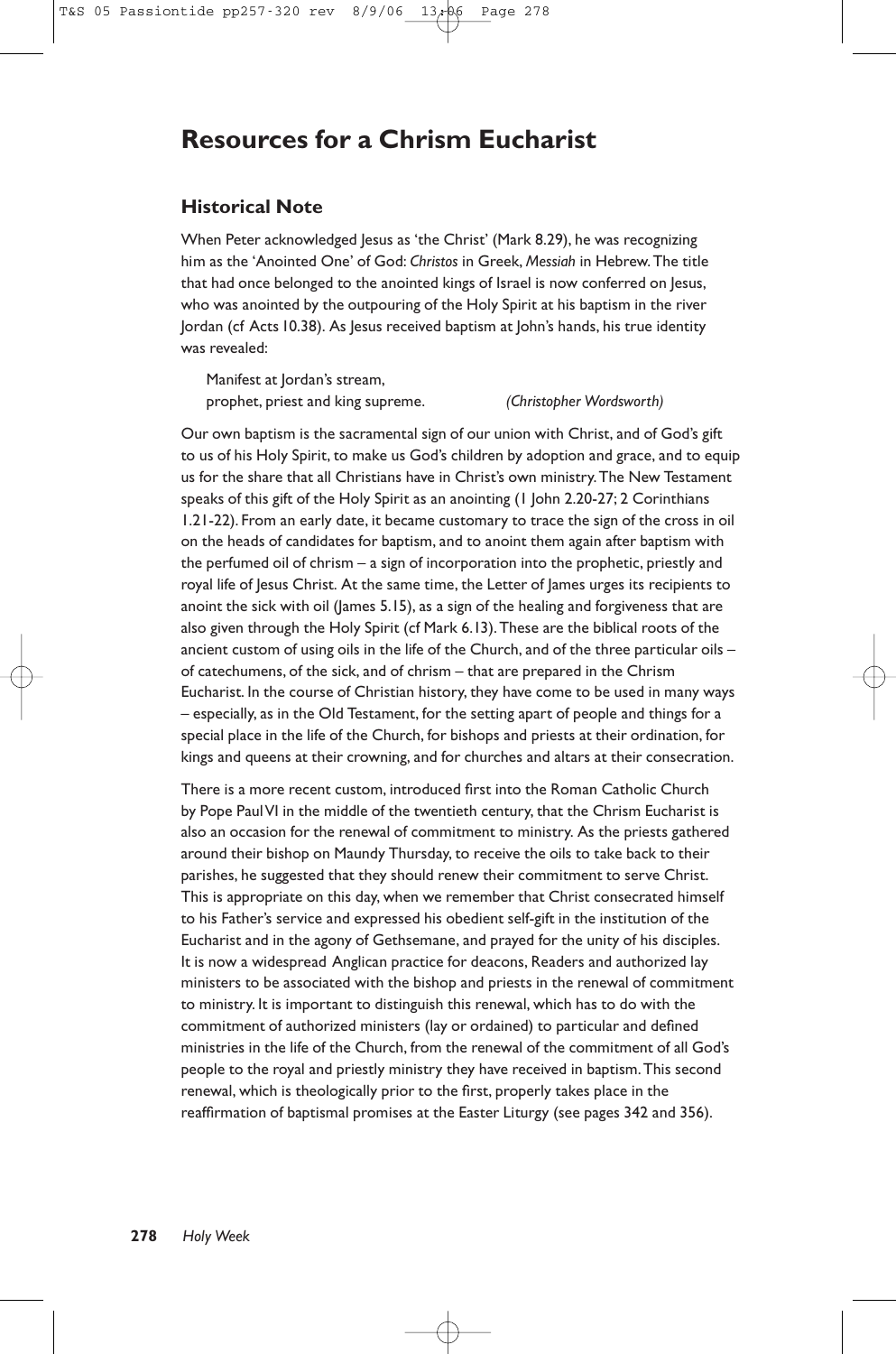# Resources for a Chrism Eucharist

## Historical Note

When Peter acknowledged Jesus as 'the Christ' (Mark 8.29), he was recognizing him as the 'Anointed One' of God: *Christos* in Greek, *Messiah* in Hebrew. The title that had once belonged to the anointed kings of Israel is now conferred on Jesus, who was anointed by the outpouring of the Holy Spirit at his baptism in the river Jordan (cf Acts 10.38). As Jesus received baptism at John's hands, his true identity was revealed:

> Manifest at Jordan's stream,
> prophet, priest and king supreme. *(Christopher Wordsworth)*

Our own baptism is the sacramental sign of our union with Christ, and of God's gift to us of his Holy Spirit, to make us God's children by adoption and grace, and to equip us for the share that all Christians have in Christ's own ministry. The New Testament speaks of this gift of the Holy Spirit as an anointing (1 John 2.20-27; 2 Corinthians 1.21-22). From an early date, it became customary to trace the sign of the cross in oil on the heads of candidates for baptism, and to anoint them again after baptism with the perfumed oil of chrism – a sign of incorporation into the prophetic, priestly and royal life of Jesus Christ. At the same time, the Letter of James urges its recipients to anoint the sick with oil (James 5.15), as a sign of the healing and forgiveness that are also given through the Holy Spirit (cf Mark 6.13). These are the biblical roots of the ancient custom of using oils in the life of the Church, and of the three particular oils – of catechumens, of the sick, and of chrism – that are prepared in the Chrism Eucharist. In the course of Christian history, they have come to be used in many ways – especially, as in the Old Testament, for the setting apart of people and things for a special place in the life of the Church, for bishops and priests at their ordination, for kings and queens at their crowning, and for churches and altars at their consecration.

There is a more recent custom, introduced first into the Roman Catholic Church by Pope Paul VI in the middle of the twentieth century, that the Chrism Eucharist is also an occasion for the renewal of commitment to ministry. As the priests gathered around their bishop on Maundy Thursday, to receive the oils to take back to their parishes, he suggested that they should renew their commitment to serve Christ. This is appropriate on this day, when we remember that Christ consecrated himself to his Father's service and expressed his obedient self-gift in the institution of the Eucharist and in the agony of Gethsemane, and prayed for the unity of his disciples. It is now a widespread Anglican practice for deacons, Readers and authorized lay ministers to be associated with the bishop and priests in the renewal of commitment to ministry. It is important to distinguish this renewal, which has to do with the commitment of authorized ministers (lay or ordained) to particular and defined ministries in the life of the Church, from the renewal of the commitment of all God's people to the royal and priestly ministry they have received in baptism. This second renewal, which is theologically prior to the first, properly takes place in the reaffirmation of baptismal promises at the Easter Liturgy (see pages 342 and 356).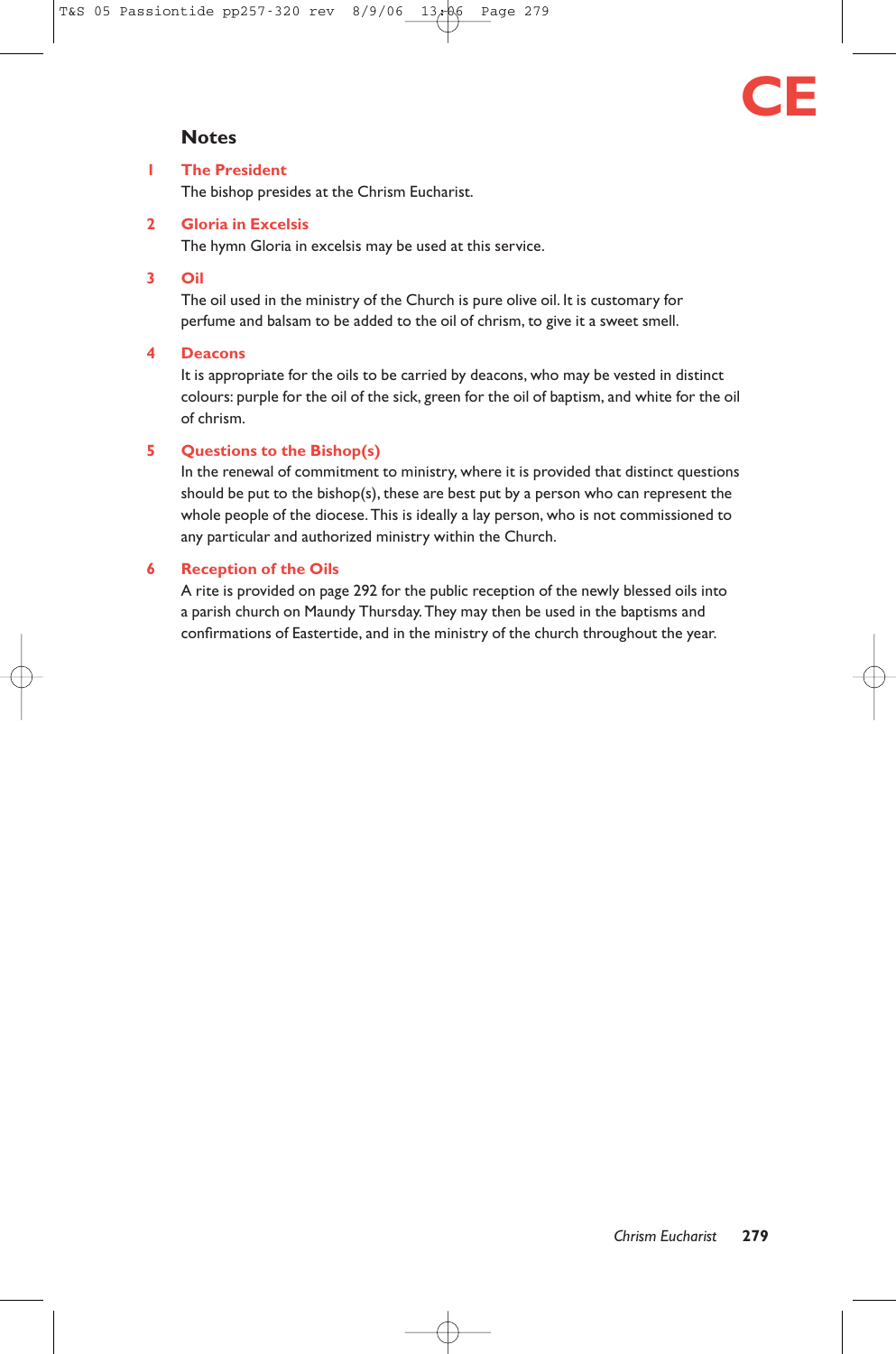## Notes

### 1 The President

The bishop presides at the Chrism Eucharist.

### 2 Gloria in Excelsis

The hymn Gloria in excelsis may be used at this service.

### 3 Oil

The oil used in the ministry of the Church is pure olive oil. It is customary for perfume and balsam to be added to the oil of chrism, to give it a sweet smell.

### 4 Deacons

It is appropriate for the oils to be carried by deacons, who may be vested in distinct colours: purple for the oil of the sick, green for the oil of baptism, and white for the oil of chrism.

### 5 Questions to the Bishop(s)

In the renewal of commitment to ministry, where it is provided that distinct questions should be put to the bishop(s), these are best put by a person who can represent the whole people of the diocese. This is ideally a lay person, who is not commissioned to any particular and authorized ministry within the Church.

### 6 Reception of the Oils

A rite is provided on page 292 for the public reception of the newly blessed oils into a parish church on Maundy Thursday. They may then be used in the baptisms and confirmations of Eastertide, and in the ministry of the church throughout the year.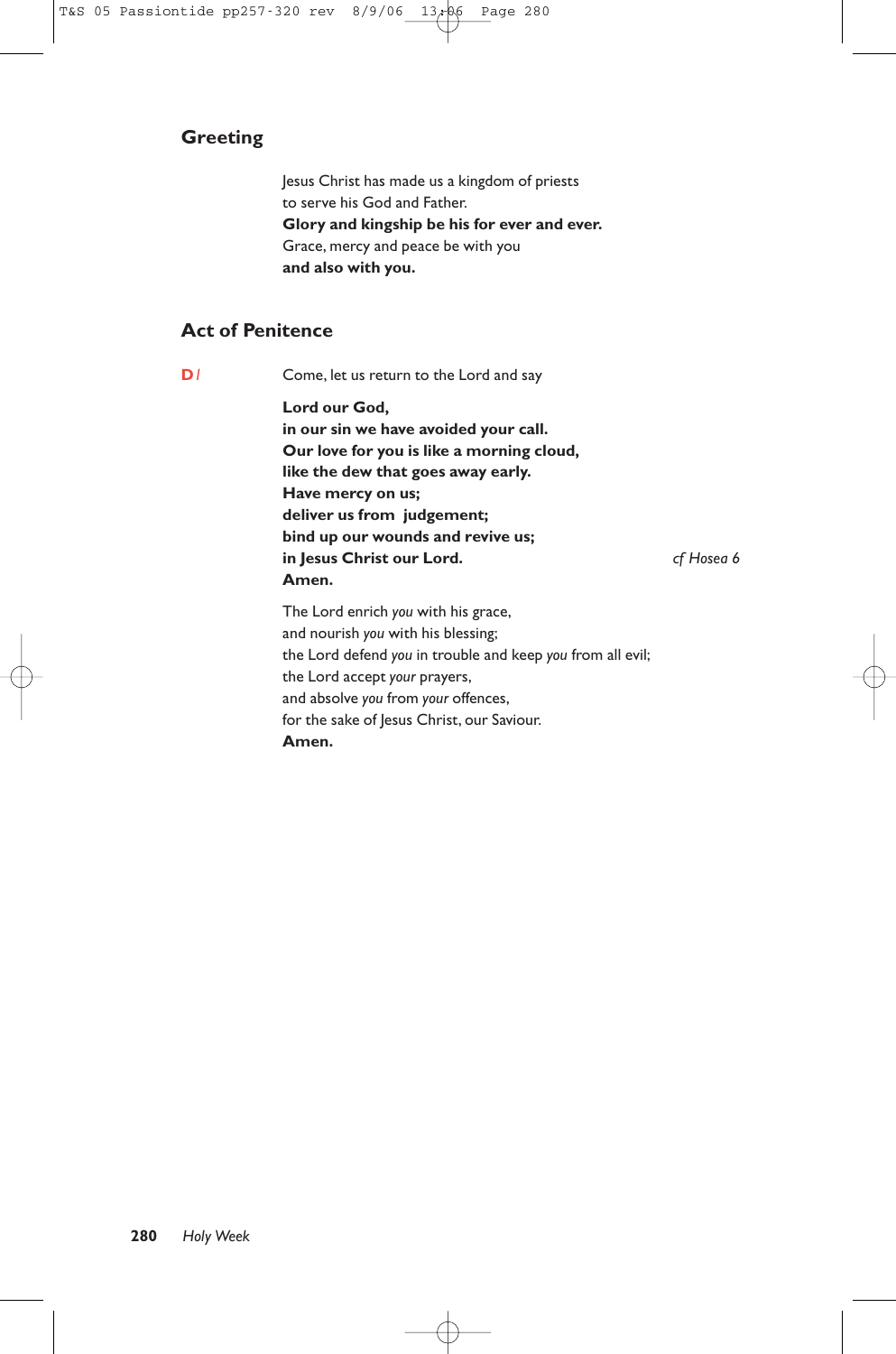## Greeting

Jesus Christ has made us a kingdom of priests
to serve his God and Father.
**Glory and kingship be his for ever and ever.**
Grace, mercy and peace be with you
**and also with you.**

## Act of Penitence

D / Come, let us return to the Lord and say

**Lord our God,**
**in our sin we have avoided your call.**
**Our love for you is like a morning cloud,**
**like the dew that goes away early.**
**Have mercy on us;**
**deliver us from judgement;**
**bind up our wounds and revive us;**
**in Jesus Christ our Lord.** *cf Hosea 6*
**Amen.**

The Lord enrich *you* with his grace,
and nourish *you* with his blessing;
the Lord defend *you* in trouble and keep *you* from all evil;
the Lord accept *your* prayers,
and absolve *you* from *your* offences,
for the sake of Jesus Christ, our Saviour.
**Amen.**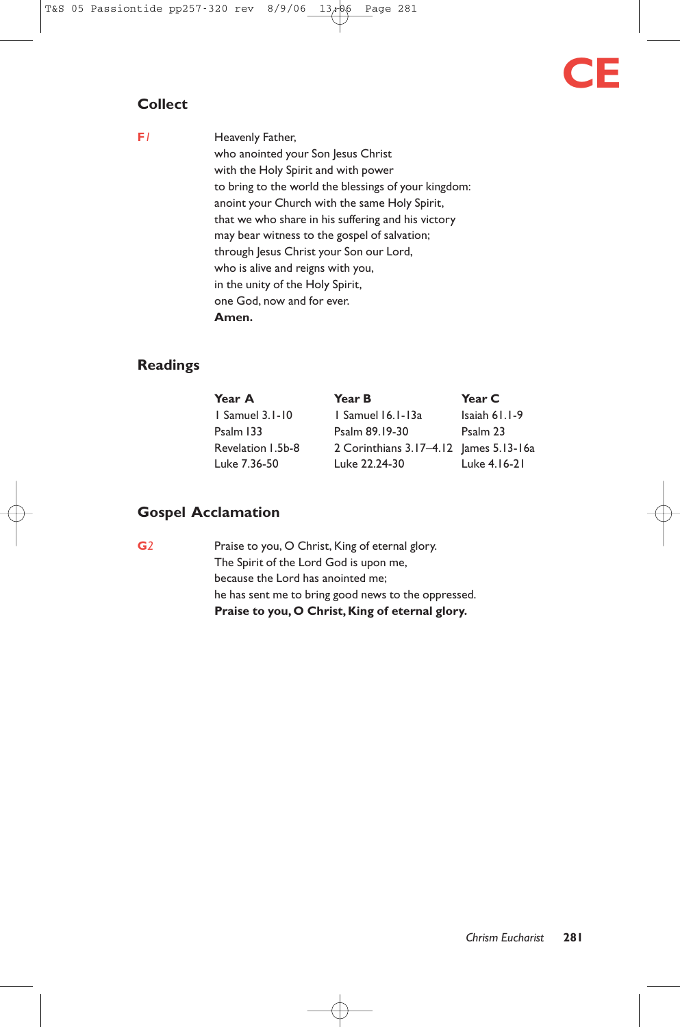# CE

## Collect

**F1** Heavenly Father,
who anointed your Son Jesus Christ
with the Holy Spirit and with power
to bring to the world the blessings of your kingdom:
anoint your Church with the same Holy Spirit,
that we who share in his suffering and his victory
may bear witness to the gospel of salvation;
through Jesus Christ your Son our Lord,
who is alive and reigns with you,
in the unity of the Holy Spirit,
one God, now and for ever.
**Amen.**

## Readings

| Year A | Year B | Year C |
|---|---|---|
| 1 Samuel 3.1-10 | 1 Samuel 16.1-13a | Isaiah 61.1-9 |
| Psalm 133 | Psalm 89.19-30 | Psalm 23 |
| Revelation 1.5b-8 | 2 Corinthians 3.17–4.12 | James 5.13-16a |
| Luke 7.36-50 | Luke 22.24-30 | Luke 4.16-21 |

## Gospel Acclamation

**G2** Praise to you, O Christ, King of eternal glory.
The Spirit of the Lord God is upon me,
because the Lord has anointed me;
he has sent me to bring good news to the oppressed.
**Praise to you, O Christ, King of eternal glory.**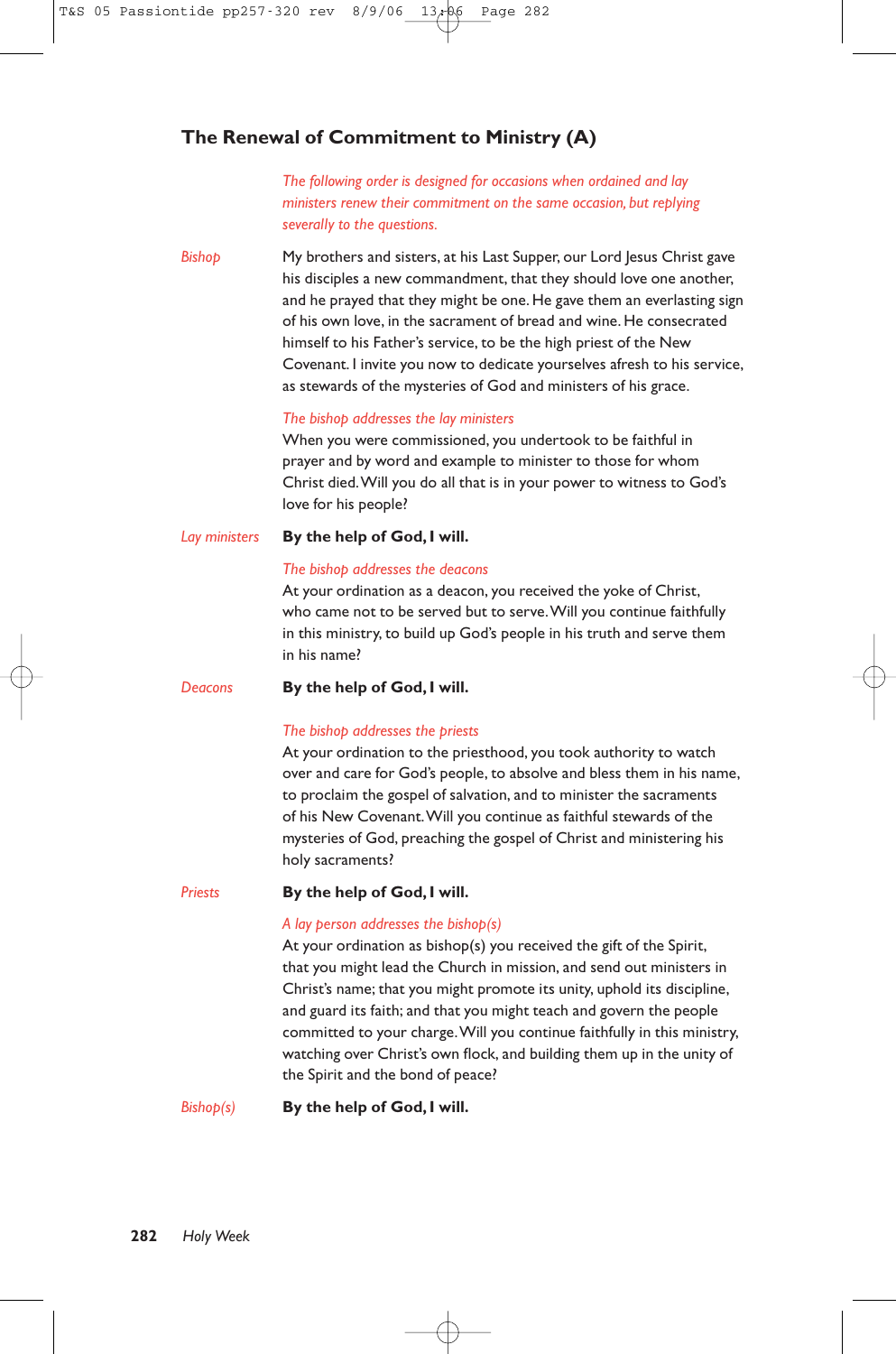## The Renewal of Commitment to Ministry (A)

*The following order is designed for occasions when ordained and lay ministers renew their commitment on the same occasion, but replying severally to the questions.*

*Bishop* My brothers and sisters, at his Last Supper, our Lord Jesus Christ gave his disciples a new commandment, that they should love one another, and he prayed that they might be one. He gave them an everlasting sign of his own love, in the sacrament of bread and wine. He consecrated himself to his Father's service, to be the high priest of the New Covenant. I invite you now to dedicate yourselves afresh to his service, as stewards of the mysteries of God and ministers of his grace.

*The bishop addresses the lay ministers*

When you were commissioned, you undertook to be faithful in prayer and by word and example to minister to those for whom Christ died. Will you do all that is in your power to witness to God's love for his people?

*Lay ministers* **By the help of God, I will.**

*The bishop addresses the deacons*

At your ordination as a deacon, you received the yoke of Christ, who came not to be served but to serve. Will you continue faithfully in this ministry, to build up God's people in his truth and serve them in his name?

*Deacons* **By the help of God, I will.**

*The bishop addresses the priests*

At your ordination to the priesthood, you took authority to watch over and care for God's people, to absolve and bless them in his name, to proclaim the gospel of salvation, and to minister the sacraments of his New Covenant. Will you continue as faithful stewards of the mysteries of God, preaching the gospel of Christ and ministering his holy sacraments?

*Priests* **By the help of God, I will.**

*A lay person addresses the bishop(s)*

At your ordination as bishop(s) you received the gift of the Spirit, that you might lead the Church in mission, and send out ministers in Christ's name; that you might promote its unity, uphold its discipline, and guard its faith; and that you might teach and govern the people committed to your charge. Will you continue faithfully in this ministry, watching over Christ's own flock, and building them up in the unity of the Spirit and the bond of peace?

*Bishop(s)* **By the help of God, I will.**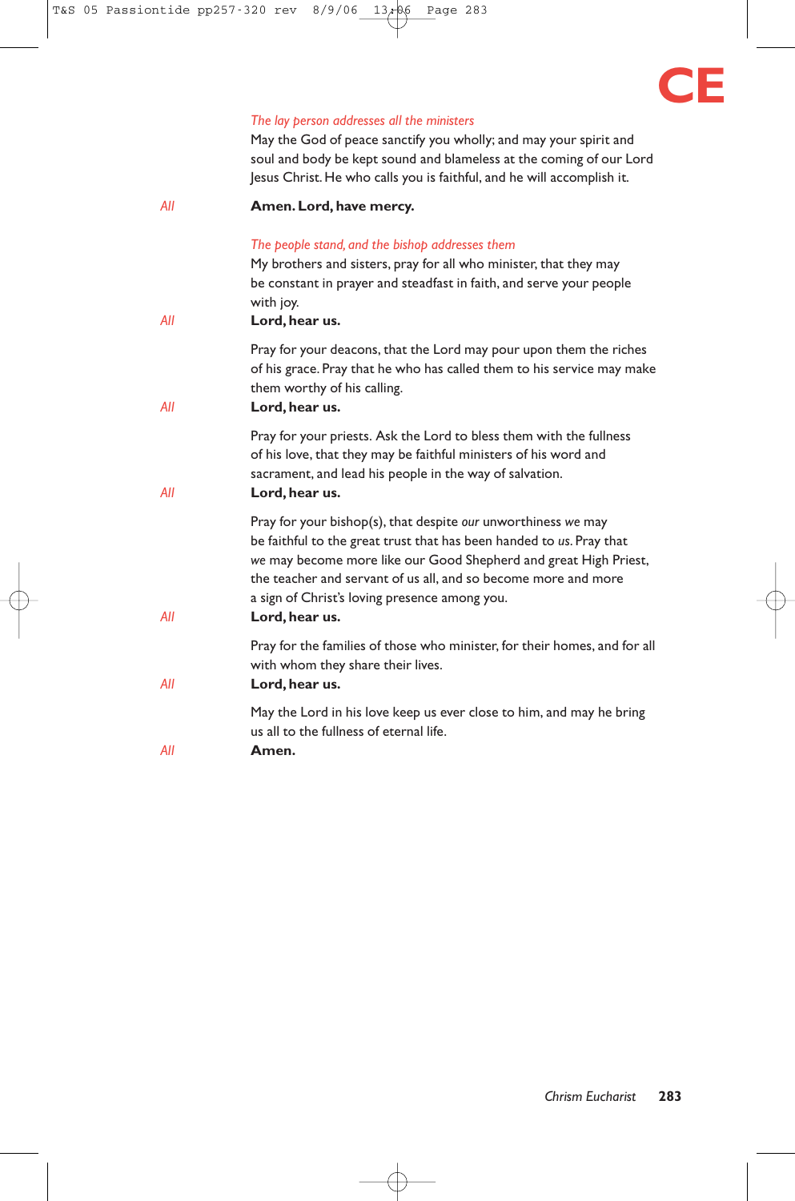*The lay person addresses all the ministers*

May the God of peace sanctify you wholly; and may your spirit and soul and body be kept sound and blameless at the coming of our Lord Jesus Christ. He who calls you is faithful, and he will accomplish it.

*All* **Amen. Lord, have mercy.**

*The people stand, and the bishop addresses them*

My brothers and sisters, pray for all who minister, that they may be constant in prayer and steadfast in faith, and serve your people with joy.

*All* **Lord, hear us.**

Pray for your deacons, that the Lord may pour upon them the riches of his grace. Pray that he who has called them to his service may make them worthy of his calling.

*All* **Lord, hear us.**

Pray for your priests. Ask the Lord to bless them with the fullness of his love, that they may be faithful ministers of his word and sacrament, and lead his people in the way of salvation.

*All* **Lord, hear us.**

Pray for your bishop(s), that despite *our* unworthiness *we* may be faithful to the great trust that has been handed to *us*. Pray that *we* may become more like our Good Shepherd and great High Priest, the teacher and servant of us all, and so become more and more a sign of Christ's loving presence among you.

*All* **Lord, hear us.**

Pray for the families of those who minister, for their homes, and for all with whom they share their lives.

*All* **Lord, hear us.**

May the Lord in his love keep us ever close to him, and may he bring us all to the fullness of eternal life.

*All* **Amen.**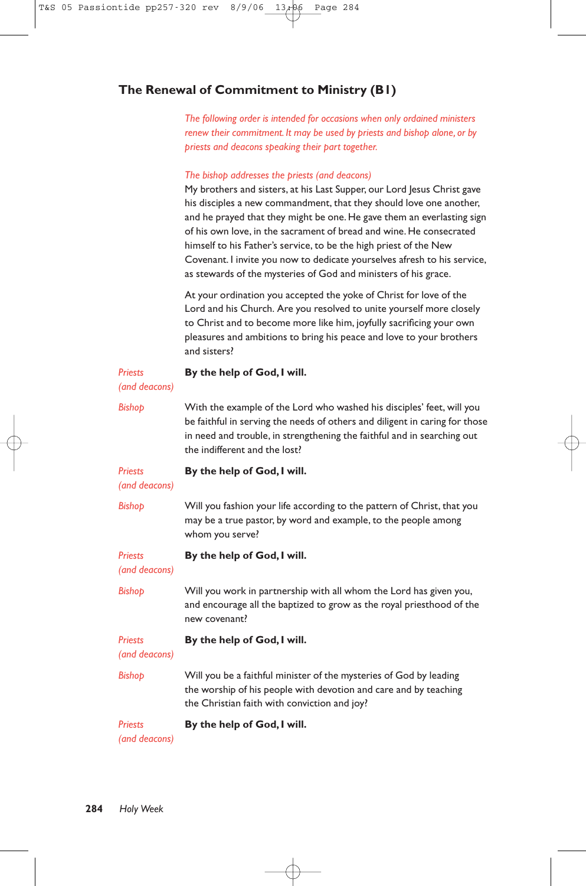## The Renewal of Commitment to Ministry (B1)

*The following order is intended for occasions when only ordained ministers renew their commitment. It may be used by priests and bishop alone, or by priests and deacons speaking their part together.*

*The bishop addresses the priests (and deacons)*

My brothers and sisters, at his Last Supper, our Lord Jesus Christ gave his disciples a new commandment, that they should love one another, and he prayed that they might be one. He gave them an everlasting sign of his own love, in the sacrament of bread and wine. He consecrated himself to his Father's service, to be the high priest of the New Covenant. I invite you now to dedicate yourselves afresh to his service, as stewards of the mysteries of God and ministers of his grace.

At your ordination you accepted the yoke of Christ for love of the Lord and his Church. Are you resolved to unite yourself more closely to Christ and to become more like him, joyfully sacrificing your own pleasures and ambitions to bring his peace and love to your brothers and sisters?

*Priests (and deacons)* **By the help of God, I will.**

*Bishop* With the example of the Lord who washed his disciples' feet, will you be faithful in serving the needs of others and diligent in caring for those in need and trouble, in strengthening the faithful and in searching out the indifferent and the lost?

*Priests (and deacons)* **By the help of God, I will.**

*Bishop* Will you fashion your life according to the pattern of Christ, that you may be a true pastor, by word and example, to the people among whom you serve?

*Priests (and deacons)* **By the help of God, I will.**

*Bishop* Will you work in partnership with all whom the Lord has given you, and encourage all the baptized to grow as the royal priesthood of the new covenant?

*Priests (and deacons)* **By the help of God, I will.**

*Bishop* Will you be a faithful minister of the mysteries of God by leading the worship of his people with devotion and care and by teaching the Christian faith with conviction and joy?

*Priests (and deacons)* **By the help of God, I will.**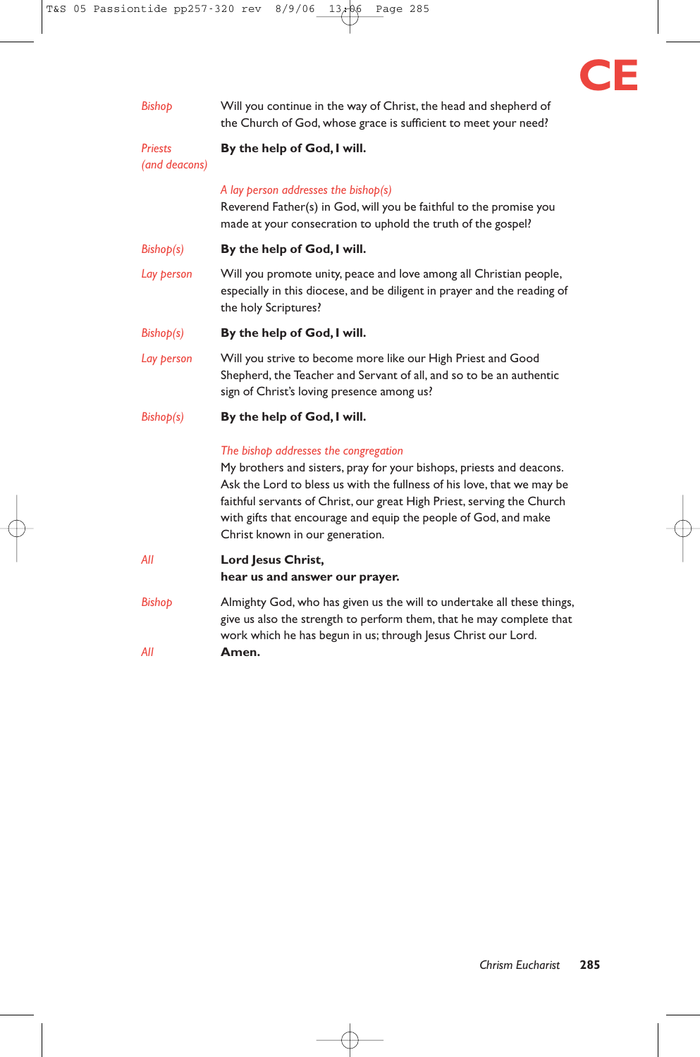*Bishop* Will you continue in the way of Christ, the head and shepherd of the Church of God, whose grace is sufficient to meet your need?

*Priests (and deacons)* **By the help of God, I will.**

*A lay person addresses the bishop(s)*

Reverend Father(s) in God, will you be faithful to the promise you made at your consecration to uphold the truth of the gospel?

*Bishop(s)* **By the help of God, I will.**

*Lay person* Will you promote unity, peace and love among all Christian people, especially in this diocese, and be diligent in prayer and the reading of the holy Scriptures?

*Bishop(s)* **By the help of God, I will.**

*Lay person* Will you strive to become more like our High Priest and Good Shepherd, the Teacher and Servant of all, and so to be an authentic sign of Christ's loving presence among us?

*Bishop(s)* **By the help of God, I will.**

*The bishop addresses the congregation*

My brothers and sisters, pray for your bishops, priests and deacons. Ask the Lord to bless us with the fullness of his love, that we may be faithful servants of Christ, our great High Priest, serving the Church with gifts that encourage and equip the people of God, and make Christ known in our generation.

*All* **Lord Jesus Christ,**
**hear us and answer our prayer.**

*Bishop* Almighty God, who has given us the will to undertake all these things, give us also the strength to perform them, that he may complete that work which he has begun in us; through Jesus Christ our Lord.

*All* **Amen.**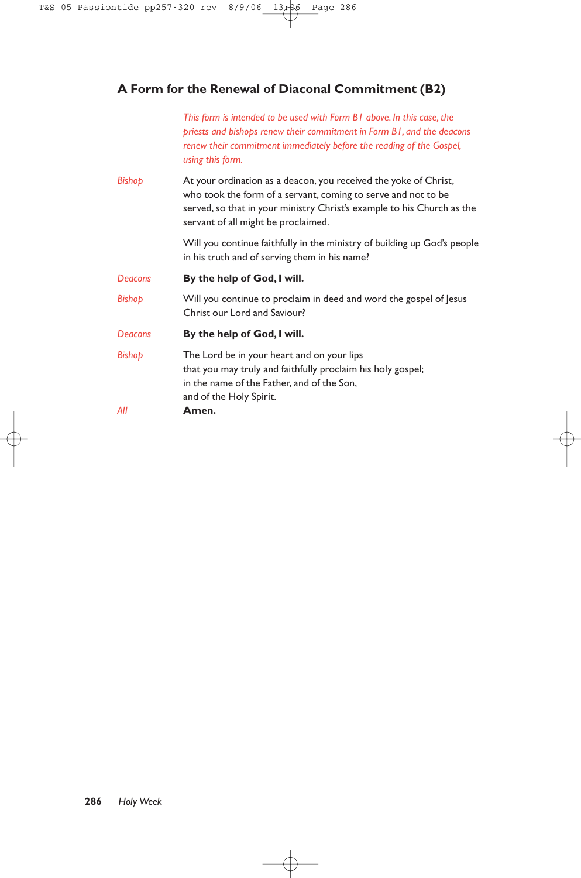## A Form for the Renewal of Diaconal Commitment (B2)

*This form is intended to be used with Form B1 above. In this case, the priests and bishops renew their commitment in Form B1, and the deacons renew their commitment immediately before the reading of the Gospel, using this form.*

*Bishop* At your ordination as a deacon, you received the yoke of Christ, who took the form of a servant, coming to serve and not to be served, so that in your ministry Christ's example to his Church as the servant of all might be proclaimed.

Will you continue faithfully in the ministry of building up God's people in his truth and of serving them in his name?

*Deacons* **By the help of God, I will.**

*Bishop* Will you continue to proclaim in deed and word the gospel of Jesus Christ our Lord and Saviour?

*Deacons* **By the help of God, I will.**

*Bishop* The Lord be in your heart and on your lips
that you may truly and faithfully proclaim his holy gospel;
in the name of the Father, and of the Son,
and of the Holy Spirit.

*All* **Amen.**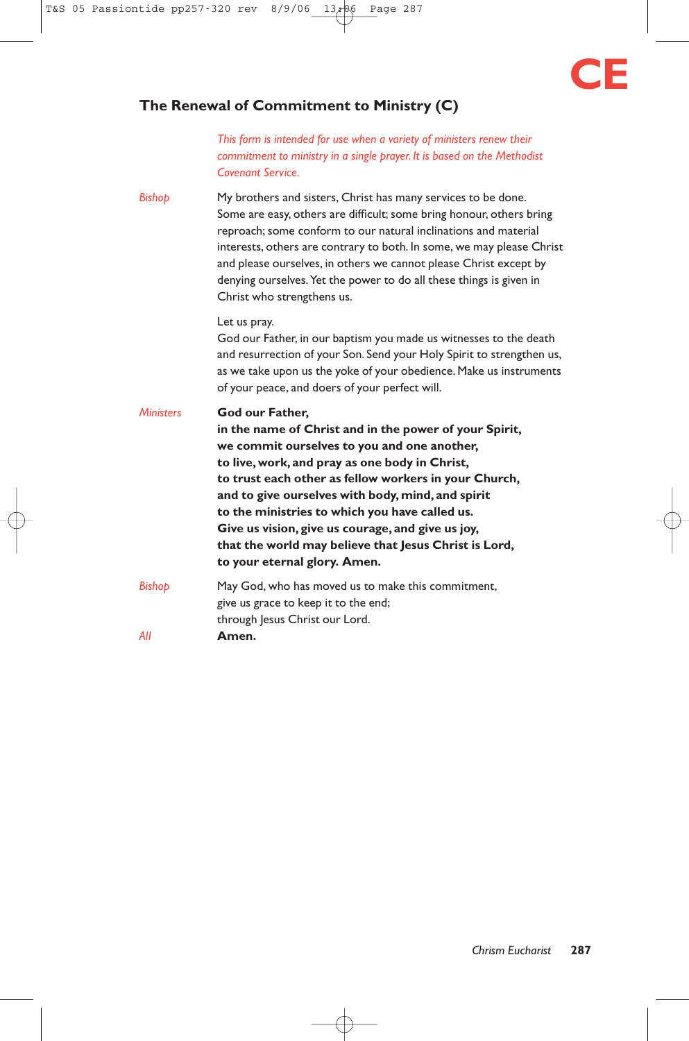## The Renewal of Commitment to Ministry (C)

*This form is intended for use when a variety of ministers renew their commitment to ministry in a single prayer. It is based on the Methodist Covenant Service.*

*Bishop* My brothers and sisters, Christ has many services to be done. Some are easy, others are difficult; some bring honour, others bring reproach; some conform to our natural inclinations and material interests, others are contrary to both. In some, we may please Christ and please ourselves, in others we cannot please Christ except by denying ourselves. Yet the power to do all these things is given in Christ who strengthens us.

Let us pray.
God our Father, in our baptism you made us witnesses to the death and resurrection of your Son. Send your Holy Spirit to strengthen us, as we take upon us the yoke of your obedience. Make us instruments of your peace, and doers of your perfect will.

*Ministers* **God our Father,**
**in the name of Christ and in the power of your Spirit,**
**we commit ourselves to you and one another,**
**to live, work, and pray as one body in Christ,**
**to trust each other as fellow workers in your Church,**
**and to give ourselves with body, mind, and spirit**
**to the ministries to which you have called us.**
**Give us vision, give us courage, and give us joy,**
**that the world may believe that Jesus Christ is Lord,**
**to your eternal glory. Amen.**

*Bishop* May God, who has moved us to make this commitment,
give us grace to keep it to the end;
through Jesus Christ our Lord.

*All* **Amen.**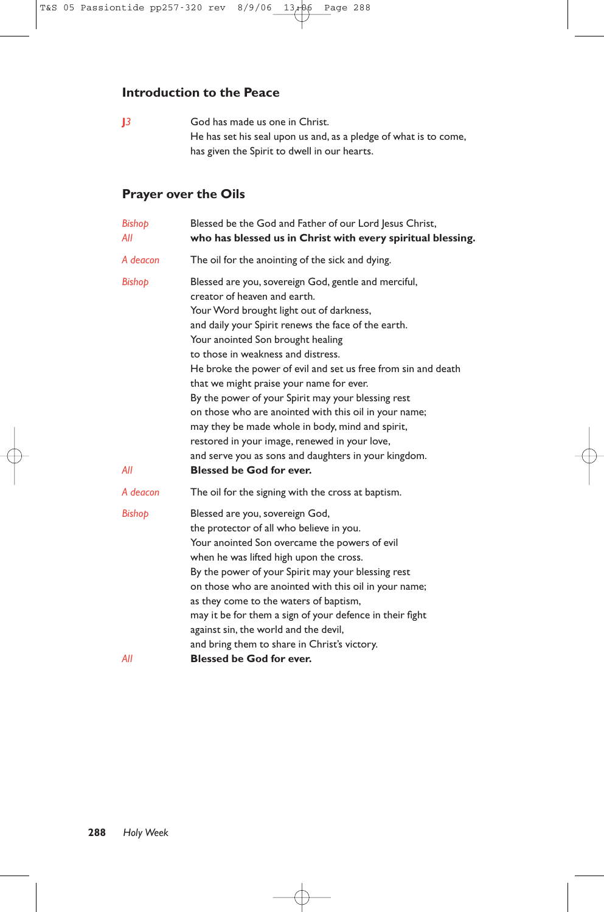## Introduction to the Peace

*J3* God has made us one in Christ.
He has set his seal upon us and, as a pledge of what is to come,
has given the Spirit to dwell in our hearts.

## Prayer over the Oils

*Bishop* Blessed be the God and Father of our Lord Jesus Christ,
*All* **who has blessed us in Christ with every spiritual blessing.**

*A deacon* The oil for the anointing of the sick and dying.

*Bishop* Blessed are you, sovereign God, gentle and merciful,
creator of heaven and earth.
Your Word brought light out of darkness,
and daily your Spirit renews the face of the earth.
Your anointed Son brought healing
to those in weakness and distress.
He broke the power of evil and set us free from sin and death
that we might praise your name for ever.
By the power of your Spirit may your blessing rest
on those who are anointed with this oil in your name;
may they be made whole in body, mind and spirit,
restored in your image, renewed in your love,
and serve you as sons and daughters in your kingdom.
*All* **Blessed be God for ever.**

*A deacon* The oil for the signing with the cross at baptism.

*Bishop* Blessed are you, sovereign God,
the protector of all who believe in you.
Your anointed Son overcame the powers of evil
when he was lifted high upon the cross.
By the power of your Spirit may your blessing rest
on those who are anointed with this oil in your name;
as they come to the waters of baptism,
may it be for them a sign of your defence in their fight
against sin, the world and the devil,
and bring them to share in Christ's victory.
*All* **Blessed be God for ever.**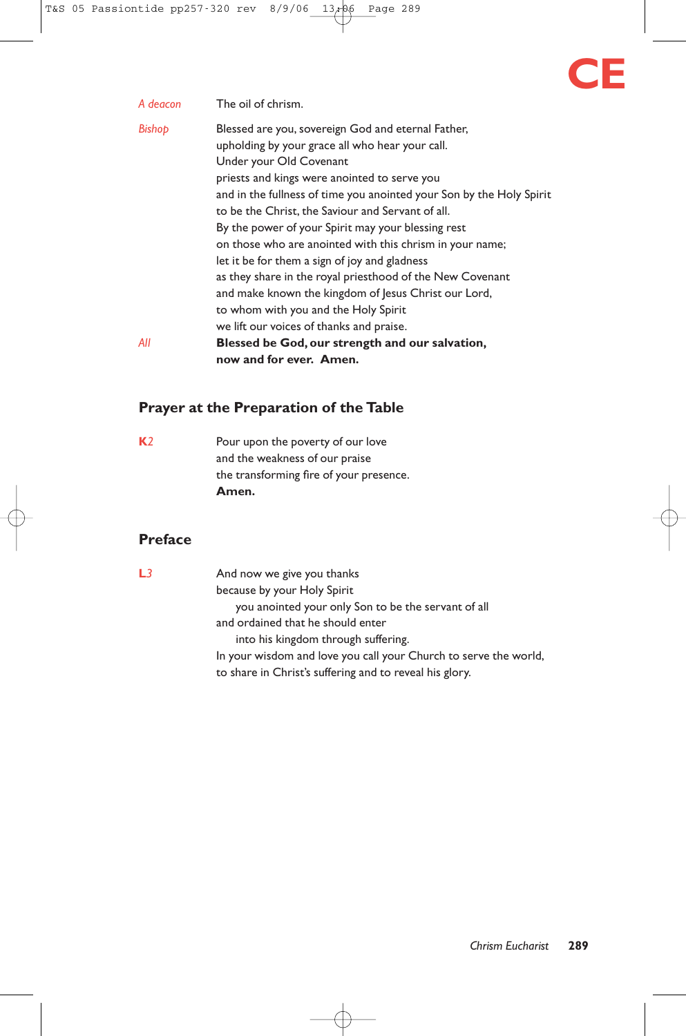*A deacon* The oil of chrism.

*Bishop* Blessed are you, sovereign God and eternal Father,
upholding by your grace all who hear your call.
Under your Old Covenant
priests and kings were anointed to serve you
and in the fullness of time you anointed your Son by the Holy Spirit
to be the Christ, the Saviour and Servant of all.
By the power of your Spirit may your blessing rest
on those who are anointed with this chrism in your name;
let it be for them a sign of joy and gladness
as they share in the royal priesthood of the New Covenant
and make known the kingdom of Jesus Christ our Lord,
to whom with you and the Holy Spirit
we lift our voices of thanks and praise.

*All* **Blessed be God, our strength and our salvation,
now and for ever. Amen.**

## Prayer at the Preparation of the Table

**K***2* Pour upon the poverty of our love
and the weakness of our praise
the transforming fire of your presence.
**Amen.**

## Preface

**L***3* And now we give you thanks
because by your Holy Spirit
    you anointed your only Son to be the servant of all
and ordained that he should enter
    into his kingdom through suffering.
In your wisdom and love you call your Church to serve the world,
to share in Christ's suffering and to reveal his glory.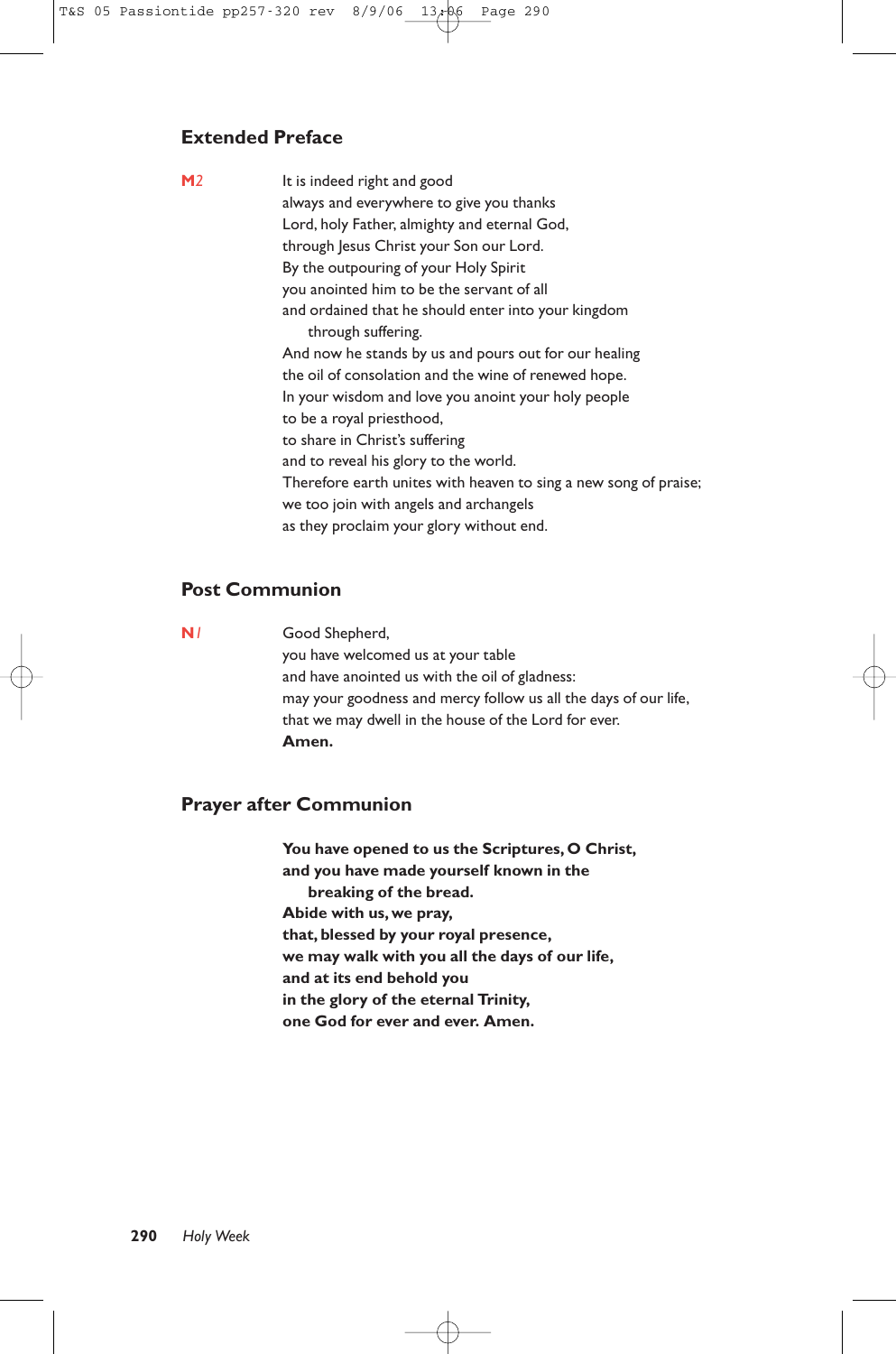## Extended Preface

**M**2

It is indeed right and good
always and everywhere to give you thanks
Lord, holy Father, almighty and eternal God,
through Jesus Christ your Son our Lord.
By the outpouring of your Holy Spirit
you anointed him to be the servant of all
and ordained that he should enter into your kingdom
    through suffering.
And now he stands by us and pours out for our healing
the oil of consolation and the wine of renewed hope.
In your wisdom and love you anoint your holy people
to be a royal priesthood,
to share in Christ's suffering
and to reveal his glory to the world.
Therefore earth unites with heaven to sing a new song of praise;
we too join with angels and archangels
as they proclaim your glory without end.

## Post Communion

**N**1

Good Shepherd,
you have welcomed us at your table
and have anointed us with the oil of gladness:
may your goodness and mercy follow us all the days of our life,
that we may dwell in the house of the Lord for ever.
**Amen.**

## Prayer after Communion

**You have opened to us the Scriptures, O Christ,**
**and you have made yourself known in the**
    **breaking of the bread.**
**Abide with us, we pray,**
**that, blessed by your royal presence,**
**we may walk with you all the days of our life,**
**and at its end behold you**
**in the glory of the eternal Trinity,**
**one God for ever and ever. Amen.**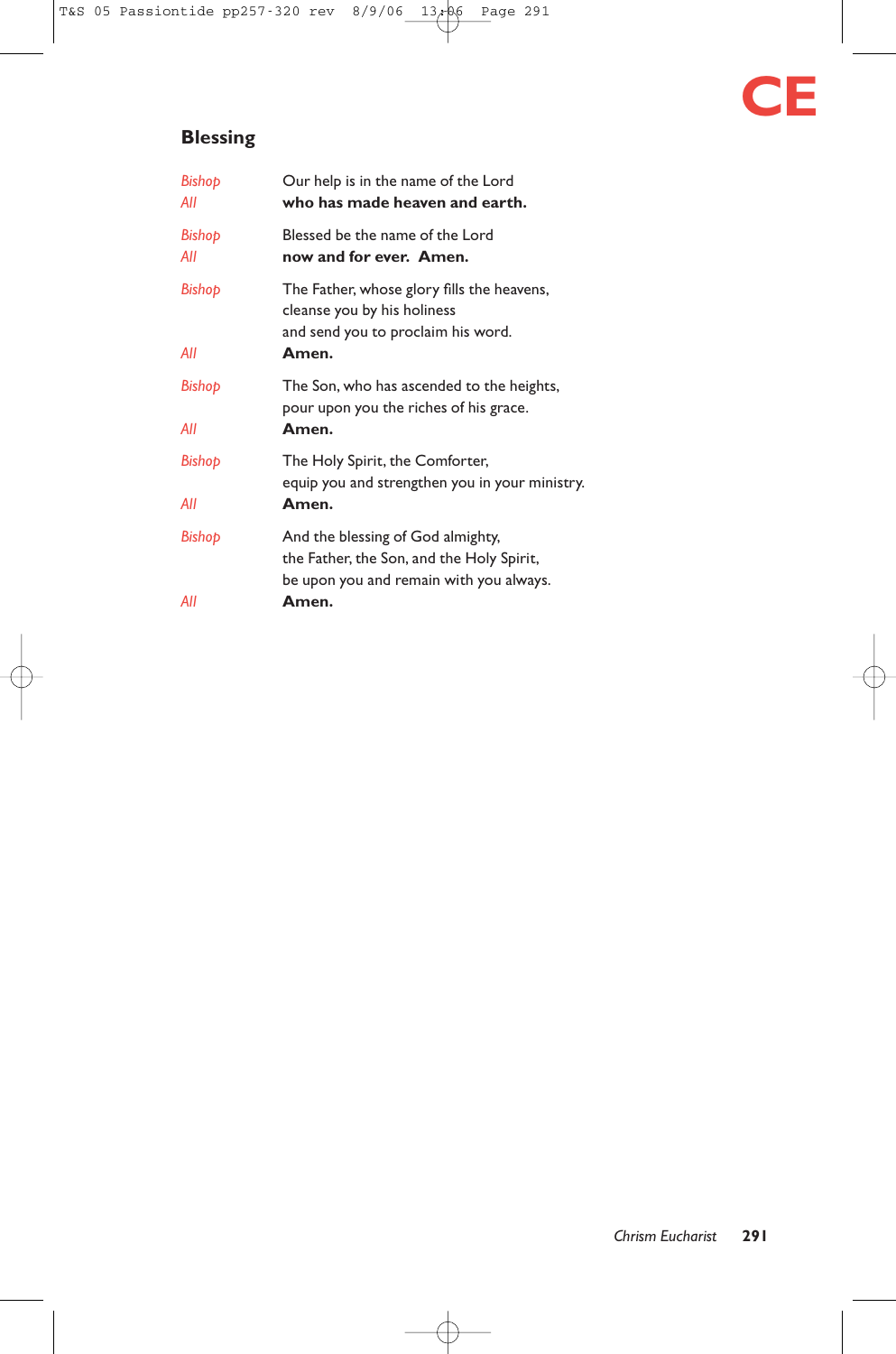## Blessing

*Bishop* Our help is in the name of the Lord
*All* **who has made heaven and earth.**

*Bishop* Blessed be the name of the Lord
*All* **now and for ever. Amen.**

*Bishop* The Father, whose glory fills the heavens,
cleanse you by his holiness
and send you to proclaim his word.
*All* **Amen.**

*Bishop* The Son, who has ascended to the heights,
pour upon you the riches of his grace.
*All* **Amen.**

*Bishop* The Holy Spirit, the Comforter,
equip you and strengthen you in your ministry.
*All* **Amen.**

*Bishop* And the blessing of God almighty,
the Father, the Son, and the Holy Spirit,
be upon you and remain with you always.
*All* **Amen.**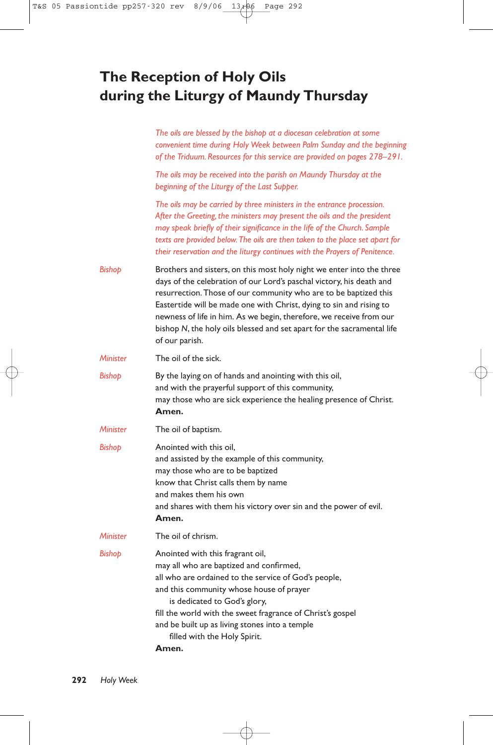# The Reception of Holy Oils during the Liturgy of Maundy Thursday

*The oils are blessed by the bishop at a diocesan celebration at some convenient time during Holy Week between Palm Sunday and the beginning of the Triduum. Resources for this service are provided on pages 278–291.*

*The oils may be received into the parish on Maundy Thursday at the beginning of the Liturgy of the Last Supper.*

*The oils may be carried by three ministers in the entrance procession. After the Greeting, the ministers may present the oils and the president may speak briefly of their significance in the life of the Church. Sample texts are provided below. The oils are then taken to the place set apart for their reservation and the liturgy continues with the Prayers of Penitence.*

*Bishop* Brothers and sisters, on this most holy night we enter into the three days of the celebration of our Lord's paschal victory, his death and resurrection. Those of our community who are to be baptized this Eastertide will be made one with Christ, dying to sin and rising to newness of life in him. As we begin, therefore, we receive from our bishop *N*, the holy oils blessed and set apart for the sacramental life of our parish.

*Minister* The oil of the sick.

*Bishop* By the laying on of hands and anointing with this oil,
and with the prayerful support of this community,
may those who are sick experience the healing presence of Christ.
**Amen.**

*Minister* The oil of baptism.

*Bishop* Anointed with this oil,
and assisted by the example of this community,
may those who are to be baptized
know that Christ calls them by name
and makes them his own
and shares with them his victory over sin and the power of evil.
**Amen.**

*Minister* The oil of chrism.

*Bishop* Anointed with this fragrant oil,
may all who are baptized and confirmed,
all who are ordained to the service of God's people,
and this community whose house of prayer
is dedicated to God's glory,
fill the world with the sweet fragrance of Christ's gospel
and be built up as living stones into a temple
filled with the Holy Spirit.
**Amen.**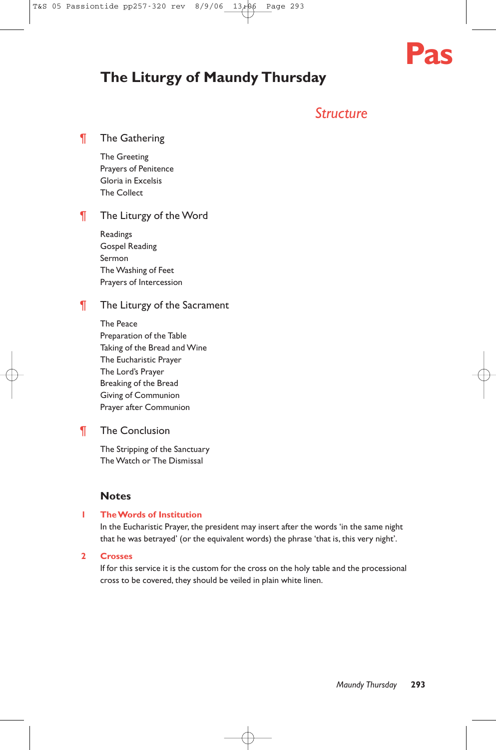# The Liturgy of Maundy Thursday

## *Structure*

¶ **The Gathering**

The Greeting
Prayers of Penitence
Gloria in Excelsis
The Collect

¶ **The Liturgy of the Word**

Readings
Gospel Reading
Sermon
The Washing of Feet
Prayers of Intercession

¶ **The Liturgy of the Sacrament**

The Peace
Preparation of the Table
Taking of the Bread and Wine
The Eucharistic Prayer
The Lord's Prayer
Breaking of the Bread
Giving of Communion
Prayer after Communion

¶ **The Conclusion**

The Stripping of the Sanctuary
The Watch or The Dismissal

## Notes

**1 The Words of Institution**
In the Eucharistic Prayer, the president may insert after the words 'in the same night that he was betrayed' (or the equivalent words) the phrase 'that is, this very night'.

**2 Crosses**
If for this service it is the custom for the cross on the holy table and the processional cross to be covered, they should be veiled in plain white linen.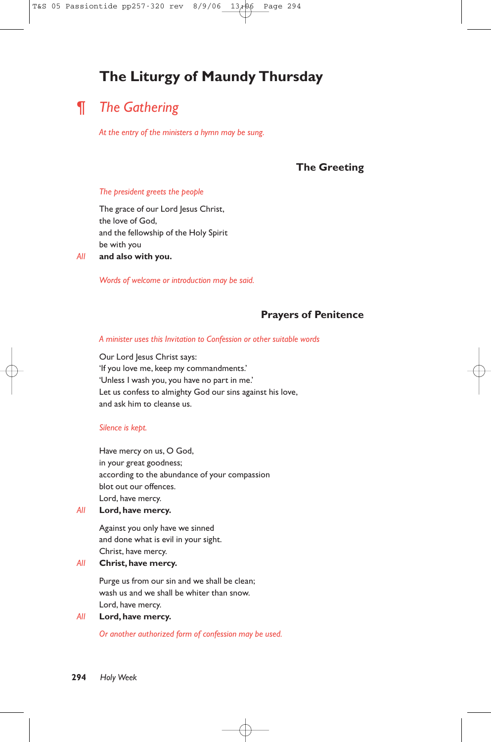# The Liturgy of Maundy Thursday

## ¶ *The Gathering*

*At the entry of the ministers a hymn may be sung.*

### The Greeting

*The president greets the people*

The grace of our Lord Jesus Christ,
the love of God,
and the fellowship of the Holy Spirit
be with you

*All* **and also with you.**

*Words of welcome or introduction may be said.*

### Prayers of Penitence

*A minister uses this Invitation to Confession or other suitable words*

Our Lord Jesus Christ says:
'If you love me, keep my commandments.'
'Unless I wash you, you have no part in me.'
Let us confess to almighty God our sins against his love,
and ask him to cleanse us.

*Silence is kept.*

Have mercy on us, O God,
in your great goodness;
according to the abundance of your compassion
blot out our offences.
Lord, have mercy.

*All* **Lord, have mercy.**

Against you only have we sinned
and done what is evil in your sight.
Christ, have mercy.

*All* **Christ, have mercy.**

Purge us from our sin and we shall be clean;
wash us and we shall be whiter than snow.
Lord, have mercy.

*All* **Lord, have mercy.**

*Or another authorized form of confession may be used.*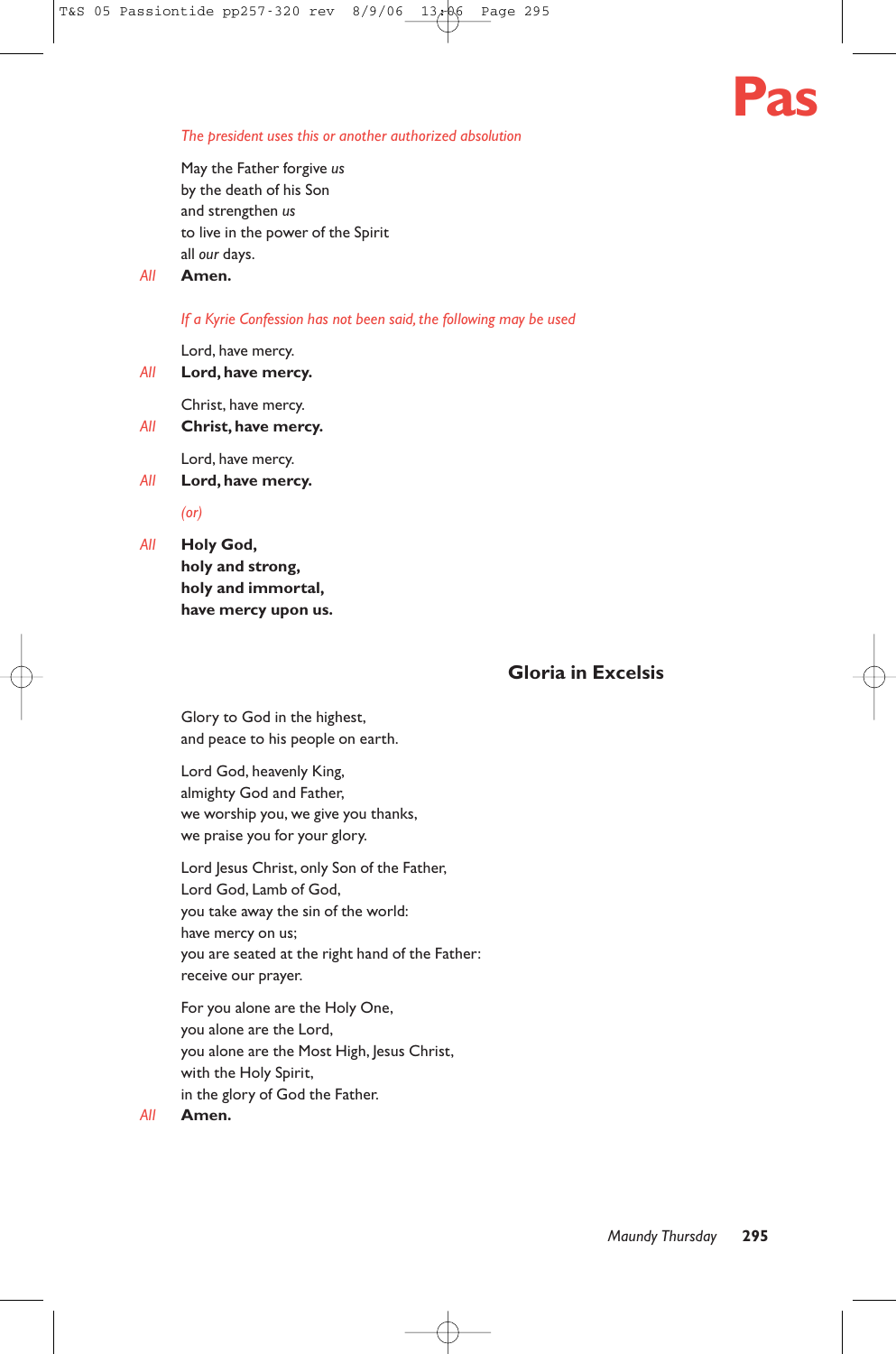*The president uses this or another authorized absolution*

May the Father forgive *us*  
by the death of his Son  
and strengthen *us*  
to live in the power of the Spirit  
all *our* days.

*All* **Amen.**

*If a Kyrie Confession has not been said, the following may be used*

Lord, have mercy.

*All* **Lord, have mercy.**

Christ, have mercy.

*All* **Christ, have mercy.**

Lord, have mercy.

*All* **Lord, have mercy.**

*(or)*

*All* **Holy God,**  
**holy and strong,**  
**holy and immortal,**  
**have mercy upon us.**

## Gloria in Excelsis

Glory to God in the highest,  
and peace to his people on earth.

Lord God, heavenly King,  
almighty God and Father,  
we worship you, we give you thanks,  
we praise you for your glory.

Lord Jesus Christ, only Son of the Father,  
Lord God, Lamb of God,  
you take away the sin of the world:  
have mercy on us;  
you are seated at the right hand of the Father:  
receive our prayer.

For you alone are the Holy One,  
you alone are the Lord,  
you alone are the Most High, Jesus Christ,  
with the Holy Spirit,  
in the glory of God the Father.

*All* **Amen.**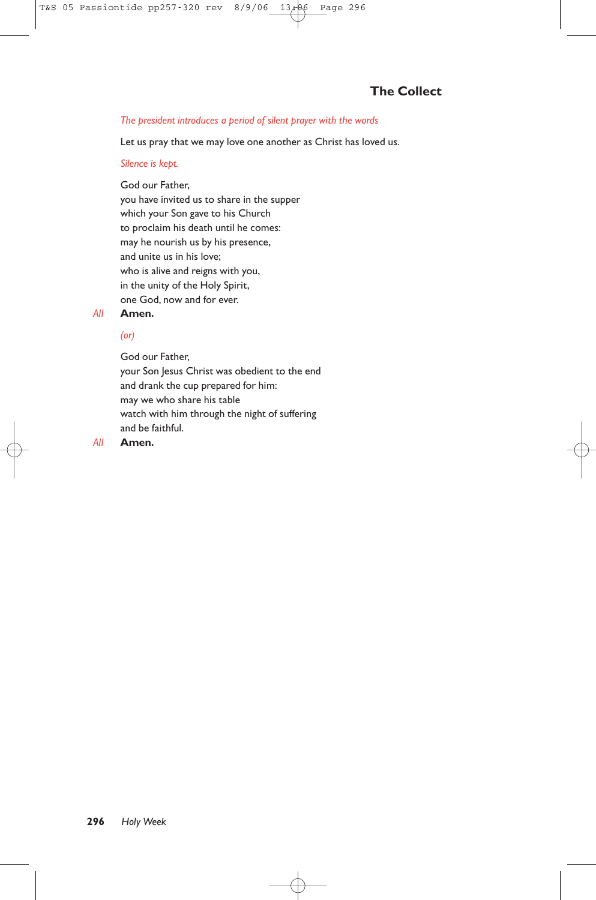## The Collect

*The president introduces a period of silent prayer with the words*

Let us pray that we may love one another as Christ has loved us.

*Silence is kept.*

God our Father,  
you have invited us to share in the supper  
which your Son gave to his Church  
to proclaim his death until he comes:  
may he nourish us by his presence,  
and unite us in his love;  
who is alive and reigns with you,  
in the unity of the Holy Spirit,  
one God, now and for ever.

*All* **Amen.**

*(or)*

God our Father,  
your Son Jesus Christ was obedient to the end  
and drank the cup prepared for him:  
may we who share his table  
watch with him through the night of suffering  
and be faithful.

*All* **Amen.**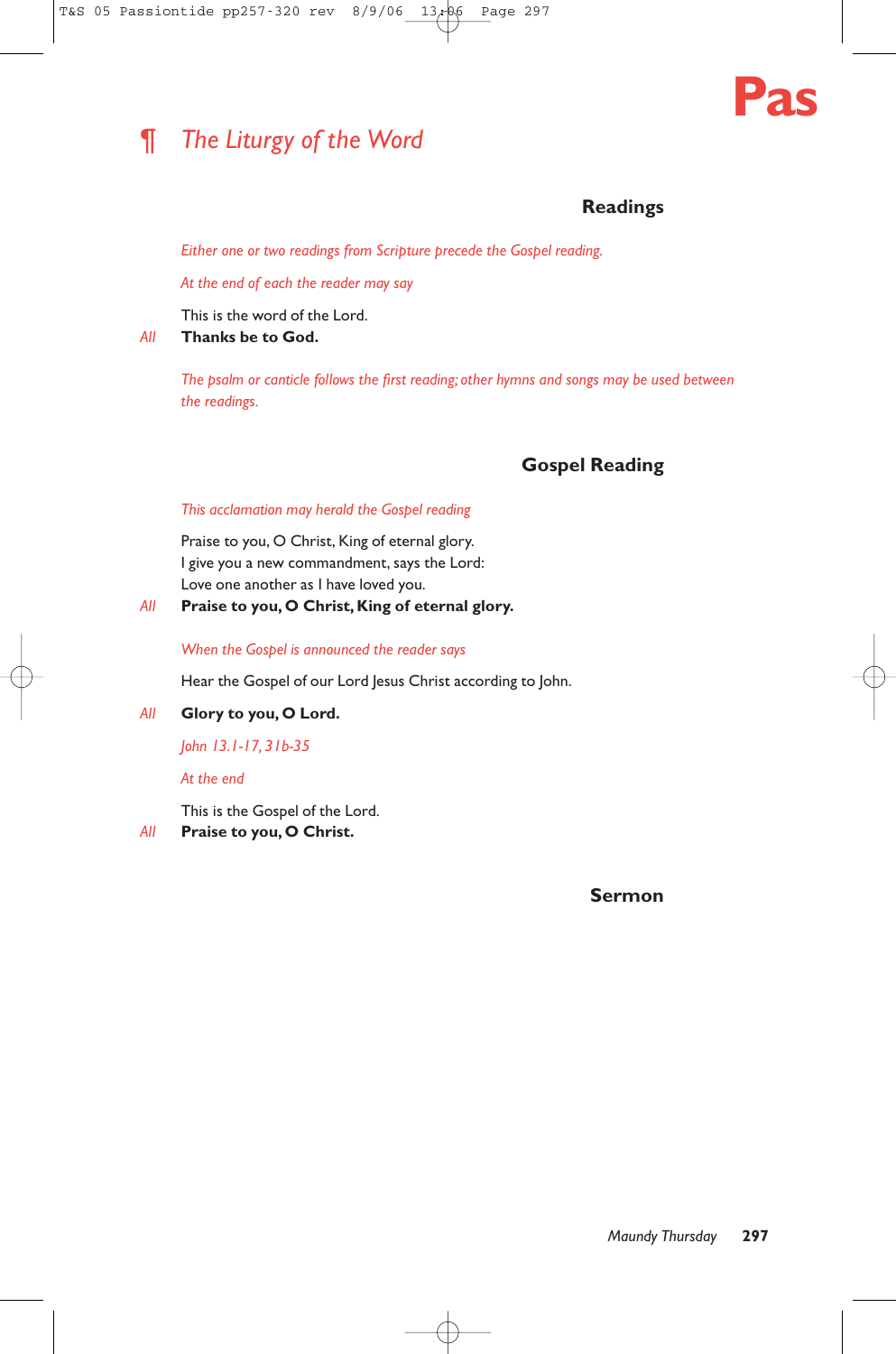## ¶ *The Liturgy of the Word*

### Readings

*Either one or two readings from Scripture precede the Gospel reading.*

*At the end of each the reader may say*

This is the word of the Lord.

*All* **Thanks be to God.**

*The psalm or canticle follows the first reading; other hymns and songs may be used between the readings.*

### Gospel Reading

*This acclamation may herald the Gospel reading*

Praise to you, O Christ, King of eternal glory.
I give you a new commandment, says the Lord:
Love one another as I have loved you.

*All* **Praise to you, O Christ, King of eternal glory.**

*When the Gospel is announced the reader says*

Hear the Gospel of our Lord Jesus Christ according to John.

*All* **Glory to you, O Lord.**

*John 13.1-17, 31b-35*

*At the end*

This is the Gospel of the Lord.

*All* **Praise to you, O Christ.**

### Sermon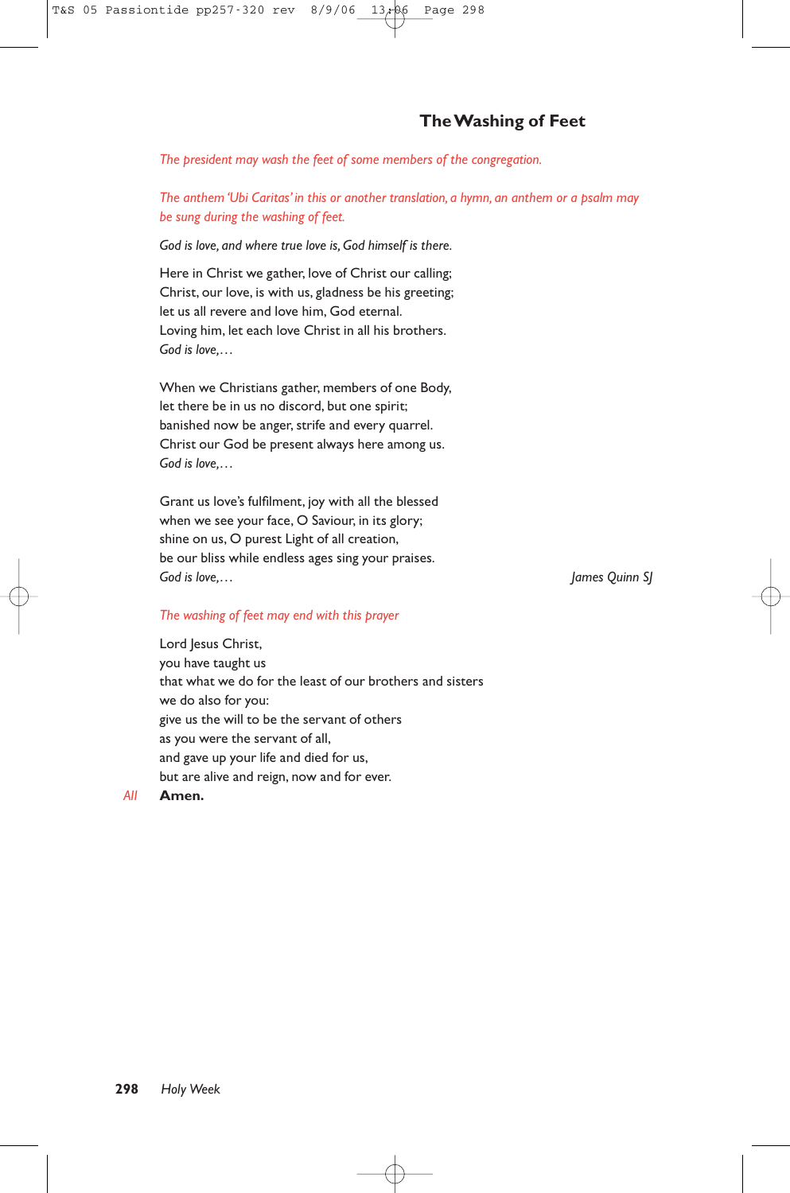## The Washing of Feet

*The president may wash the feet of some members of the congregation.*

*The anthem 'Ubi Caritas' in this or another translation, a hymn, an anthem or a psalm may be sung during the washing of feet.*

*God is love, and where true love is, God himself is there.*

Here in Christ we gather, love of Christ our calling;
Christ, our love, is with us, gladness be his greeting;
let us all revere and love him, God eternal.
Loving him, let each love Christ in all his brothers.
*God is love,…*

When we Christians gather, members of one Body,
let there be in us no discord, but one spirit;
banished now be anger, strife and every quarrel.
Christ our God be present always here among us.
*God is love,…*

Grant us love's fulfilment, joy with all the blessed
when we see your face, O Saviour, in its glory;
shine on us, O purest Light of all creation,
be our bliss while endless ages sing your praises.
*God is love,…*

*James Quinn SJ*

*The washing of feet may end with this prayer*

Lord Jesus Christ,
you have taught us
that what we do for the least of our brothers and sisters
we do also for you:
give us the will to be the servant of others
as you were the servant of all,
and gave up your life and died for us,
but are alive and reign, now and for ever.

*All* **Amen.**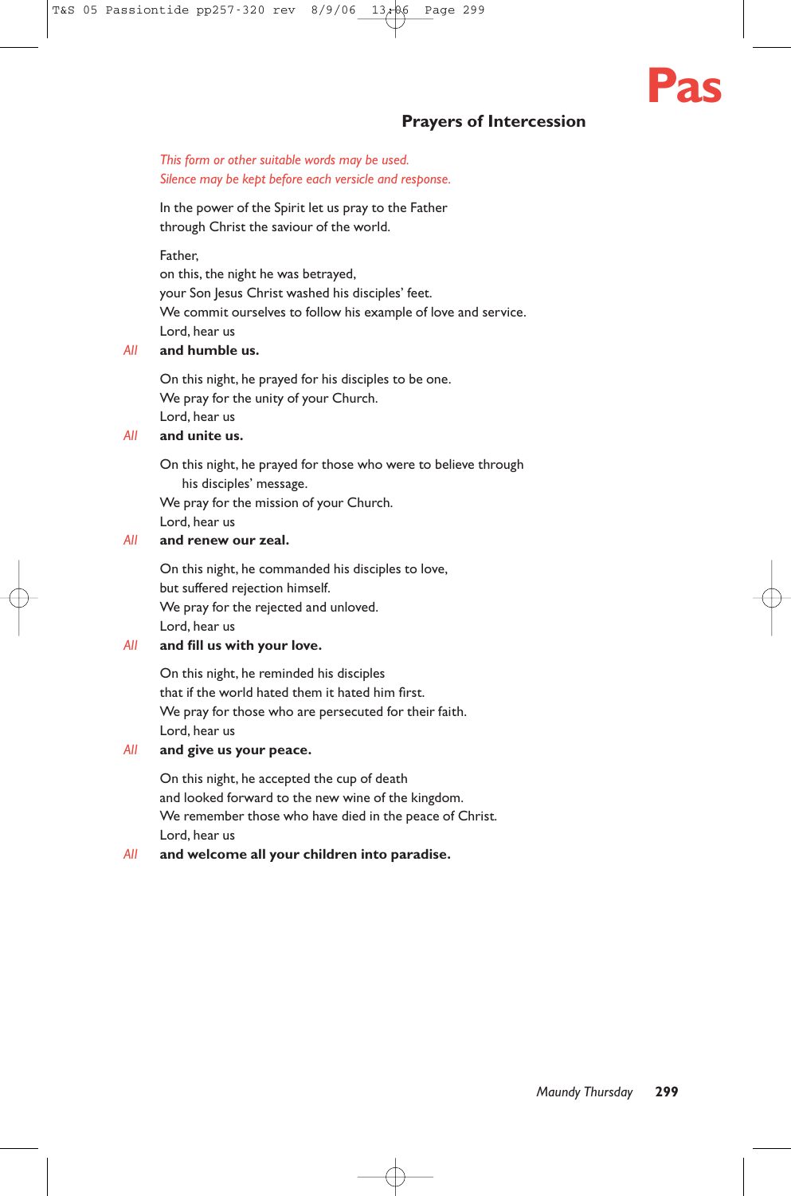## Prayers of Intercession

*This form or other suitable words may be used.*
*Silence may be kept before each versicle and response.*

In the power of the Spirit let us pray to the Father
through Christ the saviour of the world.

Father,
on this, the night he was betrayed,
your Son Jesus Christ washed his disciples' feet.
We commit ourselves to follow his example of love and service.
Lord, hear us

*All* **and humble us.**

On this night, he prayed for his disciples to be one.
We pray for the unity of your Church.
Lord, hear us

*All* **and unite us.**

On this night, he prayed for those who were to believe through
his disciples' message.
We pray for the mission of your Church.
Lord, hear us

*All* **and renew our zeal.**

On this night, he commanded his disciples to love,
but suffered rejection himself.
We pray for the rejected and unloved.
Lord, hear us

*All* **and fill us with your love.**

On this night, he reminded his disciples
that if the world hated them it hated him first.
We pray for those who are persecuted for their faith.
Lord, hear us

*All* **and give us your peace.**

On this night, he accepted the cup of death
and looked forward to the new wine of the kingdom.
We remember those who have died in the peace of Christ.
Lord, hear us

*All* **and welcome all your children into paradise.**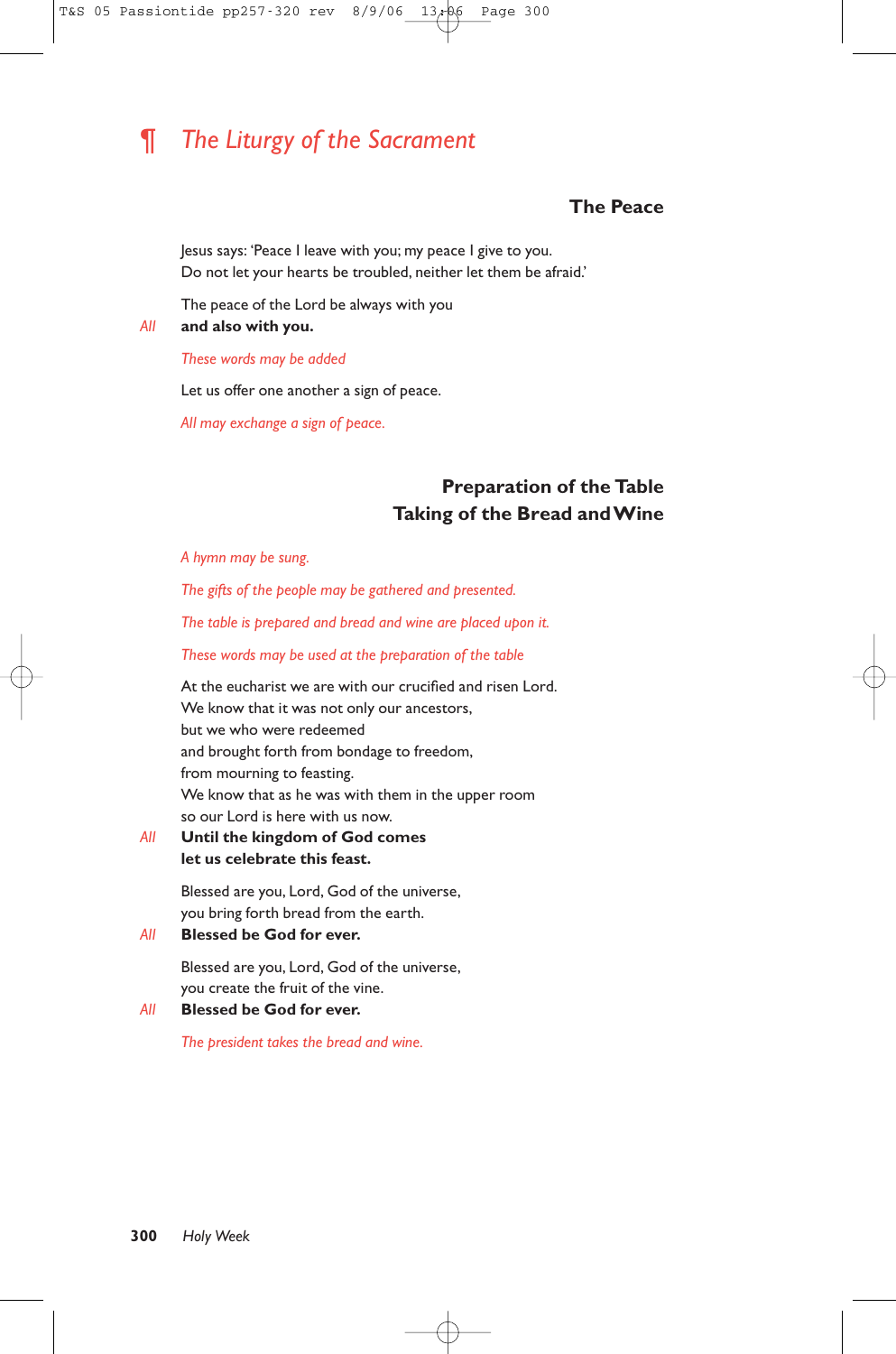# ¶ *The Liturgy of the Sacrament*

### The Peace

Jesus says: 'Peace I leave with you; my peace I give to you.
Do not let your hearts be troubled, neither let them be afraid.'

The peace of the Lord be always with you

*All* **and also with you.**

*These words may be added*

Let us offer one another a sign of peace.

*All may exchange a sign of peace.*

### Preparation of the Table
### Taking of the Bread and Wine

*A hymn may be sung.*

*The gifts of the people may be gathered and presented.*

*The table is prepared and bread and wine are placed upon it.*

*These words may be used at the preparation of the table*

At the eucharist we are with our crucified and risen Lord.
We know that it was not only our ancestors,
but we who were redeemed
and brought forth from bondage to freedom,
from mourning to feasting.
We know that as he was with them in the upper room
so our Lord is here with us now.

*All* **Until the kingdom of God comes
let us celebrate this feast.**

Blessed are you, Lord, God of the universe,
you bring forth bread from the earth.

*All* **Blessed be God for ever.**

Blessed are you, Lord, God of the universe,
you create the fruit of the vine.

*All* **Blessed be God for ever.**

*The president takes the bread and wine.*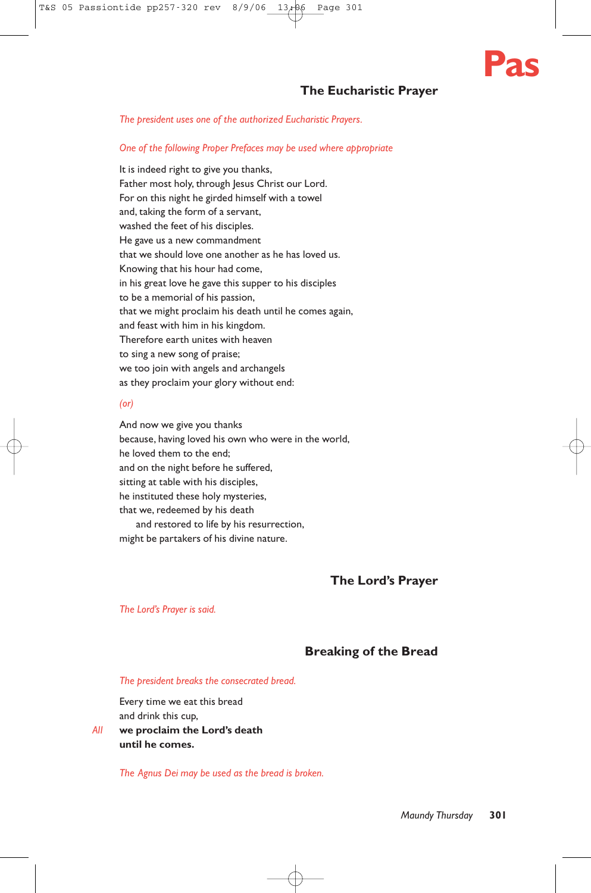## The Eucharistic Prayer

*The president uses one of the authorized Eucharistic Prayers.*

*One of the following Proper Prefaces may be used where appropriate*

It is indeed right to give you thanks,
Father most holy, through Jesus Christ our Lord.
For on this night he girded himself with a towel
and, taking the form of a servant,
washed the feet of his disciples.
He gave us a new commandment
that we should love one another as he has loved us.
Knowing that his hour had come,
in his great love he gave this supper to his disciples
to be a memorial of his passion,
that we might proclaim his death until he comes again,
and feast with him in his kingdom.
Therefore earth unites with heaven
to sing a new song of praise;
we too join with angels and archangels
as they proclaim your glory without end:

*(or)*

And now we give you thanks
because, having loved his own who were in the world,
he loved them to the end;
and on the night before he suffered,
sitting at table with his disciples,
he instituted these holy mysteries,
that we, redeemed by his death
  and restored to life by his resurrection,
might be partakers of his divine nature.

## The Lord's Prayer

*The Lord's Prayer is said.*

## Breaking of the Bread

*The president breaks the consecrated bread.*

Every time we eat this bread
and drink this cup,
*All* **we proclaim the Lord's death**
**until he comes.**

*The Agnus Dei may be used as the bread is broken.*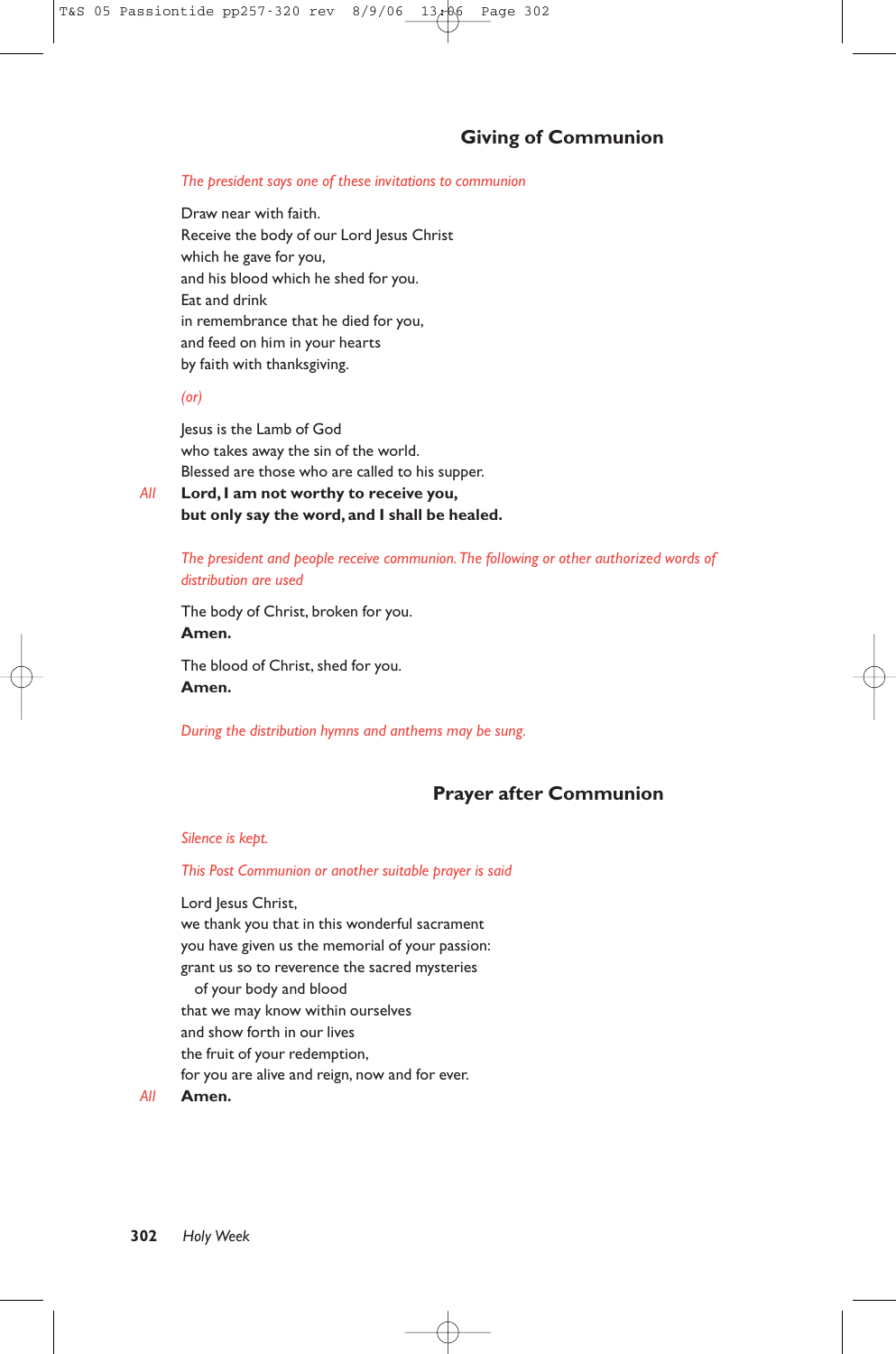## Giving of Communion

*The president says one of these invitations to communion*

Draw near with faith.
Receive the body of our Lord Jesus Christ
which he gave for you,
and his blood which he shed for you.
Eat and drink
in remembrance that he died for you,
and feed on him in your hearts
by faith with thanksgiving.

*(or)*

Jesus is the Lamb of God
who takes away the sin of the world.
Blessed are those who are called to his supper.

*All* **Lord, I am not worthy to receive you,**
**but only say the word, and I shall be healed.**

*The president and people receive communion. The following or other authorized words of distribution are used*

The body of Christ, broken for you.
**Amen.**

The blood of Christ, shed for you.
**Amen.**

*During the distribution hymns and anthems may be sung.*

## Prayer after Communion

*Silence is kept.*

*This Post Communion or another suitable prayer is said*

Lord Jesus Christ,
we thank you that in this wonderful sacrament
you have given us the memorial of your passion:
grant us so to reverence the sacred mysteries
of your body and blood
that we may know within ourselves
and show forth in our lives
the fruit of your redemption,
for you are alive and reign, now and for ever.

*All* **Amen.**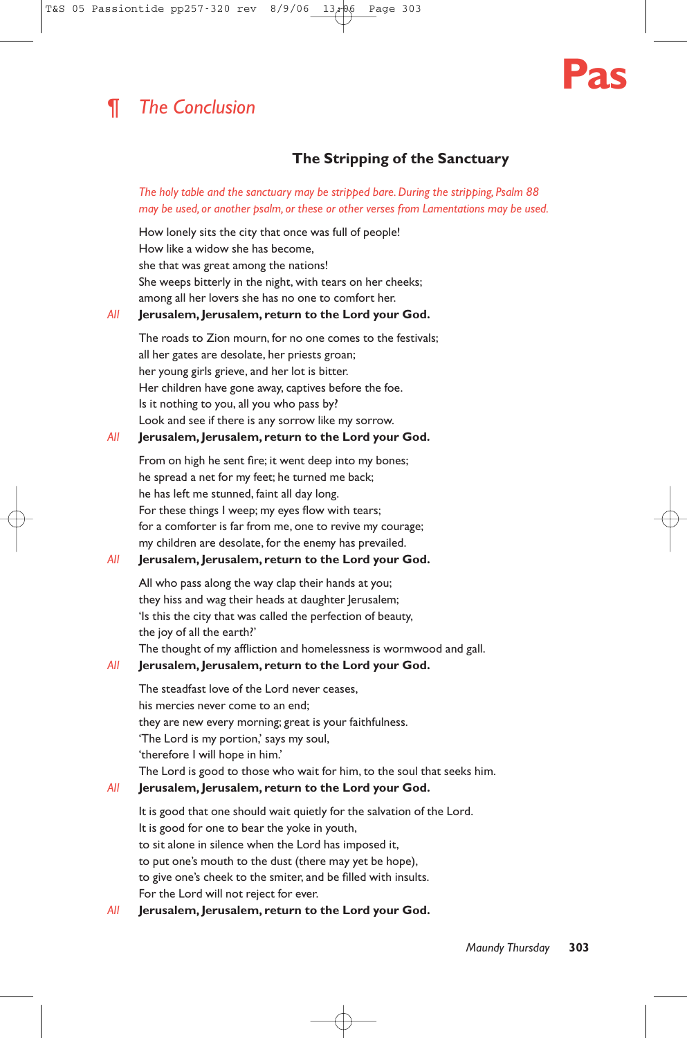## ¶ *The Conclusion*

### The Stripping of the Sanctuary

*The holy table and the sanctuary may be stripped bare. During the stripping, Psalm 88 may be used, or another psalm, or these or other verses from Lamentations may be used.*

How lonely sits the city that once was full of people!
How like a widow she has become,
she that was great among the nations!
She weeps bitterly in the night, with tears on her cheeks;
among all her lovers she has no one to comfort her.

*All* **Jerusalem, Jerusalem, return to the Lord your God.**

The roads to Zion mourn, for no one comes to the festivals;
all her gates are desolate, her priests groan;
her young girls grieve, and her lot is bitter.
Her children have gone away, captives before the foe.
Is it nothing to you, all you who pass by?
Look and see if there is any sorrow like my sorrow.

*All* **Jerusalem, Jerusalem, return to the Lord your God.**

From on high he sent fire; it went deep into my bones;
he spread a net for my feet; he turned me back;
he has left me stunned, faint all day long.
For these things I weep; my eyes flow with tears;
for a comforter is far from me, one to revive my courage;
my children are desolate, for the enemy has prevailed.

*All* **Jerusalem, Jerusalem, return to the Lord your God.**

All who pass along the way clap their hands at you;
they hiss and wag their heads at daughter Jerusalem;
'Is this the city that was called the perfection of beauty,
the joy of all the earth?'
The thought of my affliction and homelessness is wormwood and gall.

*All* **Jerusalem, Jerusalem, return to the Lord your God.**

The steadfast love of the Lord never ceases,
his mercies never come to an end;
they are new every morning; great is your faithfulness.
'The Lord is my portion,' says my soul,
'therefore I will hope in him.'
The Lord is good to those who wait for him, to the soul that seeks him.

*All* **Jerusalem, Jerusalem, return to the Lord your God.**

It is good that one should wait quietly for the salvation of the Lord.
It is good for one to bear the yoke in youth,
to sit alone in silence when the Lord has imposed it,
to put one's mouth to the dust (there may yet be hope),
to give one's cheek to the smiter, and be filled with insults.
For the Lord will not reject for ever.

*All* **Jerusalem, Jerusalem, return to the Lord your God.**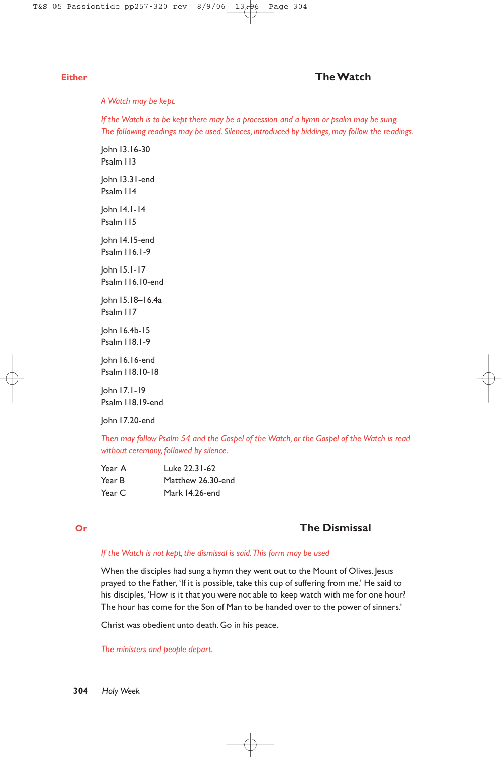**Either**

## The Watch

*A Watch may be kept.*

*If the Watch is to be kept there may be a procession and a hymn or psalm may be sung. The following readings may be used. Silences, introduced by biddings, may follow the readings.*

John 13.16-30
Psalm 113

John 13.31-end
Psalm 114

John 14.1-14
Psalm 115

John 14.15-end
Psalm 116.1-9

John 15.1-17
Psalm 116.10-end

John 15.18–16.4a
Psalm 117

John 16.4b-15
Psalm 118.1-9

John 16.16-end
Psalm 118.10-18

John 17.1-19
Psalm 118.19-end

John 17.20-end

*Then may follow Psalm 54 and the Gospel of the Watch, or the Gospel of the Watch is read without ceremony, followed by silence.*

| | |
|---|---|
| Year A | Luke 22.31-62 |
| Year B | Matthew 26.30-end |
| Year C | Mark 14.26-end |

**Or**

## The Dismissal

*If the Watch is not kept, the dismissal is said. This form may be used*

When the disciples had sung a hymn they went out to the Mount of Olives. Jesus prayed to the Father, 'If it is possible, take this cup of suffering from me.' He said to his disciples, 'How is it that you were not able to keep watch with me for one hour? The hour has come for the Son of Man to be handed over to the power of sinners.'

Christ was obedient unto death. Go in his peace.

*The ministers and people depart.*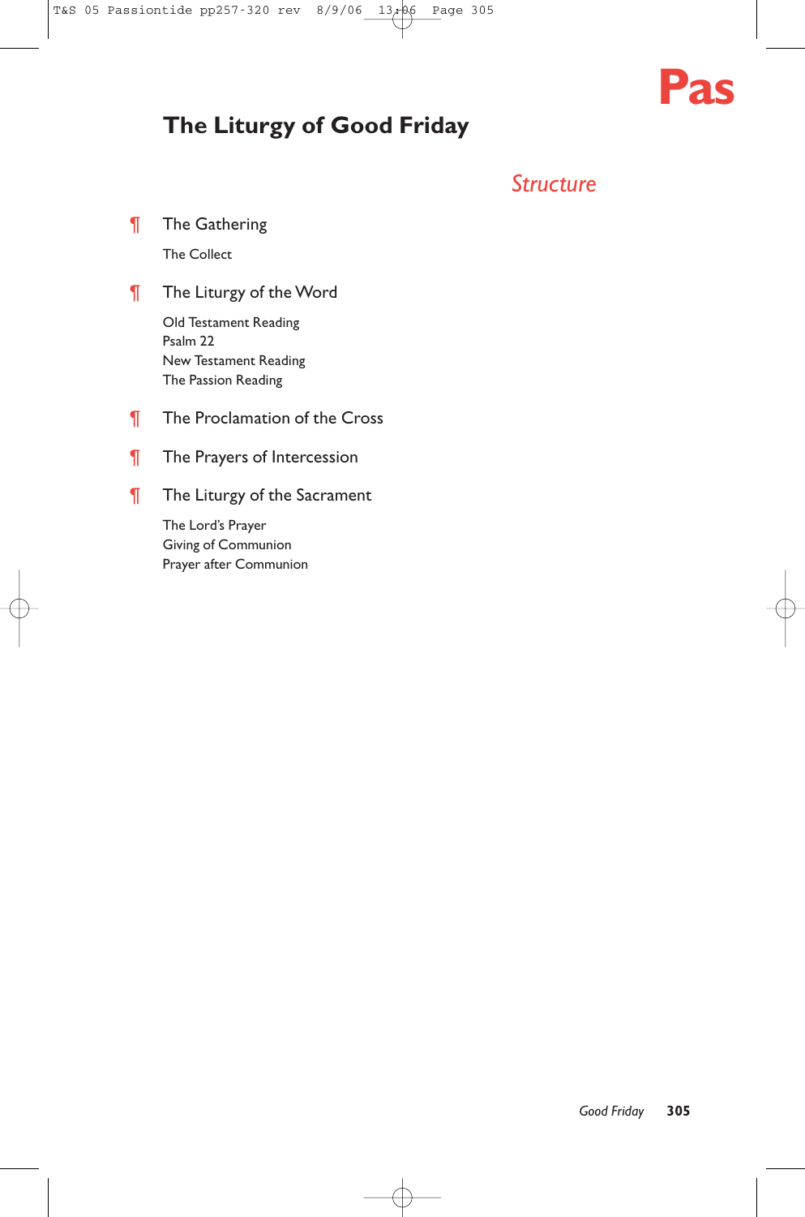# The Liturgy of Good Friday

## *Structure*

¶ The Gathering

The Collect

¶ The Liturgy of the Word

Old Testament Reading
Psalm 22
New Testament Reading
The Passion Reading

¶ The Proclamation of the Cross

¶ The Prayers of Intercession

¶ The Liturgy of the Sacrament

The Lord's Prayer
Giving of Communion
Prayer after Communion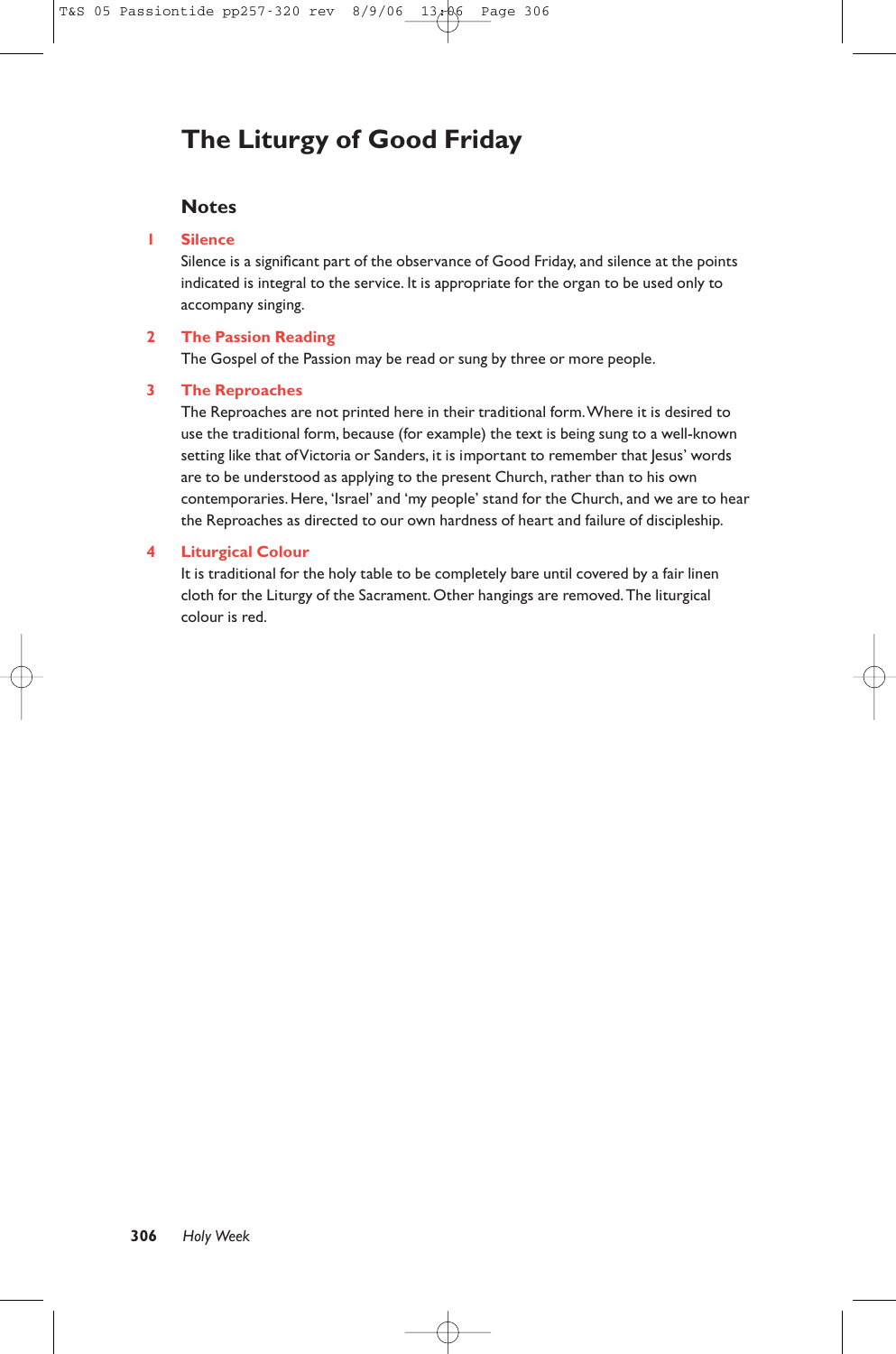# The Liturgy of Good Friday

## Notes

**1 Silence**

Silence is a significant part of the observance of Good Friday, and silence at the points indicated is integral to the service. It is appropriate for the organ to be used only to accompany singing.

**2 The Passion Reading**

The Gospel of the Passion may be read or sung by three or more people.

**3 The Reproaches**

The Reproaches are not printed here in their traditional form. Where it is desired to use the traditional form, because (for example) the text is being sung to a well-known setting like that of Victoria or Sanders, it is important to remember that Jesus' words are to be understood as applying to the present Church, rather than to his own contemporaries. Here, 'Israel' and 'my people' stand for the Church, and we are to hear the Reproaches as directed to our own hardness of heart and failure of discipleship.

**4 Liturgical Colour**

It is traditional for the holy table to be completely bare until covered by a fair linen cloth for the Liturgy of the Sacrament. Other hangings are removed. The liturgical colour is red.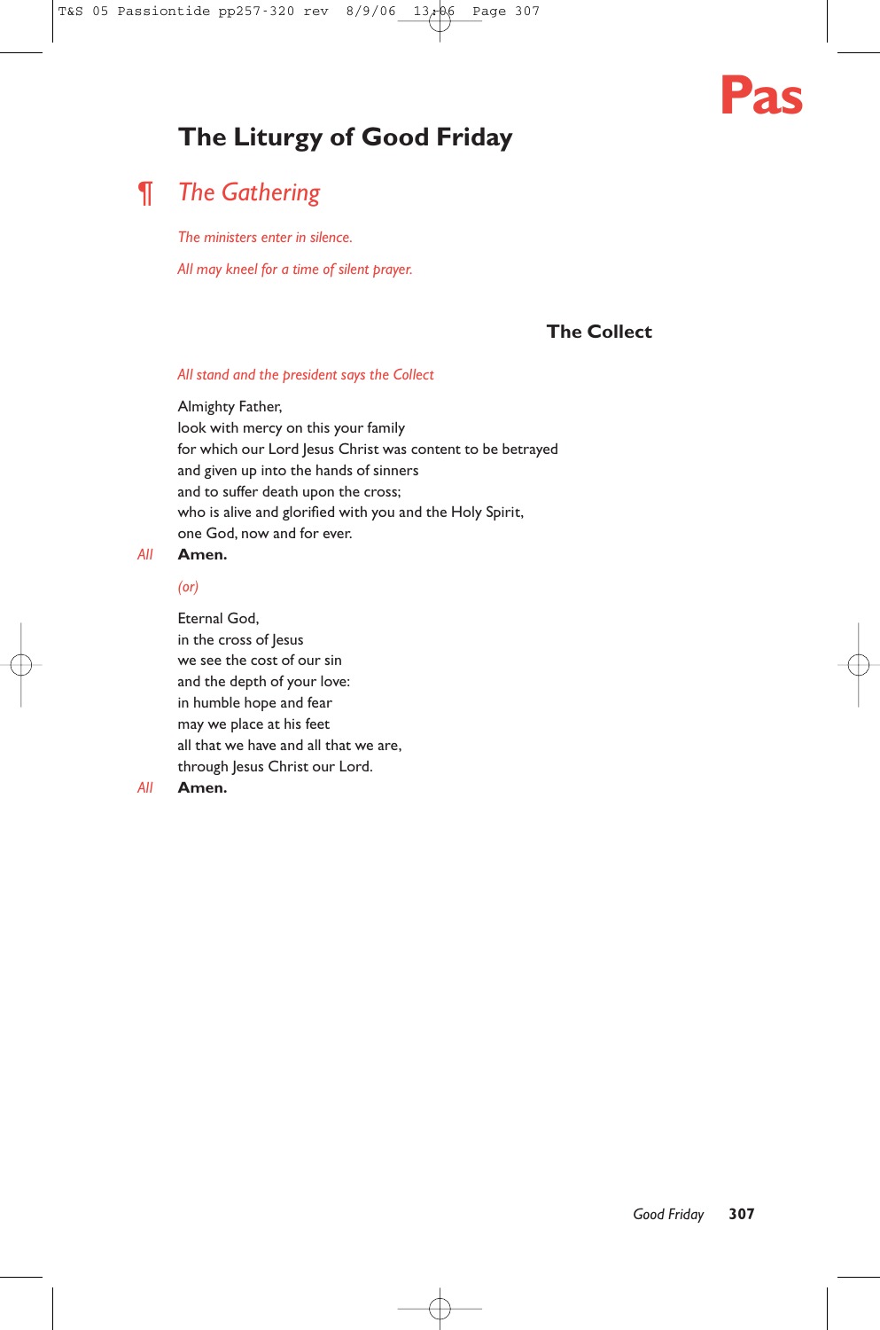# The Liturgy of Good Friday

## ¶ *The Gathering*

*The ministers enter in silence.*

*All may kneel for a time of silent prayer.*

### The Collect

*All stand and the president says the Collect*

Almighty Father,
look with mercy on this your family
for which our Lord Jesus Christ was content to be betrayed
and given up into the hands of sinners
and to suffer death upon the cross;
who is alive and glorified with you and the Holy Spirit,
one God, now and for ever.

*All* **Amen.**

*(or)*

Eternal God,
in the cross of Jesus
we see the cost of our sin
and the depth of your love:
in humble hope and fear
may we place at his feet
all that we have and all that we are,
through Jesus Christ our Lord.

*All* **Amen.**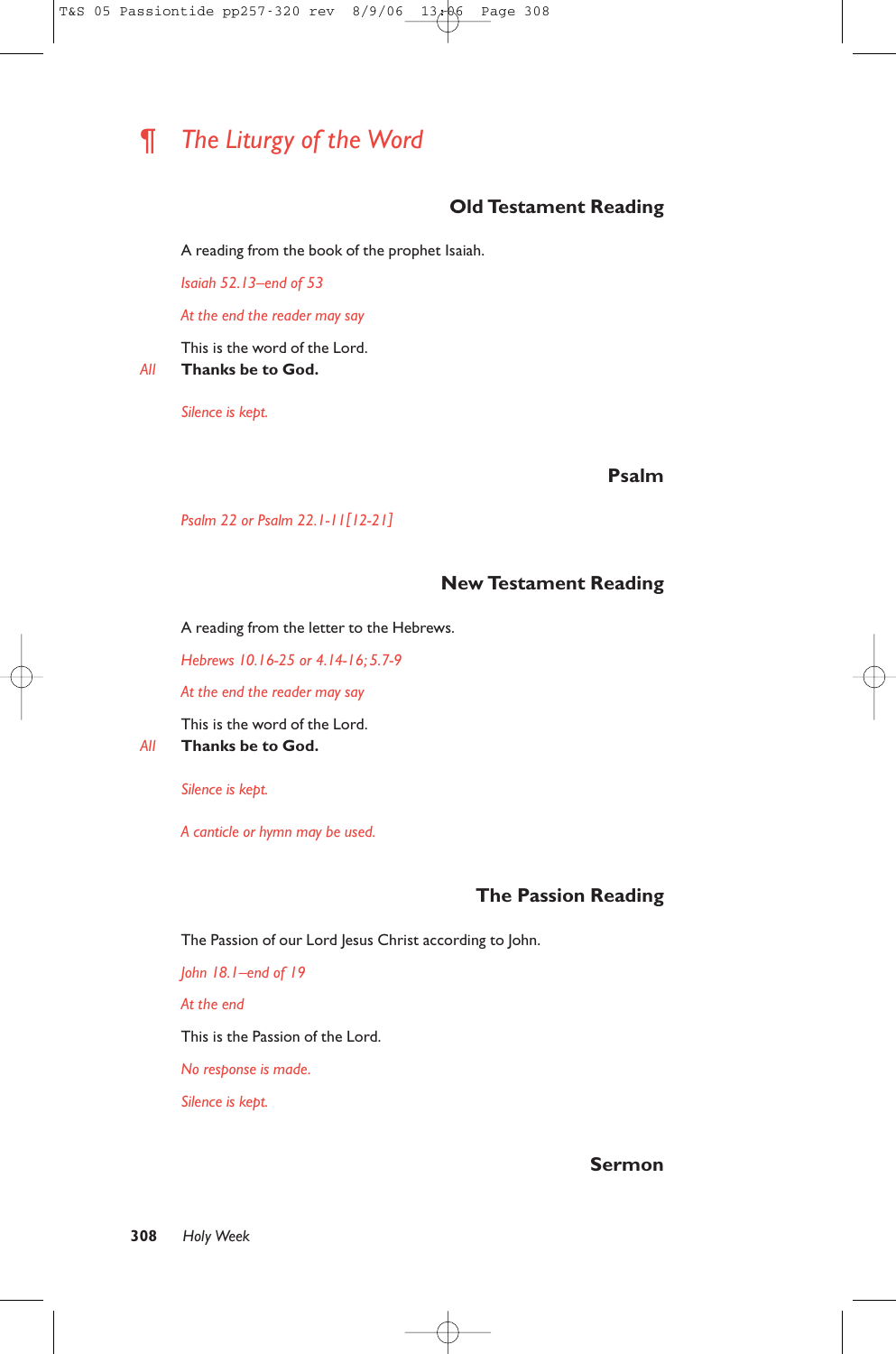## ¶ *The Liturgy of the Word*

### Old Testament Reading

A reading from the book of the prophet Isaiah.

*Isaiah 52.13–end of 53*

*At the end the reader may say*

This is the word of the Lord.

*All* **Thanks be to God.**

*Silence is kept.*

### Psalm

*Psalm 22 or Psalm 22.1-11[12-21]*

### New Testament Reading

A reading from the letter to the Hebrews.

*Hebrews 10.16-25 or 4.14-16; 5.7-9*

*At the end the reader may say*

This is the word of the Lord.

*All* **Thanks be to God.**

*Silence is kept.*

*A canticle or hymn may be used.*

### The Passion Reading

The Passion of our Lord Jesus Christ according to John.

*John 18.1–end of 19*

*At the end*

This is the Passion of the Lord.

*No response is made.*

*Silence is kept.*

### Sermon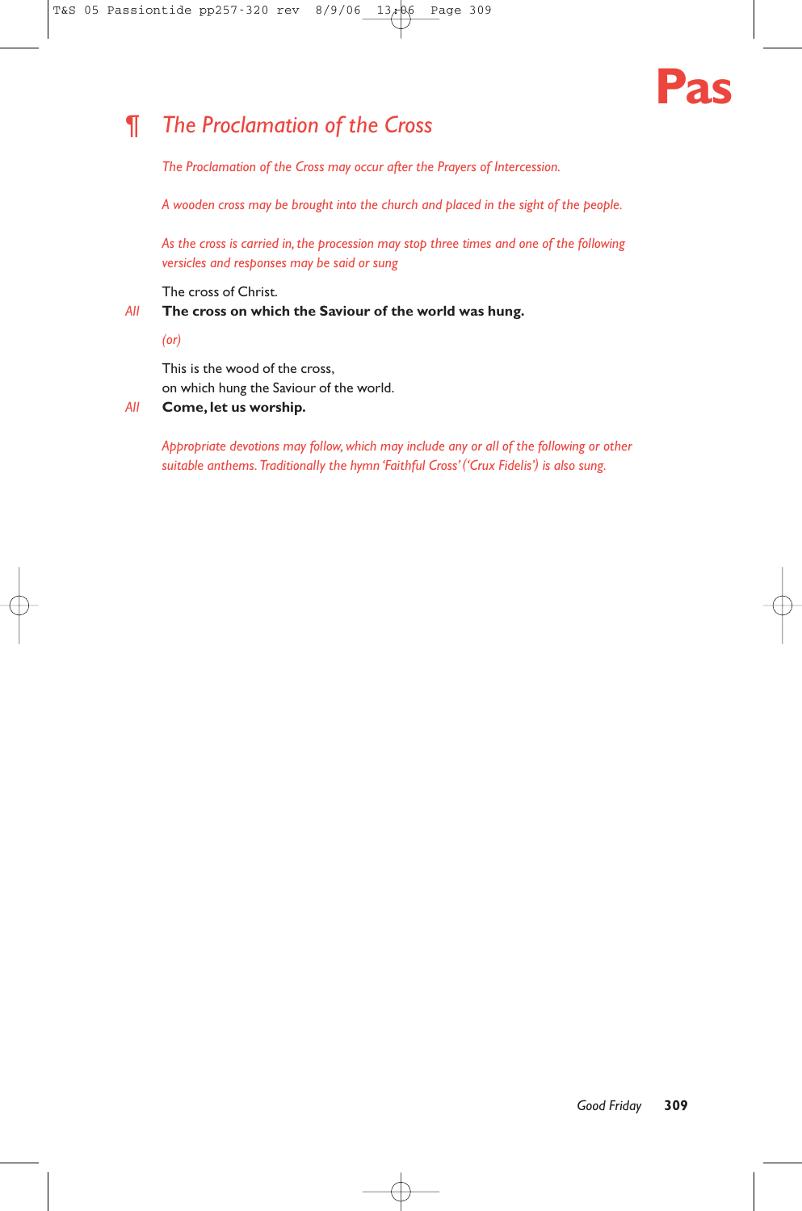## ¶ The Proclamation of the Cross

*The Proclamation of the Cross may occur after the Prayers of Intercession.*

*A wooden cross may be brought into the church and placed in the sight of the people.*

*As the cross is carried in, the procession may stop three times and one of the following versicles and responses may be said or sung*

The cross of Christ.

*All* **The cross on which the Saviour of the world was hung.**

*(or)*

This is the wood of the cross,
on which hung the Saviour of the world.

*All* **Come, let us worship.**

*Appropriate devotions may follow, which may include any or all of the following or other suitable anthems. Traditionally the hymn 'Faithful Cross' ('Crux Fidelis') is also sung.*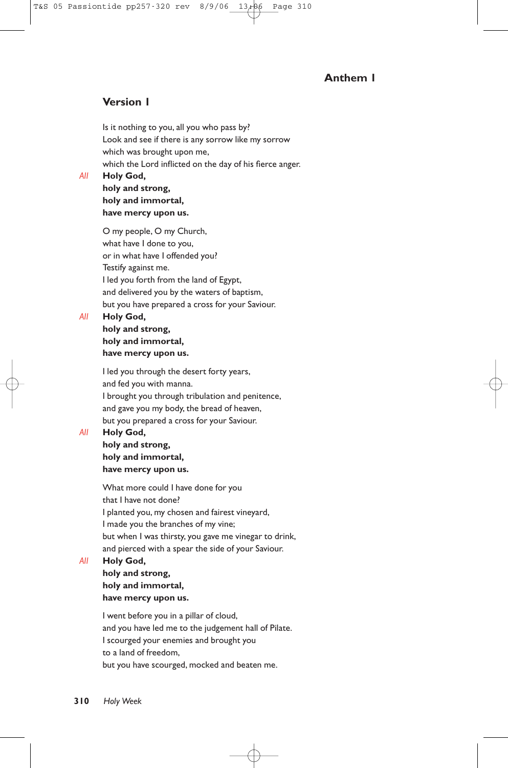## Anthem I

### Version I

Is it nothing to you, all you who pass by?
Look and see if there is any sorrow like my sorrow
which was brought upon me,
which the Lord inflicted on the day of his fierce anger.

*All* **Holy God,**
**holy and strong,**
**holy and immortal,**
**have mercy upon us.**

O my people, O my Church,
what have I done to you,
or in what have I offended you?
Testify against me.
I led you forth from the land of Egypt,
and delivered you by the waters of baptism,
but you have prepared a cross for your Saviour.

*All* **Holy God,**
**holy and strong,**
**holy and immortal,**
**have mercy upon us.**

I led you through the desert forty years,
and fed you with manna.
I brought you through tribulation and penitence,
and gave you my body, the bread of heaven,
but you prepared a cross for your Saviour.

*All* **Holy God,**
**holy and strong,**
**holy and immortal,**
**have mercy upon us.**

What more could I have done for you
that I have not done?
I planted you, my chosen and fairest vineyard,
I made you the branches of my vine;
but when I was thirsty, you gave me vinegar to drink,
and pierced with a spear the side of your Saviour.

*All* **Holy God,**
**holy and strong,**
**holy and immortal,**
**have mercy upon us.**

I went before you in a pillar of cloud,
and you have led me to the judgement hall of Pilate.
I scourged your enemies and brought you
to a land of freedom,
but you have scourged, mocked and beaten me.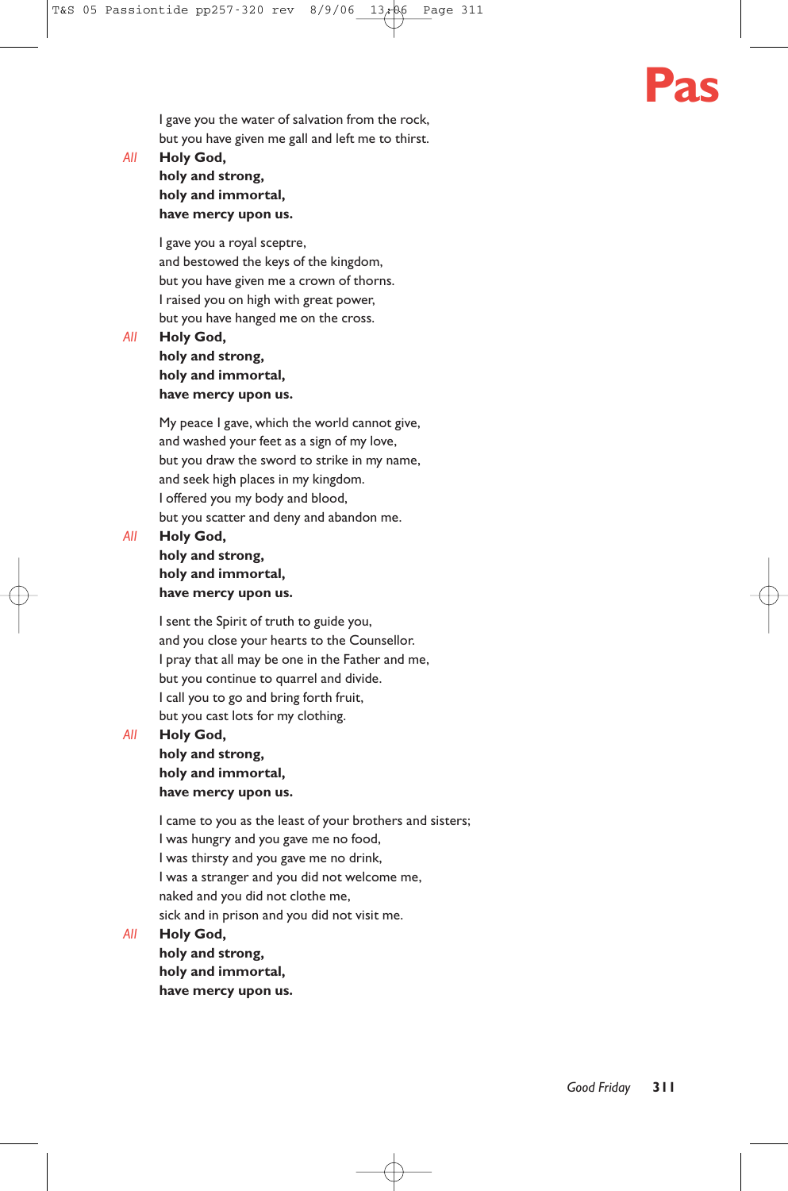I gave you the water of salvation from the rock,
but you have given me gall and left me to thirst.

*All* **Holy God,**
**holy and strong,**
**holy and immortal,**
**have mercy upon us.**

I gave you a royal sceptre,
and bestowed the keys of the kingdom,
but you have given me a crown of thorns.
I raised you on high with great power,
but you have hanged me on the cross.

*All* **Holy God,**
**holy and strong,**
**holy and immortal,**
**have mercy upon us.**

My peace I gave, which the world cannot give,
and washed your feet as a sign of my love,
but you draw the sword to strike in my name,
and seek high places in my kingdom.
I offered you my body and blood,
but you scatter and deny and abandon me.

*All* **Holy God,**
**holy and strong,**
**holy and immortal,**
**have mercy upon us.**

I sent the Spirit of truth to guide you,
and you close your hearts to the Counsellor.
I pray that all may be one in the Father and me,
but you continue to quarrel and divide.
I call you to go and bring forth fruit,
but you cast lots for my clothing.

*All* **Holy God,**
**holy and strong,**
**holy and immortal,**
**have mercy upon us.**

I came to you as the least of your brothers and sisters;
I was hungry and you gave me no food,
I was thirsty and you gave me no drink,
I was a stranger and you did not welcome me,
naked and you did not clothe me,
sick and in prison and you did not visit me.

*All* **Holy God,**
**holy and strong,**
**holy and immortal,**
**have mercy upon us.**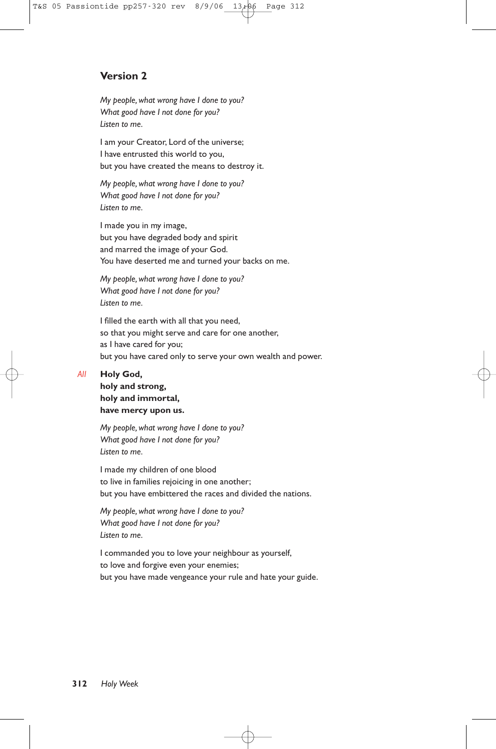## Version 2

*My people, what wrong have I done to you?*  
*What good have I not done for you?*  
*Listen to me.*

I am your Creator, Lord of the universe;  
I have entrusted this world to you,  
but you have created the means to destroy it.

*My people, what wrong have I done to you?*  
*What good have I not done for you?*  
*Listen to me.*

I made you in my image,  
but you have degraded body and spirit  
and marred the image of your God.  
You have deserted me and turned your backs on me.

*My people, what wrong have I done to you?*  
*What good have I not done for you?*  
*Listen to me.*

I filled the earth with all that you need,  
so that you might serve and care for one another,  
as I have cared for you;  
but you have cared only to serve your own wealth and power.

*All* **Holy God,**  
**holy and strong,**  
**holy and immortal,**  
**have mercy upon us.**

*My people, what wrong have I done to you?*  
*What good have I not done for you?*  
*Listen to me.*

I made my children of one blood  
to live in families rejoicing in one another;  
but you have embittered the races and divided the nations.

*My people, what wrong have I done to you?*  
*What good have I not done for you?*  
*Listen to me.*

I commanded you to love your neighbour as yourself,  
to love and forgive even your enemies;  
but you have made vengeance your rule and hate your guide.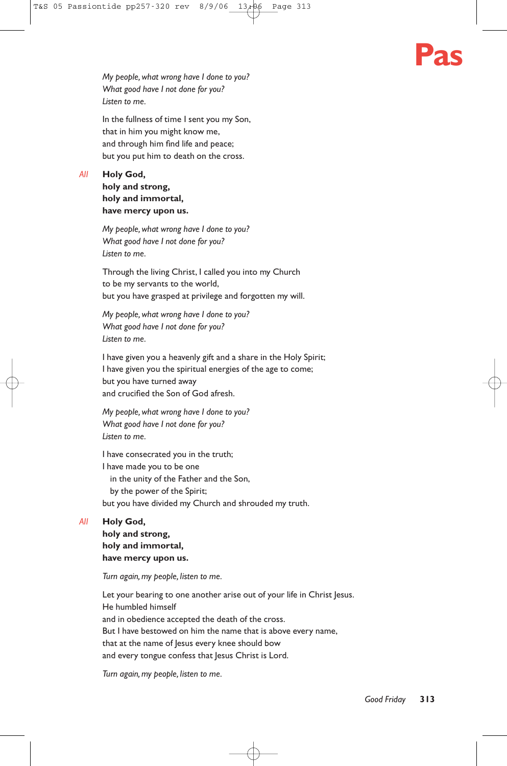*My people, what wrong have I done to you?*
*What good have I not done for you?*
*Listen to me.*

In the fullness of time I sent you my Son,
that in him you might know me,
and through him find life and peace;
but you put him to death on the cross.

*All* **Holy God,**
**holy and strong,**
**holy and immortal,**
**have mercy upon us.**

*My people, what wrong have I done to you?*
*What good have I not done for you?*
*Listen to me.*

Through the living Christ, I called you into my Church
to be my servants to the world,
but you have grasped at privilege and forgotten my will.

*My people, what wrong have I done to you?*
*What good have I not done for you?*
*Listen to me.*

I have given you a heavenly gift and a share in the Holy Spirit;
I have given you the spiritual energies of the age to come;
but you have turned away
and crucified the Son of God afresh.

*My people, what wrong have I done to you?*
*What good have I not done for you?*
*Listen to me.*

I have consecrated you in the truth;
I have made you to be one
  in the unity of the Father and the Son,
  by the power of the Spirit;
but you have divided my Church and shrouded my truth.

*All* **Holy God,**
**holy and strong,**
**holy and immortal,**
**have mercy upon us.**

*Turn again, my people, listen to me.*

Let your bearing to one another arise out of your life in Christ Jesus.
He humbled himself
and in obedience accepted the death of the cross.
But I have bestowed on him the name that is above every name,
that at the name of Jesus every knee should bow
and every tongue confess that Jesus Christ is Lord.

*Turn again, my people, listen to me.*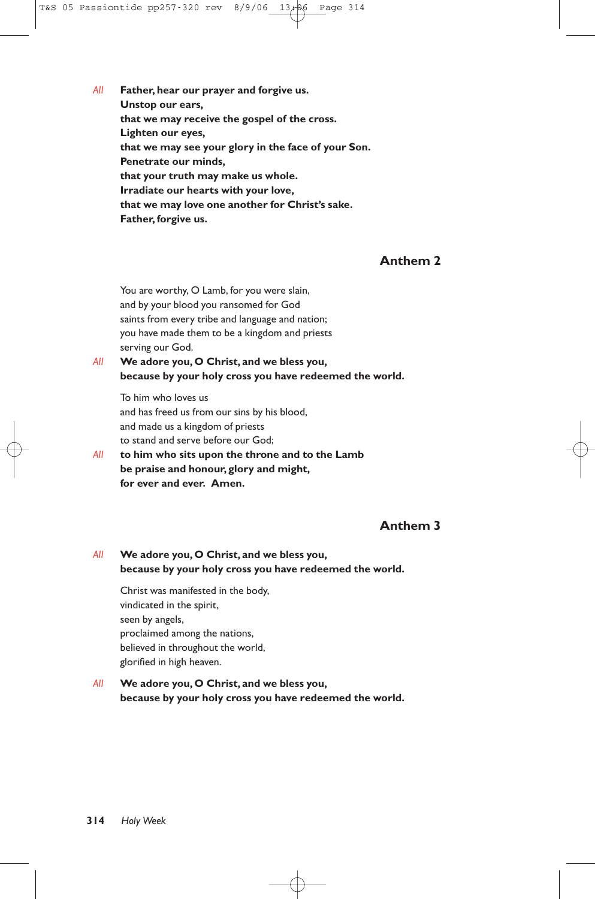*All* **Father, hear our prayer and forgive us.**
**Unstop our ears,**
**that we may receive the gospel of the cross.**
**Lighten our eyes,**
**that we may see your glory in the face of your Son.**
**Penetrate our minds,**
**that your truth may make us whole.**
**Irradiate our hearts with your love,**
**that we may love one another for Christ's sake.**
**Father, forgive us.**

## Anthem 2

You are worthy, O Lamb, for you were slain,
and by your blood you ransomed for God
saints from every tribe and language and nation;
you have made them to be a kingdom and priests
serving our God.

*All* **We adore you, O Christ, and we bless you,**
**because by your holy cross you have redeemed the world.**

To him who loves us
and has freed us from our sins by his blood,
and made us a kingdom of priests
to stand and serve before our God;

*All* **to him who sits upon the throne and to the Lamb**
**be praise and honour, glory and might,**
**for ever and ever. Amen.**

## Anthem 3

*All* **We adore you, O Christ, and we bless you,**
**because by your holy cross you have redeemed the world.**

Christ was manifested in the body,
vindicated in the spirit,
seen by angels,
proclaimed among the nations,
believed in throughout the world,
glorified in high heaven.

*All* **We adore you, O Christ, and we bless you,**
**because by your holy cross you have redeemed the world.**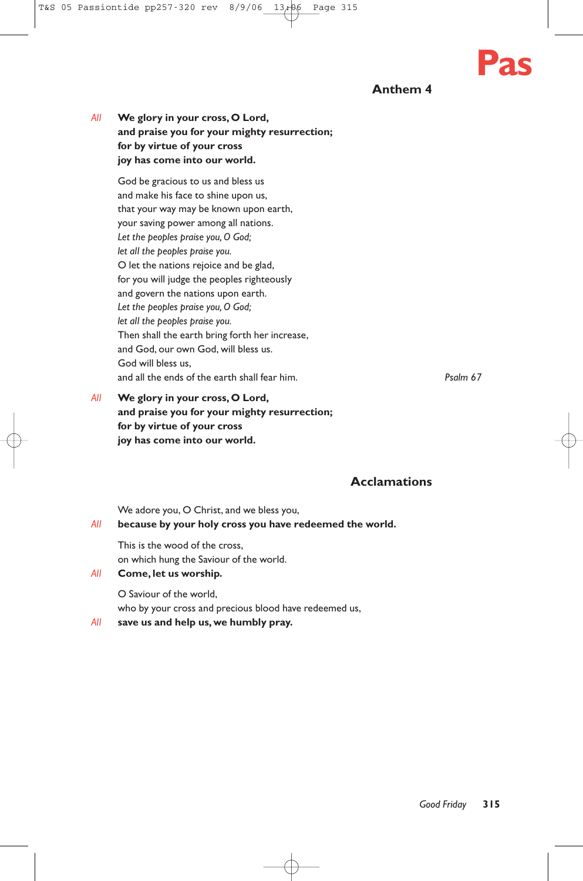## Anthem 4

*All* **We glory in your cross, O Lord,**
**and praise you for your mighty resurrection;**
**for by virtue of your cross**
**joy has come into our world.**

God be gracious to us and bless us
and make his face to shine upon us,
that your way may be known upon earth,
your saving power among all nations.
*Let the peoples praise you, O God;*
*let all the peoples praise you.*
O let the nations rejoice and be glad,
for you will judge the peoples righteously
and govern the nations upon earth.
*Let the peoples praise you, O God;*
*let all the peoples praise you.*
Then shall the earth bring forth her increase,
and God, our own God, will bless us.
God will bless us,
and all the ends of the earth shall fear him. *Psalm 67*

*All* **We glory in your cross, O Lord,**
**and praise you for your mighty resurrection;**
**for by virtue of your cross**
**joy has come into our world.**

## Acclamations

We adore you, O Christ, and we bless you,
*All* **because by your holy cross you have redeemed the world.**

This is the wood of the cross,
on which hung the Saviour of the world.
*All* **Come, let us worship.**

O Saviour of the world,
who by your cross and precious blood have redeemed us,
*All* **save us and help us, we humbly pray.**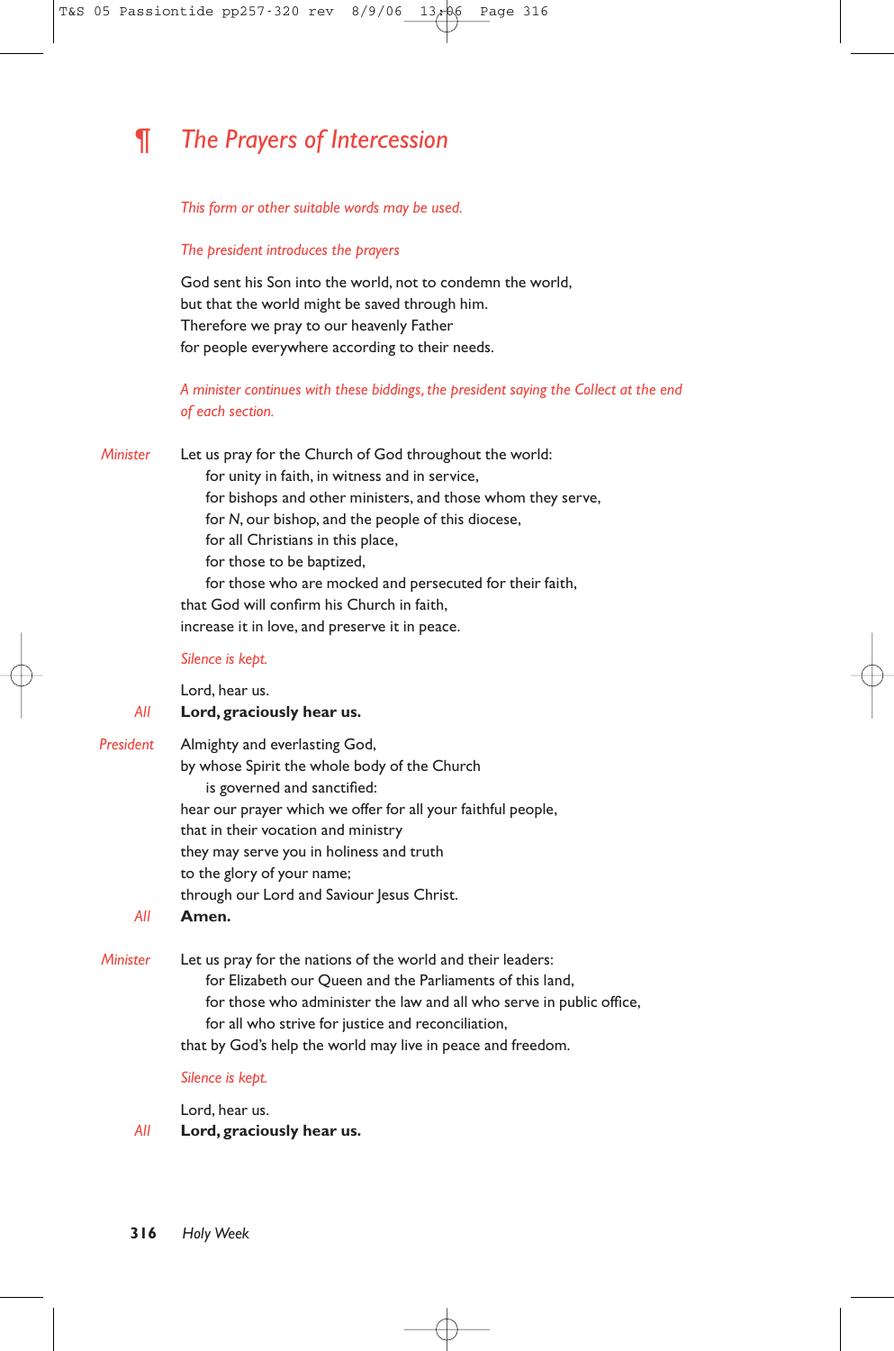## ¶ *The Prayers of Intercession*

*This form or other suitable words may be used.*

*The president introduces the prayers*

God sent his Son into the world, not to condemn the world,
but that the world might be saved through him.
Therefore we pray to our heavenly Father
for people everywhere according to their needs.

*A minister continues with these biddings, the president saying the Collect at the end of each section.*

*Minister* Let us pray for the Church of God throughout the world:
  for unity in faith, in witness and in service,
  for bishops and other ministers, and those whom they serve,
  for *N*, our bishop, and the people of this diocese,
  for all Christians in this place,
  for those to be baptized,
  for those who are mocked and persecuted for their faith,
that God will confirm his Church in faith,
increase it in love, and preserve it in peace.

*Silence is kept.*

Lord, hear us.
*All* **Lord, graciously hear us.**

*President* Almighty and everlasting God,
by whose Spirit the whole body of the Church
  is governed and sanctified:
hear our prayer which we offer for all your faithful people,
that in their vocation and ministry
they may serve you in holiness and truth
to the glory of your name;
through our Lord and Saviour Jesus Christ.
*All* **Amen.**

*Minister* Let us pray for the nations of the world and their leaders:
  for Elizabeth our Queen and the Parliaments of this land,
  for those who administer the law and all who serve in public office,
  for all who strive for justice and reconciliation,
that by God's help the world may live in peace and freedom.

*Silence is kept.*

Lord, hear us.
*All* **Lord, graciously hear us.**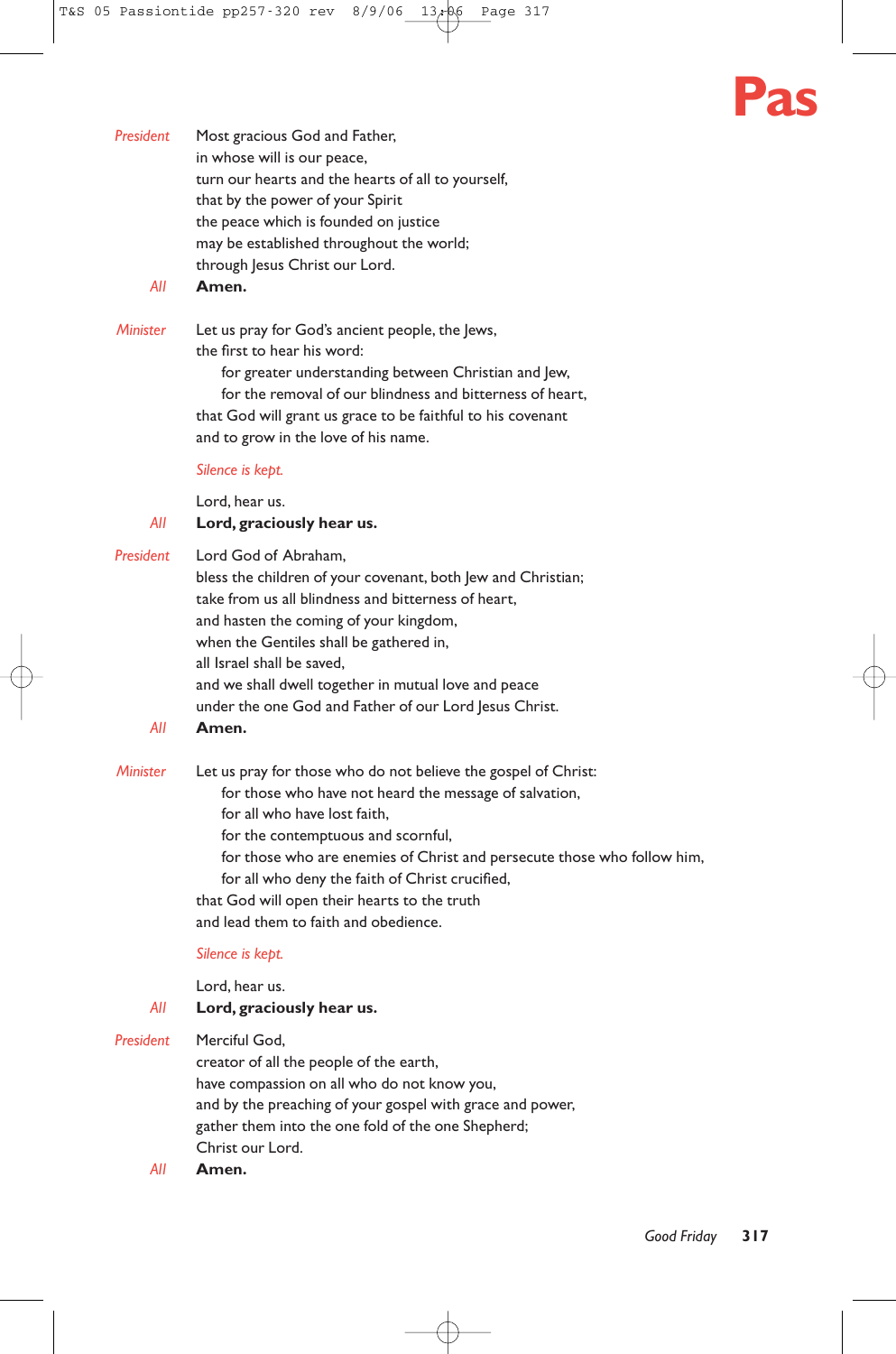*President* Most gracious God and Father,
in whose will is our peace,
turn our hearts and the hearts of all to yourself,
that by the power of your Spirit
the peace which is founded on justice
may be established throughout the world;
through Jesus Christ our Lord.

*All* **Amen.**

*Minister* Let us pray for God's ancient people, the Jews,
the first to hear his word:
for greater understanding between Christian and Jew,
for the removal of our blindness and bitterness of heart,
that God will grant us grace to be faithful to his covenant
and to grow in the love of his name.

*Silence is kept.*

Lord, hear us.

*All* **Lord, graciously hear us.**

*President* Lord God of Abraham,
bless the children of your covenant, both Jew and Christian;
take from us all blindness and bitterness of heart,
and hasten the coming of your kingdom,
when the Gentiles shall be gathered in,
all Israel shall be saved,
and we shall dwell together in mutual love and peace
under the one God and Father of our Lord Jesus Christ.

*All* **Amen.**

*Minister* Let us pray for those who do not believe the gospel of Christ:
for those who have not heard the message of salvation,
for all who have lost faith,
for the contemptuous and scornful,
for those who are enemies of Christ and persecute those who follow him,
for all who deny the faith of Christ crucified,
that God will open their hearts to the truth
and lead them to faith and obedience.

*Silence is kept.*

Lord, hear us.

*All* **Lord, graciously hear us.**

*President* Merciful God,
creator of all the people of the earth,
have compassion on all who do not know you,
and by the preaching of your gospel with grace and power,
gather them into the one fold of the one Shepherd;
Christ our Lord.

*All* **Amen.**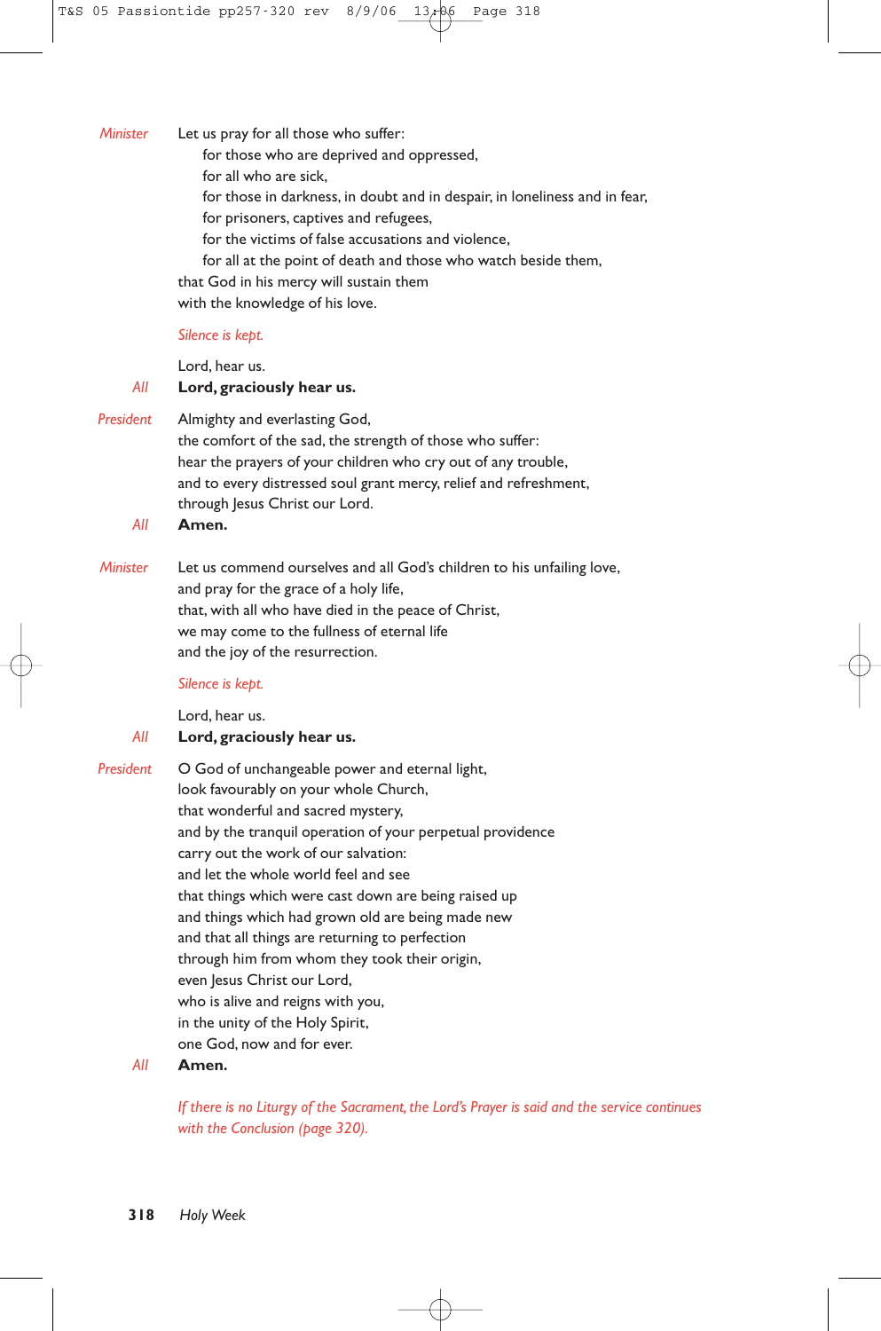*Minister* Let us pray for all those who suffer:
  for those who are deprived and oppressed,
  for all who are sick,
  for those in darkness, in doubt and in despair, in loneliness and in fear,
  for prisoners, captives and refugees,
  for the victims of false accusations and violence,
  for all at the point of death and those who watch beside them,
that God in his mercy will sustain them
with the knowledge of his love.

*Silence is kept.*

Lord, hear us.
*All* **Lord, graciously hear us.**

*President* Almighty and everlasting God,
the comfort of the sad, the strength of those who suffer:
hear the prayers of your children who cry out of any trouble,
and to every distressed soul grant mercy, relief and refreshment,
through Jesus Christ our Lord.
*All* **Amen.**

*Minister* Let us commend ourselves and all God's children to his unfailing love,
and pray for the grace of a holy life,
that, with all who have died in the peace of Christ,
we may come to the fullness of eternal life
and the joy of the resurrection.

*Silence is kept.*

Lord, hear us.
*All* **Lord, graciously hear us.**

*President* O God of unchangeable power and eternal light,
look favourably on your whole Church,
that wonderful and sacred mystery,
and by the tranquil operation of your perpetual providence
carry out the work of our salvation:
and let the whole world feel and see
that things which were cast down are being raised up
and things which had grown old are being made new
and that all things are returning to perfection
through him from whom they took their origin,
even Jesus Christ our Lord,
who is alive and reigns with you,
in the unity of the Holy Spirit,
one God, now and for ever.
*All* **Amen.**

*If there is no Liturgy of the Sacrament, the Lord's Prayer is said and the service continues with the Conclusion (page 320).*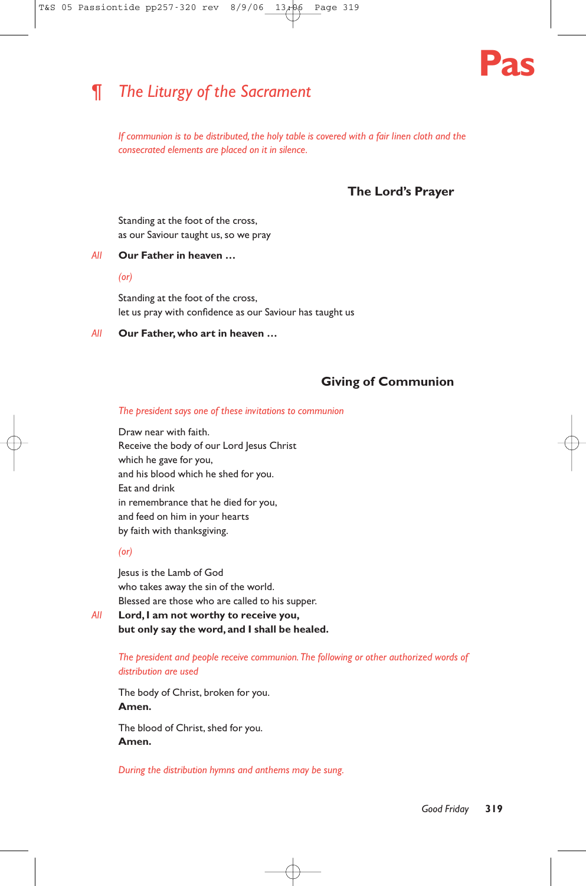# ¶ *The Liturgy of the Sacrament*

*If communion is to be distributed, the holy table is covered with a fair linen cloth and the consecrated elements are placed on it in silence.*

## The Lord's Prayer

Standing at the foot of the cross,
as our Saviour taught us, so we pray

*All* **Our Father in heaven …**

*(or)*

Standing at the foot of the cross,
let us pray with confidence as our Saviour has taught us

*All* **Our Father, who art in heaven …**

## Giving of Communion

*The president says one of these invitations to communion*

Draw near with faith.
Receive the body of our Lord Jesus Christ
which he gave for you,
and his blood which he shed for you.
Eat and drink
in remembrance that he died for you,
and feed on him in your hearts
by faith with thanksgiving.

*(or)*

Jesus is the Lamb of God
who takes away the sin of the world.
Blessed are those who are called to his supper.

*All* **Lord, I am not worthy to receive you,**
**but only say the word, and I shall be healed.**

*The president and people receive communion. The following or other authorized words of distribution are used*

The body of Christ, broken for you.
**Amen.**

The blood of Christ, shed for you.
**Amen.**

*During the distribution hymns and anthems may be sung.*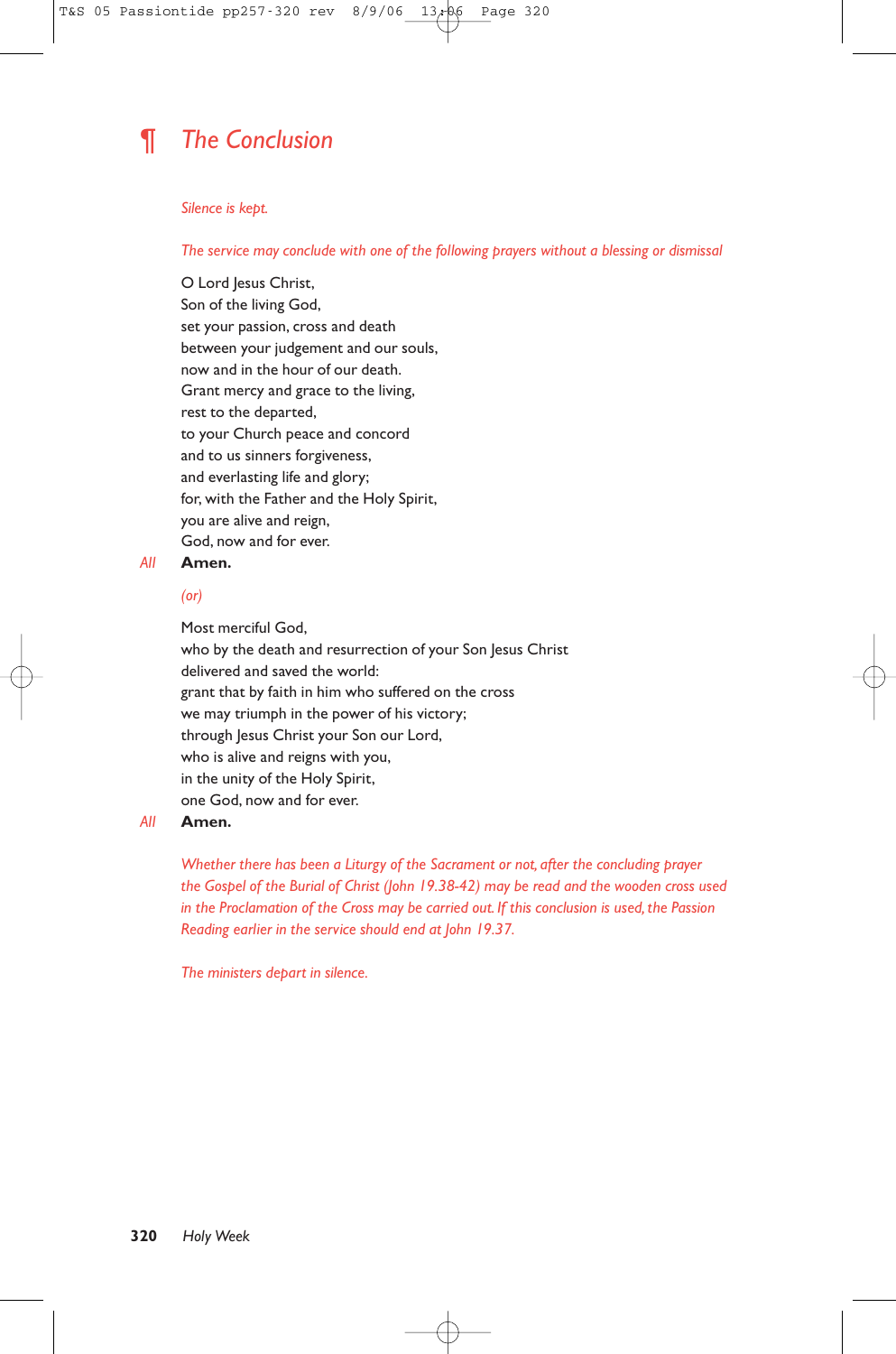## ¶ *The Conclusion*

*Silence is kept.*

*The service may conclude with one of the following prayers without a blessing or dismissal*

O Lord Jesus Christ,  
Son of the living God,  
set your passion, cross and death  
between your judgement and our souls,  
now and in the hour of our death.  
Grant mercy and grace to the living,  
rest to the departed,  
to your Church peace and concord  
and to us sinners forgiveness,  
and everlasting life and glory;  
for, with the Father and the Holy Spirit,  
you are alive and reign,  
God, now and for ever.

*All* **Amen.**

*(or)*

Most merciful God,  
who by the death and resurrection of your Son Jesus Christ  
delivered and saved the world:  
grant that by faith in him who suffered on the cross  
we may triumph in the power of his victory;  
through Jesus Christ your Son our Lord,  
who is alive and reigns with you,  
in the unity of the Holy Spirit,  
one God, now and for ever.

*All* **Amen.**

*Whether there has been a Liturgy of the Sacrament or not, after the concluding prayer the Gospel of the Burial of Christ (John 19.38-42) may be read and the wooden cross used in the Proclamation of the Cross may be carried out. If this conclusion is used, the Passion Reading earlier in the service should end at John 19.37.*

*The ministers depart in silence.*